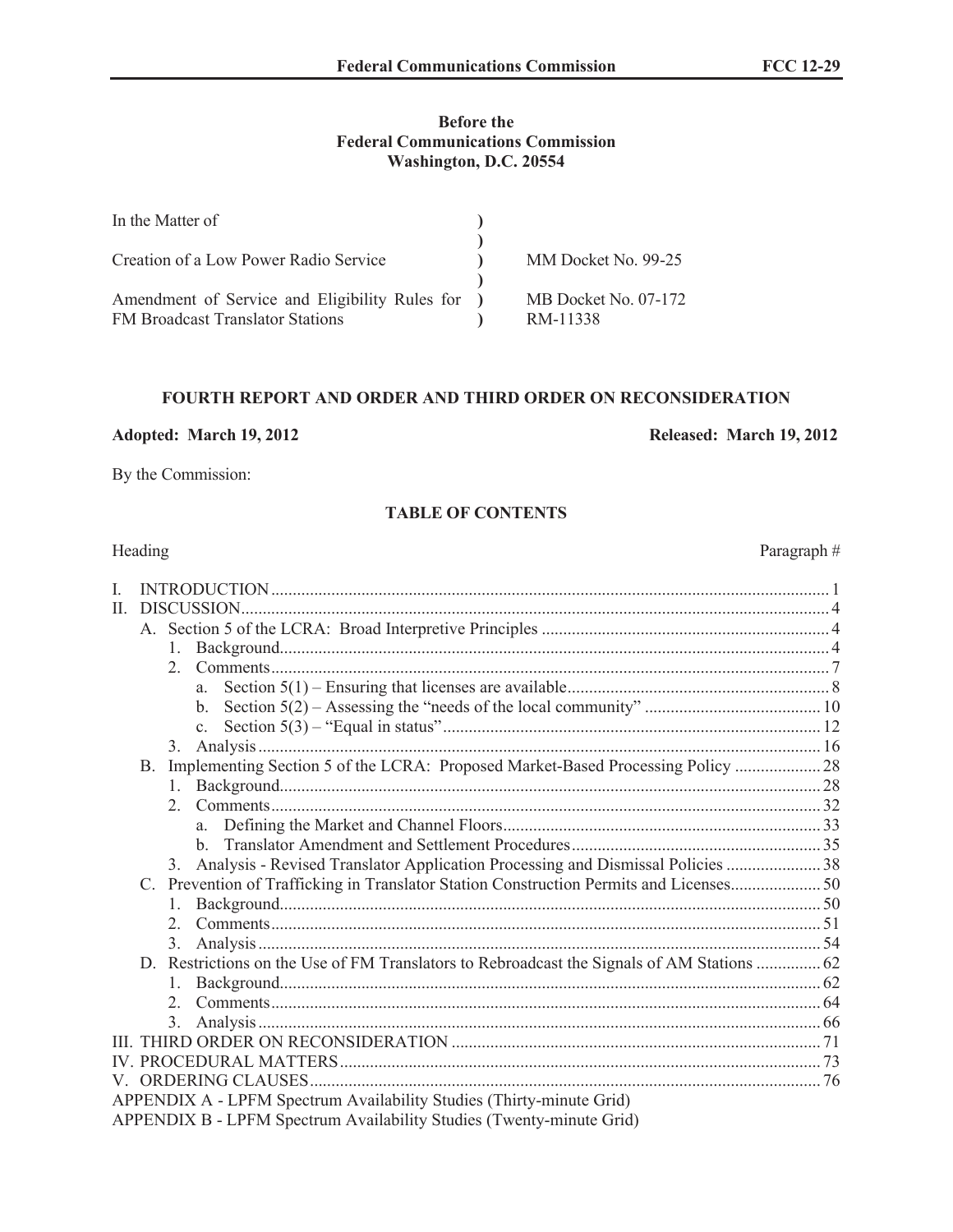**Before the**
**Federal Communications Commission**
**Washington, D.C. 20554**

| | | |
|---|---|---|
| In the Matter of | ) | |
| | ) | |
| Creation of a Low Power Radio Service | ) | MM Docket No. 99-25 |
| | ) | |
| Amendment of Service and Eligibility Rules for FM Broadcast Translator Stations | ) | MB Docket No. 07-172 RM-11338 |

## FOURTH REPORT AND ORDER AND THIRD ORDER ON RECONSIDERATION

**Adopted: March 19, 2012** **Released: March 19, 2012**

By the Commission:

### TABLE OF CONTENTS

| Heading | Paragraph # |
|---|---|
| I. INTRODUCTION | 1 |
| II. DISCUSSION | 4 |
| A. Section 5 of the LCRA: Broad Interpretive Principles | 4 |
| 1. Background | 4 |
| 2. Comments | 7 |
| a. Section 5(1) – Ensuring that licenses are available | 8 |
| b. Section 5(2) – Assessing the "needs of the local community" | 10 |
| c. Section 5(3) – "Equal in status" | 12 |
| 3. Analysis | 16 |
| B. Implementing Section 5 of the LCRA: Proposed Market-Based Processing Policy | 28 |
| 1. Background | 28 |
| 2. Comments | 32 |
| a. Defining the Market and Channel Floors | 33 |
| b. Translator Amendment and Settlement Procedures | 35 |
| 3. Analysis - Revised Translator Application Processing and Dismissal Policies | 38 |
| C. Prevention of Trafficking in Translator Station Construction Permits and Licenses | 50 |
| 1. Background | 50 |
| 2. Comments | 51 |
| 3. Analysis | 54 |
| D. Restrictions on the Use of FM Translators to Rebroadcast the Signals of AM Stations | 62 |
| 1. Background | 62 |
| 2. Comments | 64 |
| 3. Analysis | 66 |
| III. THIRD ORDER ON RECONSIDERATION | 71 |
| IV. PROCEDURAL MATTERS | 73 |
| V. ORDERING CLAUSES | 76 |
| APPENDIX A - LPFM Spectrum Availability Studies (Thirty-minute Grid) | |
| APPENDIX B - LPFM Spectrum Availability Studies (Twenty-minute Grid) | |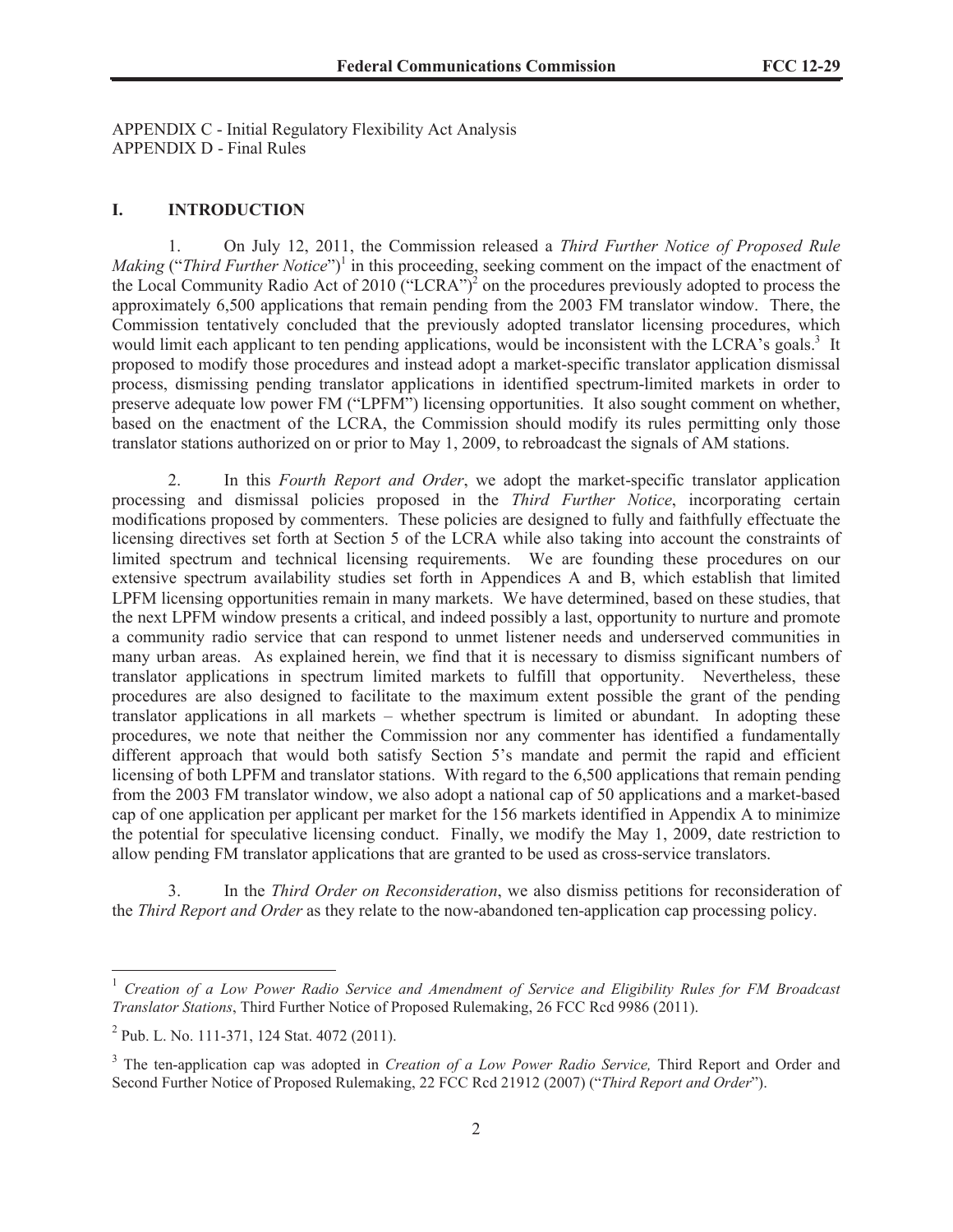APPENDIX C - Initial Regulatory Flexibility Act Analysis
APPENDIX D - Final Rules

## I. INTRODUCTION

1. On July 12, 2011, the Commission released a *Third Further Notice of Proposed Rule Making* ("*Third Further Notice*")[1] in this proceeding, seeking comment on the impact of the enactment of the Local Community Radio Act of 2010 ("LCRA")[2] on the procedures previously adopted to process the approximately 6,500 applications that remain pending from the 2003 FM translator window. There, the Commission tentatively concluded that the previously adopted translator licensing procedures, which would limit each applicant to ten pending applications, would be inconsistent with the LCRA's goals.[3] It proposed to modify those procedures and instead adopt a market-specific translator application dismissal process, dismissing pending translator applications in identified spectrum-limited markets in order to preserve adequate low power FM ("LPFM") licensing opportunities. It also sought comment on whether, based on the enactment of the LCRA, the Commission should modify its rules permitting only those translator stations authorized on or prior to May 1, 2009, to rebroadcast the signals of AM stations.

2. In this *Fourth Report and Order*, we adopt the market-specific translator application processing and dismissal policies proposed in the *Third Further Notice*, incorporating certain modifications proposed by commenters. These policies are designed to fully and faithfully effectuate the licensing directives set forth at Section 5 of the LCRA while also taking into account the constraints of limited spectrum and technical licensing requirements. We are founding these procedures on our extensive spectrum availability studies set forth in Appendices A and B, which establish that limited LPFM licensing opportunities remain in many markets. We have determined, based on these studies, that the next LPFM window presents a critical, and indeed possibly a last, opportunity to nurture and promote a community radio service that can respond to unmet listener needs and underserved communities in many urban areas. As explained herein, we find that it is necessary to dismiss significant numbers of translator applications in spectrum limited markets to fulfill that opportunity. Nevertheless, these procedures are also designed to facilitate to the maximum extent possible the grant of the pending translator applications in all markets – whether spectrum is limited or abundant. In adopting these procedures, we note that neither the Commission nor any commenter has identified a fundamentally different approach that would both satisfy Section 5's mandate and permit the rapid and efficient licensing of both LPFM and translator stations. With regard to the 6,500 applications that remain pending from the 2003 FM translator window, we also adopt a national cap of 50 applications and a market-based cap of one application per applicant per market for the 156 markets identified in Appendix A to minimize the potential for speculative licensing conduct. Finally, we modify the May 1, 2009, date restriction to allow pending FM translator applications that are granted to be used as cross-service translators.

3. In the *Third Order on Reconsideration*, we also dismiss petitions for reconsideration of the *Third Report and Order* as they relate to the now-abandoned ten-application cap processing policy.

---

[1] *Creation of a Low Power Radio Service and Amendment of Service and Eligibility Rules for FM Broadcast Translator Stations*, Third Further Notice of Proposed Rulemaking, 26 FCC Rcd 9986 (2011).

[2] Pub. L. No. 111-371, 124 Stat. 4072 (2011).

[3] The ten-application cap was adopted in *Creation of a Low Power Radio Service,* Third Report and Order and Second Further Notice of Proposed Rulemaking, 22 FCC Rcd 21912 (2007) ("*Third Report and Order*").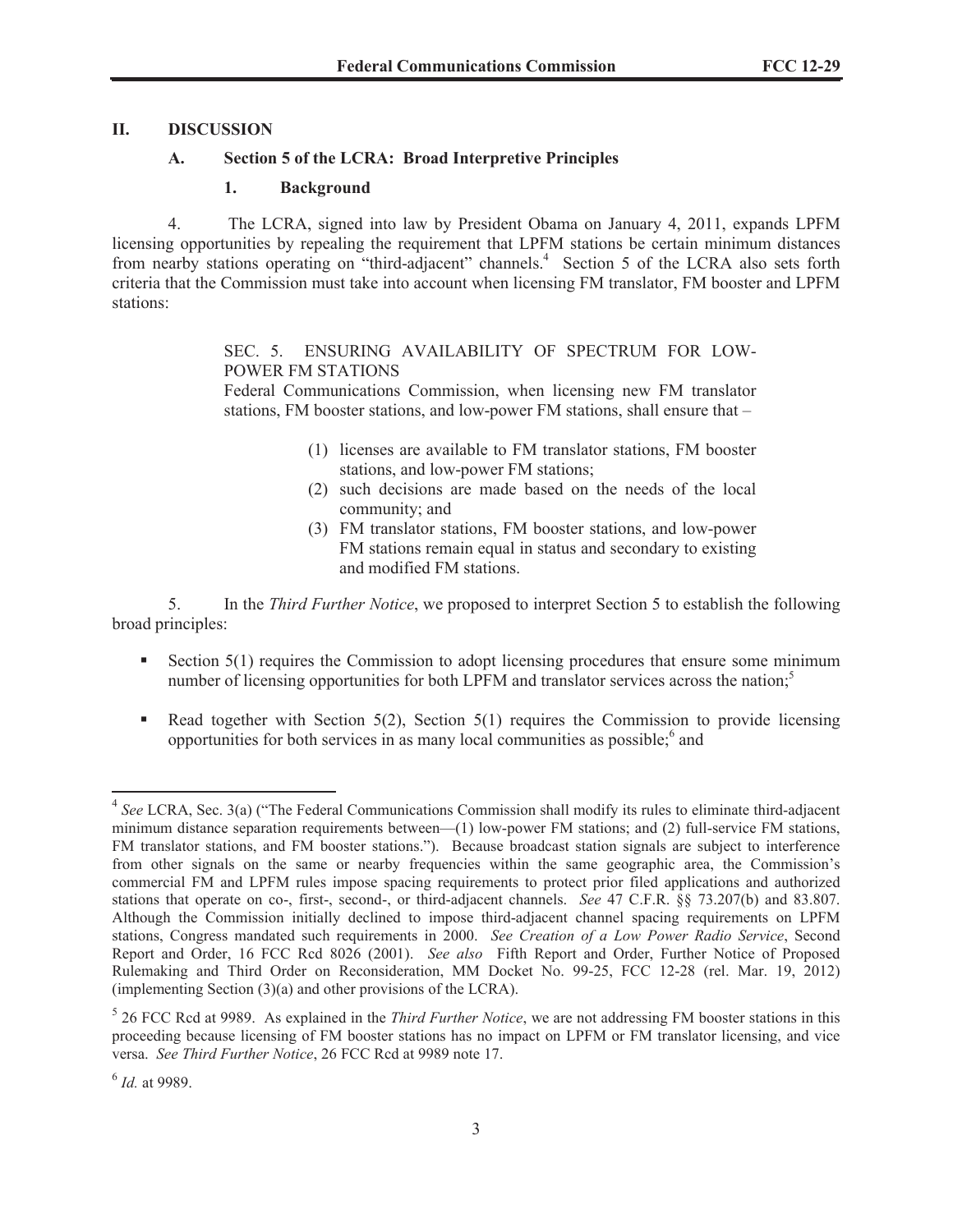## II. DISCUSSION

### A. Section 5 of the LCRA: Broad Interpretive Principles

#### 1. Background

4. The LCRA, signed into law by President Obama on January 4, 2011, expands LPFM licensing opportunities by repealing the requirement that LPFM stations be certain minimum distances from nearby stations operating on "third-adjacent" channels.[4] Section 5 of the LCRA also sets forth criteria that the Commission must take into account when licensing FM translator, FM booster and LPFM stations:

> SEC. 5. ENSURING AVAILABILITY OF SPECTRUM FOR LOW-POWER FM STATIONS
>
> Federal Communications Commission, when licensing new FM translator stations, FM booster stations, and low-power FM stations, shall ensure that –
>
> (1) licenses are available to FM translator stations, FM booster stations, and low-power FM stations;
>
> (2) such decisions are made based on the needs of the local community; and
>
> (3) FM translator stations, FM booster stations, and low-power FM stations remain equal in status and secondary to existing and modified FM stations.

5. In the *Third Further Notice*, we proposed to interpret Section 5 to establish the following broad principles:

- Section 5(1) requires the Commission to adopt licensing procedures that ensure some minimum number of licensing opportunities for both LPFM and translator services across the nation;[5]
- Read together with Section 5(2), Section 5(1) requires the Commission to provide licensing opportunities for both services in as many local communities as possible;[6] and

---

[4] *See* LCRA, Sec. 3(a) ("The Federal Communications Commission shall modify its rules to eliminate third-adjacent minimum distance separation requirements between—(1) low-power FM stations; and (2) full-service FM stations, FM translator stations, and FM booster stations."). Because broadcast station signals are subject to interference from other signals on the same or nearby frequencies within the same geographic area, the Commission's commercial FM and LPFM rules impose spacing requirements to protect prior filed applications and authorized stations that operate on co-, first-, second-, or third-adjacent channels. *See* 47 C.F.R. §§ 73.207(b) and 83.807. Although the Commission initially declined to impose third-adjacent channel spacing requirements on LPFM stations, Congress mandated such requirements in 2000. *See Creation of a Low Power Radio Service*, Second Report and Order, 16 FCC Rcd 8026 (2001). *See also* Fifth Report and Order, Further Notice of Proposed Rulemaking and Third Order on Reconsideration, MM Docket No. 99-25, FCC 12-28 (rel. Mar. 19, 2012) (implementing Section (3)(a) and other provisions of the LCRA).

[5] 26 FCC Rcd at 9989. As explained in the *Third Further Notice*, we are not addressing FM booster stations in this proceeding because licensing of FM booster stations has no impact on LPFM or FM translator licensing, and vice versa. *See Third Further Notice*, 26 FCC Rcd at 9989 note 17.

[6] *Id.* at 9989.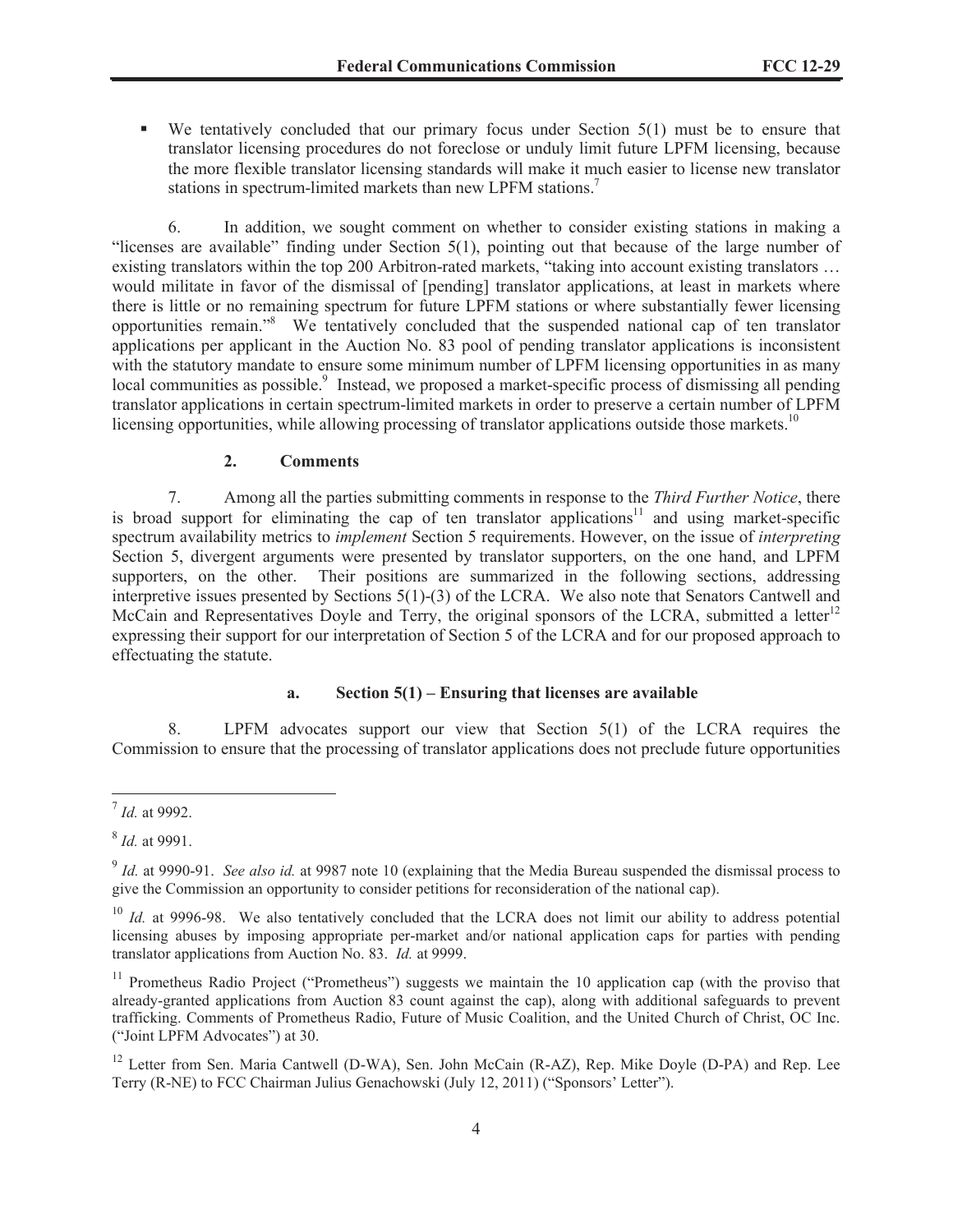- We tentatively concluded that our primary focus under Section 5(1) must be to ensure that translator licensing procedures do not foreclose or unduly limit future LPFM licensing, because the more flexible translator licensing standards will make it much easier to license new translator stations in spectrum-limited markets than new LPFM stations.[7]

6. In addition, we sought comment on whether to consider existing stations in making a "licenses are available" finding under Section 5(1), pointing out that because of the large number of existing translators within the top 200 Arbitron-rated markets, "taking into account existing translators … would militate in favor of the dismissal of [pending] translator applications, at least in markets where there is little or no remaining spectrum for future LPFM stations or where substantially fewer licensing opportunities remain."[8] We tentatively concluded that the suspended national cap of ten translator applications per applicant in the Auction No. 83 pool of pending translator applications is inconsistent with the statutory mandate to ensure some minimum number of LPFM licensing opportunities in as many local communities as possible.[9] Instead, we proposed a market-specific process of dismissing all pending translator applications in certain spectrum-limited markets in order to preserve a certain number of LPFM licensing opportunities, while allowing processing of translator applications outside those markets.[10]

### 2. Comments

7. Among all the parties submitting comments in response to the *Third Further Notice*, there is broad support for eliminating the cap of ten translator applications[11] and using market-specific spectrum availability metrics to *implement* Section 5 requirements. However, on the issue of *interpreting* Section 5, divergent arguments were presented by translator supporters, on the one hand, and LPFM supporters, on the other. Their positions are summarized in the following sections, addressing interpretive issues presented by Sections 5(1)-(3) of the LCRA. We also note that Senators Cantwell and McCain and Representatives Doyle and Terry, the original sponsors of the LCRA, submitted a letter[12] expressing their support for our interpretation of Section 5 of the LCRA and for our proposed approach to effectuating the statute.

#### a. Section 5(1) – Ensuring that licenses are available

8. LPFM advocates support our view that Section 5(1) of the LCRA requires the Commission to ensure that the processing of translator applications does not preclude future opportunities

---

[7] *Id.* at 9992.

[8] *Id.* at 9991.

[9] *Id.* at 9990-91. *See also id.* at 9987 note 10 (explaining that the Media Bureau suspended the dismissal process to give the Commission an opportunity to consider petitions for reconsideration of the national cap).

[10] *Id.* at 9996-98. We also tentatively concluded that the LCRA does not limit our ability to address potential licensing abuses by imposing appropriate per-market and/or national application caps for parties with pending translator applications from Auction No. 83. *Id.* at 9999.

[11] Prometheus Radio Project ("Prometheus") suggests we maintain the 10 application cap (with the proviso that already-granted applications from Auction 83 count against the cap), along with additional safeguards to prevent trafficking. Comments of Prometheus Radio, Future of Music Coalition, and the United Church of Christ, OC Inc. ("Joint LPFM Advocates") at 30.

[12] Letter from Sen. Maria Cantwell (D-WA), Sen. John McCain (R-AZ), Rep. Mike Doyle (D-PA) and Rep. Lee Terry (R-NE) to FCC Chairman Julius Genachowski (July 12, 2011) ("Sponsors' Letter").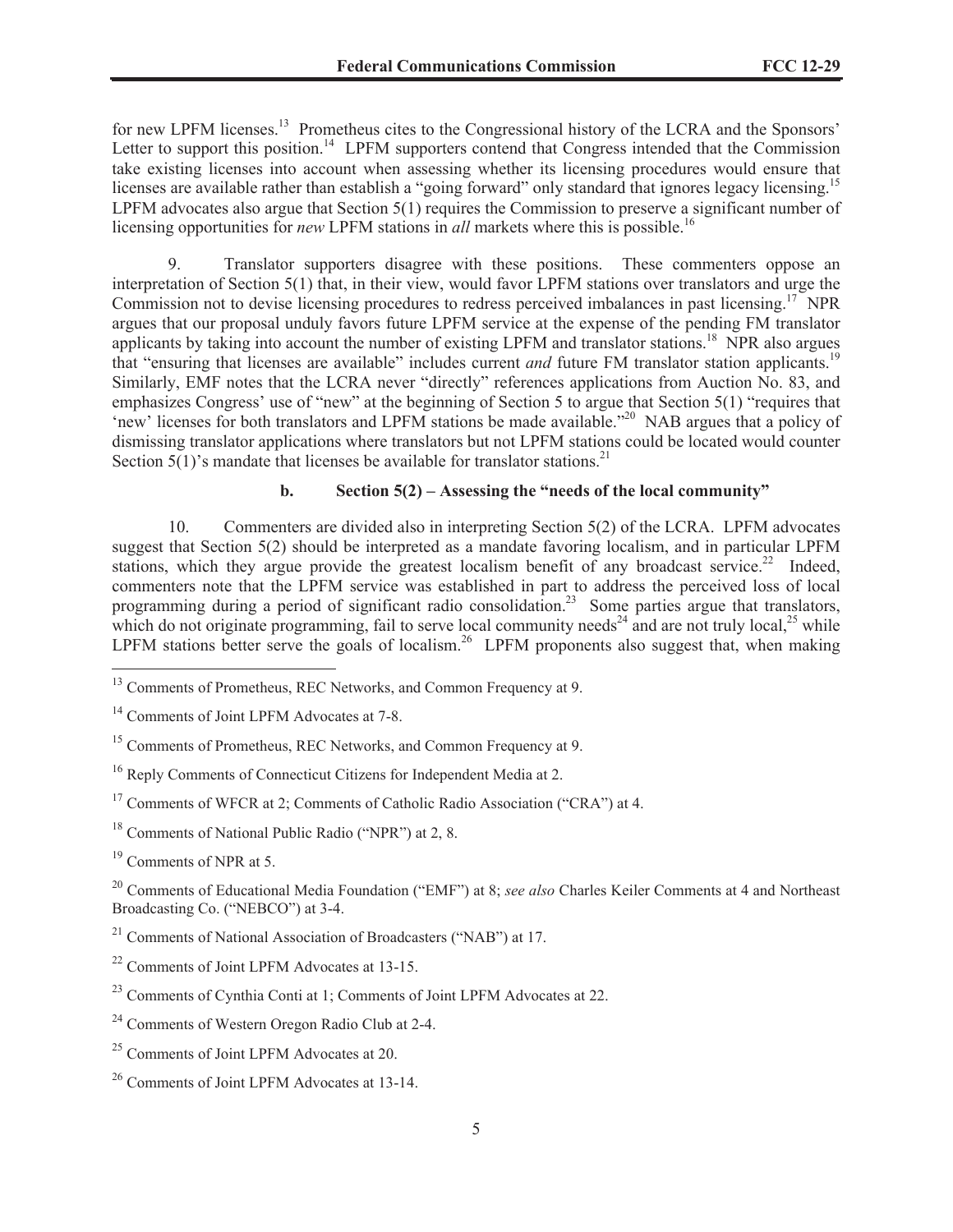for new LPFM licenses.[13] Prometheus cites to the Congressional history of the LCRA and the Sponsors' Letter to support this position.[14] LPFM supporters contend that Congress intended that the Commission take existing licenses into account when assessing whether its licensing procedures would ensure that licenses are available rather than establish a "going forward" only standard that ignores legacy licensing.[15] LPFM advocates also argue that Section 5(1) requires the Commission to preserve a significant number of licensing opportunities for *new* LPFM stations in *all* markets where this is possible.[16]

9. Translator supporters disagree with these positions. These commenters oppose an interpretation of Section 5(1) that, in their view, would favor LPFM stations over translators and urge the Commission not to devise licensing procedures to redress perceived imbalances in past licensing.[17] NPR argues that our proposal unduly favors future LPFM service at the expense of the pending FM translator applicants by taking into account the number of existing LPFM and translator stations.[18] NPR also argues that "ensuring that licenses are available" includes current *and* future FM translator station applicants.[19] Similarly, EMF notes that the LCRA never "directly" references applications from Auction No. 83, and emphasizes Congress' use of "new" at the beginning of Section 5 to argue that Section 5(1) "requires that 'new' licenses for both translators and LPFM stations be made available."[20] NAB argues that a policy of dismissing translator applications where translators but not LPFM stations could be located would counter Section 5(1)'s mandate that licenses be available for translator stations.[21]

### b. Section 5(2) – Assessing the "needs of the local community"

10. Commenters are divided also in interpreting Section 5(2) of the LCRA. LPFM advocates suggest that Section 5(2) should be interpreted as a mandate favoring localism, and in particular LPFM stations, which they argue provide the greatest localism benefit of any broadcast service.[22] Indeed, commenters note that the LPFM service was established in part to address the perceived loss of local programming during a period of significant radio consolidation.[23] Some parties argue that translators, which do not originate programming, fail to serve local community needs[24] and are not truly local,[25] while LPFM stations better serve the goals of localism.[26] LPFM proponents also suggest that, when making

---

[13] Comments of Prometheus, REC Networks, and Common Frequency at 9.

[14] Comments of Joint LPFM Advocates at 7-8.

[15] Comments of Prometheus, REC Networks, and Common Frequency at 9.

[16] Reply Comments of Connecticut Citizens for Independent Media at 2.

[17] Comments of WFCR at 2; Comments of Catholic Radio Association ("CRA") at 4.

[18] Comments of National Public Radio ("NPR") at 2, 8.

[19] Comments of NPR at 5.

[20] Comments of Educational Media Foundation ("EMF") at 8; *see also* Charles Keiler Comments at 4 and Northeast Broadcasting Co. ("NEBCO") at 3-4.

[21] Comments of National Association of Broadcasters ("NAB") at 17.

[22] Comments of Joint LPFM Advocates at 13-15.

[23] Comments of Cynthia Conti at 1; Comments of Joint LPFM Advocates at 22.

[24] Comments of Western Oregon Radio Club at 2-4.

[25] Comments of Joint LPFM Advocates at 20.

[26] Comments of Joint LPFM Advocates at 13-14.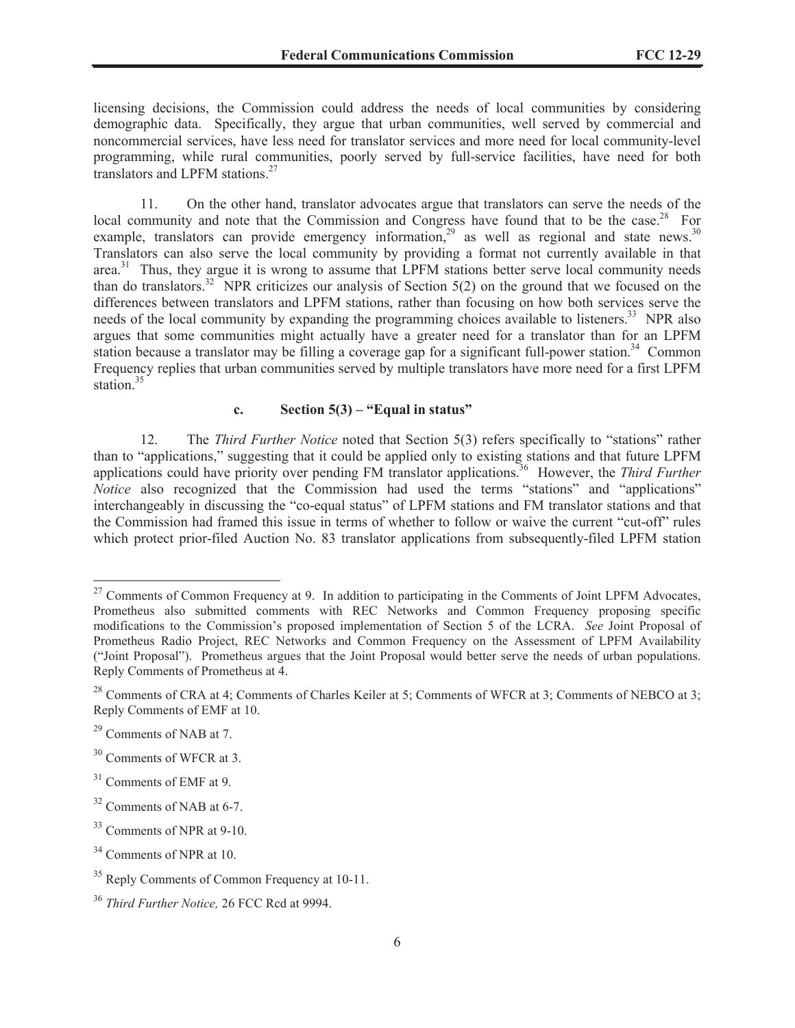licensing decisions, the Commission could address the needs of local communities by considering demographic data. Specifically, they argue that urban communities, well served by commercial and noncommercial services, have less need for translator services and more need for local community-level programming, while rural communities, poorly served by full-service facilities, have need for both translators and LPFM stations.[27]

11. On the other hand, translator advocates argue that translators can serve the needs of the local community and note that the Commission and Congress have found that to be the case.[28] For example, translators can provide emergency information,[29] as well as regional and state news.[30] Translators can also serve the local community by providing a format not currently available in that area.[31] Thus, they argue it is wrong to assume that LPFM stations better serve local community needs than do translators.[32] NPR criticizes our analysis of Section 5(2) on the ground that we focused on the differences between translators and LPFM stations, rather than focusing on how both services serve the needs of the local community by expanding the programming choices available to listeners.[33] NPR also argues that some communities might actually have a greater need for a translator than for an LPFM station because a translator may be filling a coverage gap for a significant full-power station.[34] Common Frequency replies that urban communities served by multiple translators have more need for a first LPFM station.[35]

#### c. Section 5(3) – "Equal in status"

12. The *Third Further Notice* noted that Section 5(3) refers specifically to "stations" rather than to "applications," suggesting that it could be applied only to existing stations and that future LPFM applications could have priority over pending FM translator applications.[36] However, the *Third Further Notice* also recognized that the Commission had used the terms "stations" and "applications" interchangeably in discussing the "co-equal status" of LPFM stations and FM translator stations and that the Commission had framed this issue in terms of whether to follow or waive the current "cut-off" rules which protect prior-filed Auction No. 83 translator applications from subsequently-filed LPFM station

---

[27] Comments of Common Frequency at 9. In addition to participating in the Comments of Joint LPFM Advocates, Prometheus also submitted comments with REC Networks and Common Frequency proposing specific modifications to the Commission's proposed implementation of Section 5 of the LCRA. *See* Joint Proposal of Prometheus Radio Project, REC Networks and Common Frequency on the Assessment of LPFM Availability ("Joint Proposal"). Prometheus argues that the Joint Proposal would better serve the needs of urban populations. Reply Comments of Prometheus at 4.

[28] Comments of CRA at 4; Comments of Charles Keiler at 5; Comments of WFCR at 3; Comments of NEBCO at 3; Reply Comments of EMF at 10.

[29] Comments of NAB at 7.

[30] Comments of WFCR at 3.

[31] Comments of EMF at 9.

[32] Comments of NAB at 6-7.

[33] Comments of NPR at 9-10.

[34] Comments of NPR at 10.

[35] Reply Comments of Common Frequency at 10-11.

[36] *Third Further Notice,* 26 FCC Rcd at 9994.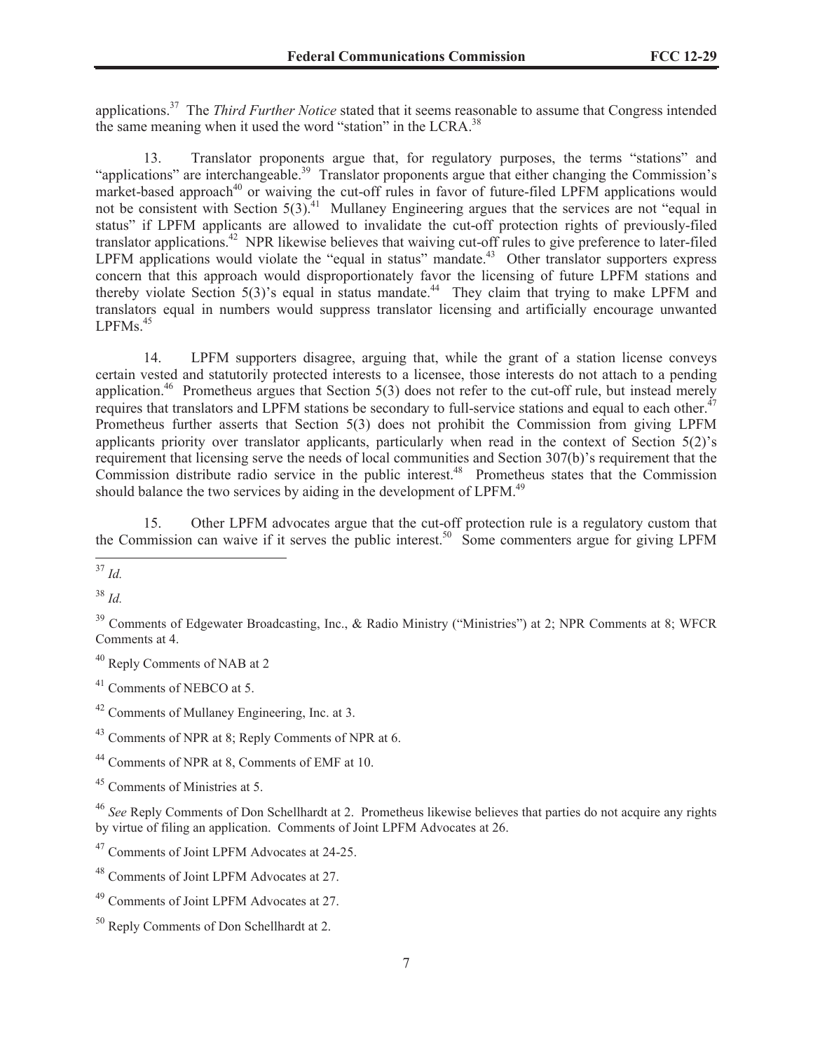applications.[37] The *Third Further Notice* stated that it seems reasonable to assume that Congress intended the same meaning when it used the word "station" in the LCRA.[38]

13. Translator proponents argue that, for regulatory purposes, the terms "stations" and "applications" are interchangeable.[39] Translator proponents argue that either changing the Commission's market-based approach[40] or waiving the cut-off rules in favor of future-filed LPFM applications would not be consistent with Section 5(3).[41] Mullaney Engineering argues that the services are not "equal in status" if LPFM applicants are allowed to invalidate the cut-off protection rights of previously-filed translator applications.[42] NPR likewise believes that waiving cut-off rules to give preference to later-filed LPFM applications would violate the "equal in status" mandate.[43] Other translator supporters express concern that this approach would disproportionately favor the licensing of future LPFM stations and thereby violate Section 5(3)'s equal in status mandate.[44] They claim that trying to make LPFM and translators equal in numbers would suppress translator licensing and artificially encourage unwanted LPFMs.[45]

14. LPFM supporters disagree, arguing that, while the grant of a station license conveys certain vested and statutorily protected interests to a licensee, those interests do not attach to a pending application.[46] Prometheus argues that Section 5(3) does not refer to the cut-off rule, but instead merely requires that translators and LPFM stations be secondary to full-service stations and equal to each other.[47] Prometheus further asserts that Section 5(3) does not prohibit the Commission from giving LPFM applicants priority over translator applicants, particularly when read in the context of Section 5(2)'s requirement that licensing serve the needs of local communities and Section 307(b)'s requirement that the Commission distribute radio service in the public interest.[48] Prometheus states that the Commission should balance the two services by aiding in the development of LPFM.[49]

15. Other LPFM advocates argue that the cut-off protection rule is a regulatory custom that the Commission can waive if it serves the public interest.[50] Some commenters argue for giving LPFM

---

[37] *Id.*

[38] *Id.*

[39] Comments of Edgewater Broadcasting, Inc., & Radio Ministry ("Ministries") at 2; NPR Comments at 8; WFCR Comments at 4.

[40] Reply Comments of NAB at 2

[41] Comments of NEBCO at 5.

[42] Comments of Mullaney Engineering, Inc. at 3.

[43] Comments of NPR at 8; Reply Comments of NPR at 6.

[44] Comments of NPR at 8, Comments of EMF at 10.

[45] Comments of Ministries at 5.

[46] *See* Reply Comments of Don Schellhardt at 2. Prometheus likewise believes that parties do not acquire any rights by virtue of filing an application. Comments of Joint LPFM Advocates at 26.

[47] Comments of Joint LPFM Advocates at 24-25.

[48] Comments of Joint LPFM Advocates at 27.

[49] Comments of Joint LPFM Advocates at 27.

[50] Reply Comments of Don Schellhardt at 2.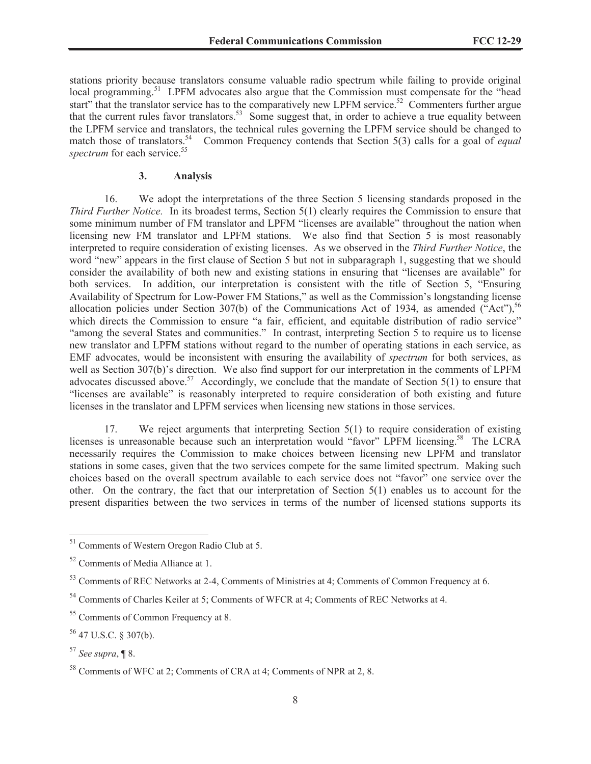stations priority because translators consume valuable radio spectrum while failing to provide original local programming.[51] LPFM advocates also argue that the Commission must compensate for the "head start" that the translator service has to the comparatively new LPFM service.[52] Commenters further argue that the current rules favor translators.[53] Some suggest that, in order to achieve a true equality between the LPFM service and translators, the technical rules governing the LPFM service should be changed to match those of translators.[54] Common Frequency contends that Section 5(3) calls for a goal of *equal spectrum* for each service.[55]

### 3. Analysis

16. We adopt the interpretations of the three Section 5 licensing standards proposed in the *Third Further Notice.* In its broadest terms, Section 5(1) clearly requires the Commission to ensure that some minimum number of FM translator and LPFM "licenses are available" throughout the nation when licensing new FM translator and LPFM stations. We also find that Section 5 is most reasonably interpreted to require consideration of existing licenses. As we observed in the *Third Further Notice*, the word "new" appears in the first clause of Section 5 but not in subparagraph 1, suggesting that we should consider the availability of both new and existing stations in ensuring that "licenses are available" for both services. In addition, our interpretation is consistent with the title of Section 5, "Ensuring Availability of Spectrum for Low-Power FM Stations," as well as the Commission's longstanding license allocation policies under Section 307(b) of the Communications Act of 1934, as amended ("Act"),[56] which directs the Commission to ensure "a fair, efficient, and equitable distribution of radio service" "among the several States and communities." In contrast, interpreting Section 5 to require us to license new translator and LPFM stations without regard to the number of operating stations in each service, as EMF advocates, would be inconsistent with ensuring the availability of *spectrum* for both services, as well as Section 307(b)'s direction. We also find support for our interpretation in the comments of LPFM advocates discussed above.[57] Accordingly, we conclude that the mandate of Section 5(1) to ensure that "licenses are available" is reasonably interpreted to require consideration of both existing and future licenses in the translator and LPFM services when licensing new stations in those services.

17. We reject arguments that interpreting Section 5(1) to require consideration of existing licenses is unreasonable because such an interpretation would "favor" LPFM licensing.[58] The LCRA necessarily requires the Commission to make choices between licensing new LPFM and translator stations in some cases, given that the two services compete for the same limited spectrum. Making such choices based on the overall spectrum available to each service does not "favor" one service over the other. On the contrary, the fact that our interpretation of Section 5(1) enables us to account for the present disparities between the two services in terms of the number of licensed stations supports its

---

[51] Comments of Western Oregon Radio Club at 5.

[52] Comments of Media Alliance at 1.

[53] Comments of REC Networks at 2-4, Comments of Ministries at 4; Comments of Common Frequency at 6.

[54] Comments of Charles Keiler at 5; Comments of WFCR at 4; Comments of REC Networks at 4.

[55] Comments of Common Frequency at 8.

[56] 47 U.S.C. § 307(b).

[57] *See supra*, ¶ 8.

[58] Comments of WFC at 2; Comments of CRA at 4; Comments of NPR at 2, 8.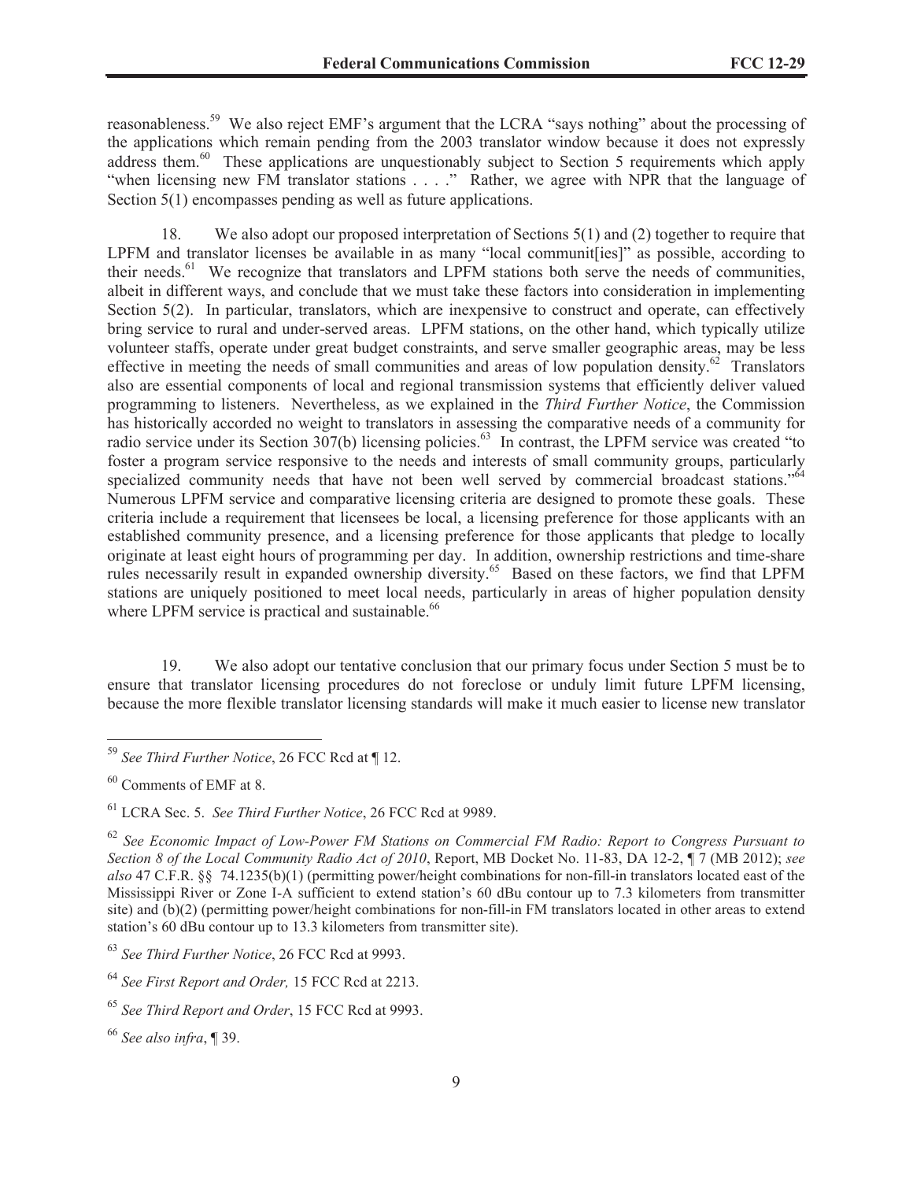reasonableness.[59] We also reject EMF's argument that the LCRA "says nothing" about the processing of the applications which remain pending from the 2003 translator window because it does not expressly address them.[60] These applications are unquestionably subject to Section 5 requirements which apply "when licensing new FM translator stations . . . ." Rather, we agree with NPR that the language of Section 5(1) encompasses pending as well as future applications.

18. We also adopt our proposed interpretation of Sections 5(1) and (2) together to require that LPFM and translator licenses be available in as many "local communit[ies]" as possible, according to their needs.[61] We recognize that translators and LPFM stations both serve the needs of communities, albeit in different ways, and conclude that we must take these factors into consideration in implementing Section 5(2). In particular, translators, which are inexpensive to construct and operate, can effectively bring service to rural and under-served areas. LPFM stations, on the other hand, which typically utilize volunteer staffs, operate under great budget constraints, and serve smaller geographic areas, may be less effective in meeting the needs of small communities and areas of low population density.[62] Translators also are essential components of local and regional transmission systems that efficiently deliver valued programming to listeners. Nevertheless, as we explained in the *Third Further Notice*, the Commission has historically accorded no weight to translators in assessing the comparative needs of a community for radio service under its Section 307(b) licensing policies.[63] In contrast, the LPFM service was created "to foster a program service responsive to the needs and interests of small community groups, particularly specialized community needs that have not been well served by commercial broadcast stations."[64] Numerous LPFM service and comparative licensing criteria are designed to promote these goals. These criteria include a requirement that licensees be local, a licensing preference for those applicants with an established community presence, and a licensing preference for those applicants that pledge to locally originate at least eight hours of programming per day. In addition, ownership restrictions and time-share rules necessarily result in expanded ownership diversity.[65] Based on these factors, we find that LPFM stations are uniquely positioned to meet local needs, particularly in areas of higher population density where LPFM service is practical and sustainable.[66]

19. We also adopt our tentative conclusion that our primary focus under Section 5 must be to ensure that translator licensing procedures do not foreclose or unduly limit future LPFM licensing, because the more flexible translator licensing standards will make it much easier to license new translator

---

[59] *See Third Further Notice*, 26 FCC Rcd at ¶ 12.

[60] Comments of EMF at 8.

[61] LCRA Sec. 5. *See Third Further Notice*, 26 FCC Rcd at 9989.

[62] *See Economic Impact of Low-Power FM Stations on Commercial FM Radio: Report to Congress Pursuant to Section 8 of the Local Community Radio Act of 2010*, Report, MB Docket No. 11-83, DA 12-2, ¶ 7 (MB 2012); *see also* 47 C.F.R. §§ 74.1235(b)(1) (permitting power/height combinations for non-fill-in translators located east of the Mississippi River or Zone I-A sufficient to extend station's 60 dBu contour up to 7.3 kilometers from transmitter site) and (b)(2) (permitting power/height combinations for non-fill-in FM translators located in other areas to extend station's 60 dBu contour up to 13.3 kilometers from transmitter site).

[63] *See Third Further Notice*, 26 FCC Rcd at 9993.

[64] *See First Report and Order,* 15 FCC Rcd at 2213.

[65] *See Third Report and Order*, 15 FCC Rcd at 9993.

[66] *See also infra*, ¶ 39.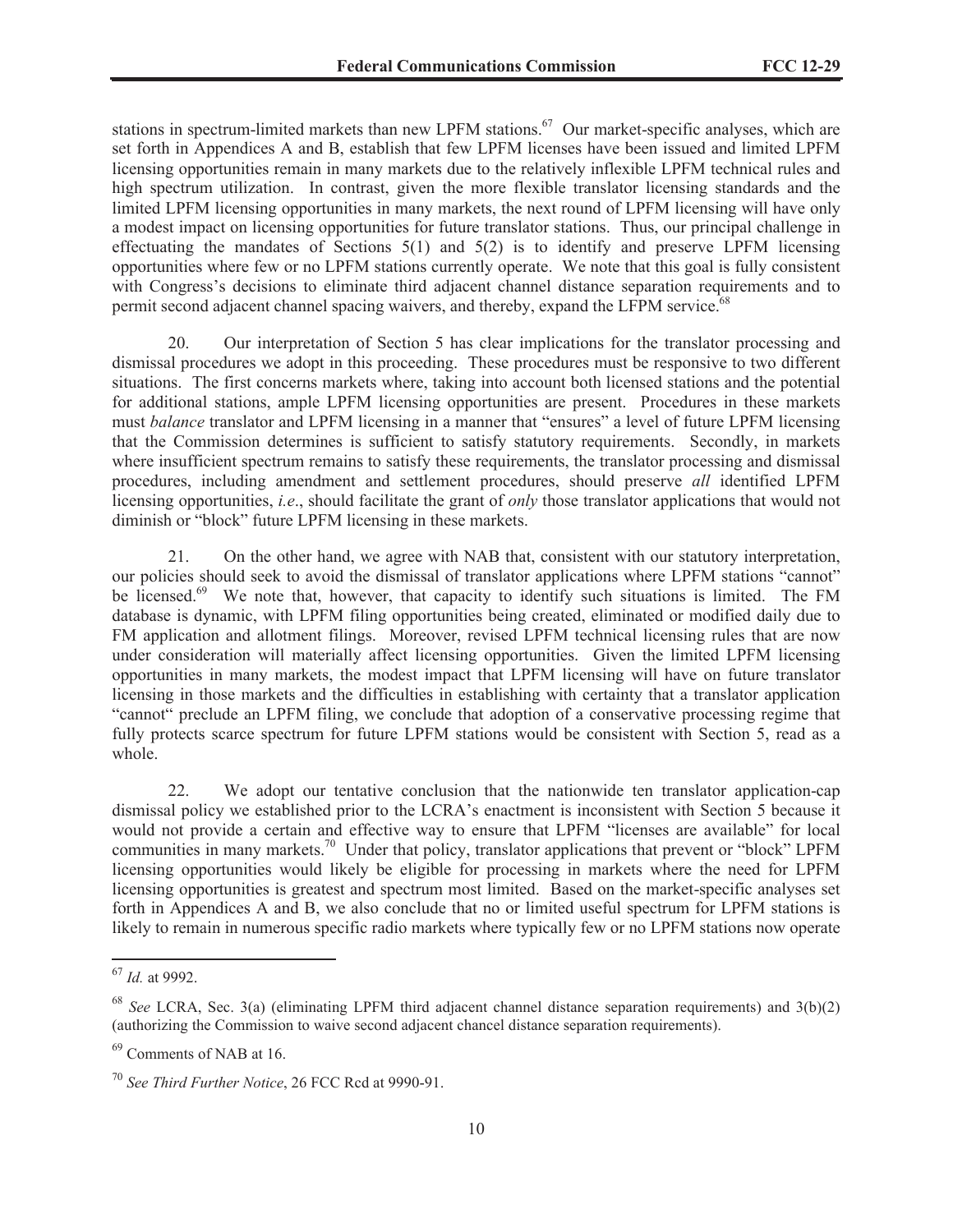stations in spectrum-limited markets than new LPFM stations.[67] Our market-specific analyses, which are set forth in Appendices A and B, establish that few LPFM licenses have been issued and limited LPFM licensing opportunities remain in many markets due to the relatively inflexible LPFM technical rules and high spectrum utilization. In contrast, given the more flexible translator licensing standards and the limited LPFM licensing opportunities in many markets, the next round of LPFM licensing will have only a modest impact on licensing opportunities for future translator stations. Thus, our principal challenge in effectuating the mandates of Sections 5(1) and 5(2) is to identify and preserve LPFM licensing opportunities where few or no LPFM stations currently operate. We note that this goal is fully consistent with Congress's decisions to eliminate third adjacent channel distance separation requirements and to permit second adjacent channel spacing waivers, and thereby, expand the LFPM service.[68]

20. Our interpretation of Section 5 has clear implications for the translator processing and dismissal procedures we adopt in this proceeding. These procedures must be responsive to two different situations. The first concerns markets where, taking into account both licensed stations and the potential for additional stations, ample LPFM licensing opportunities are present. Procedures in these markets must *balance* translator and LPFM licensing in a manner that "ensures" a level of future LPFM licensing that the Commission determines is sufficient to satisfy statutory requirements. Secondly, in markets where insufficient spectrum remains to satisfy these requirements, the translator processing and dismissal procedures, including amendment and settlement procedures, should preserve *all* identified LPFM licensing opportunities, *i.e*., should facilitate the grant of *only* those translator applications that would not diminish or "block" future LPFM licensing in these markets.

21. On the other hand, we agree with NAB that, consistent with our statutory interpretation, our policies should seek to avoid the dismissal of translator applications where LPFM stations "cannot" be licensed.[69] We note that, however, that capacity to identify such situations is limited. The FM database is dynamic, with LPFM filing opportunities being created, eliminated or modified daily due to FM application and allotment filings. Moreover, revised LPFM technical licensing rules that are now under consideration will materially affect licensing opportunities. Given the limited LPFM licensing opportunities in many markets, the modest impact that LPFM licensing will have on future translator licensing in those markets and the difficulties in establishing with certainty that a translator application "cannot" preclude an LPFM filing, we conclude that adoption of a conservative processing regime that fully protects scarce spectrum for future LPFM stations would be consistent with Section 5, read as a whole.

22. We adopt our tentative conclusion that the nationwide ten translator application-cap dismissal policy we established prior to the LCRA's enactment is inconsistent with Section 5 because it would not provide a certain and effective way to ensure that LPFM "licenses are available" for local communities in many markets.[70] Under that policy, translator applications that prevent or "block" LPFM licensing opportunities would likely be eligible for processing in markets where the need for LPFM licensing opportunities is greatest and spectrum most limited. Based on the market-specific analyses set forth in Appendices A and B, we also conclude that no or limited useful spectrum for LPFM stations is likely to remain in numerous specific radio markets where typically few or no LPFM stations now operate

---

[67] *Id.* at 9992.

[68] *See* LCRA, Sec. 3(a) (eliminating LPFM third adjacent channel distance separation requirements) and 3(b)(2) (authorizing the Commission to waive second adjacent chancel distance separation requirements).

[69] Comments of NAB at 16.

[70] *See Third Further Notice*, 26 FCC Rcd at 9990-91.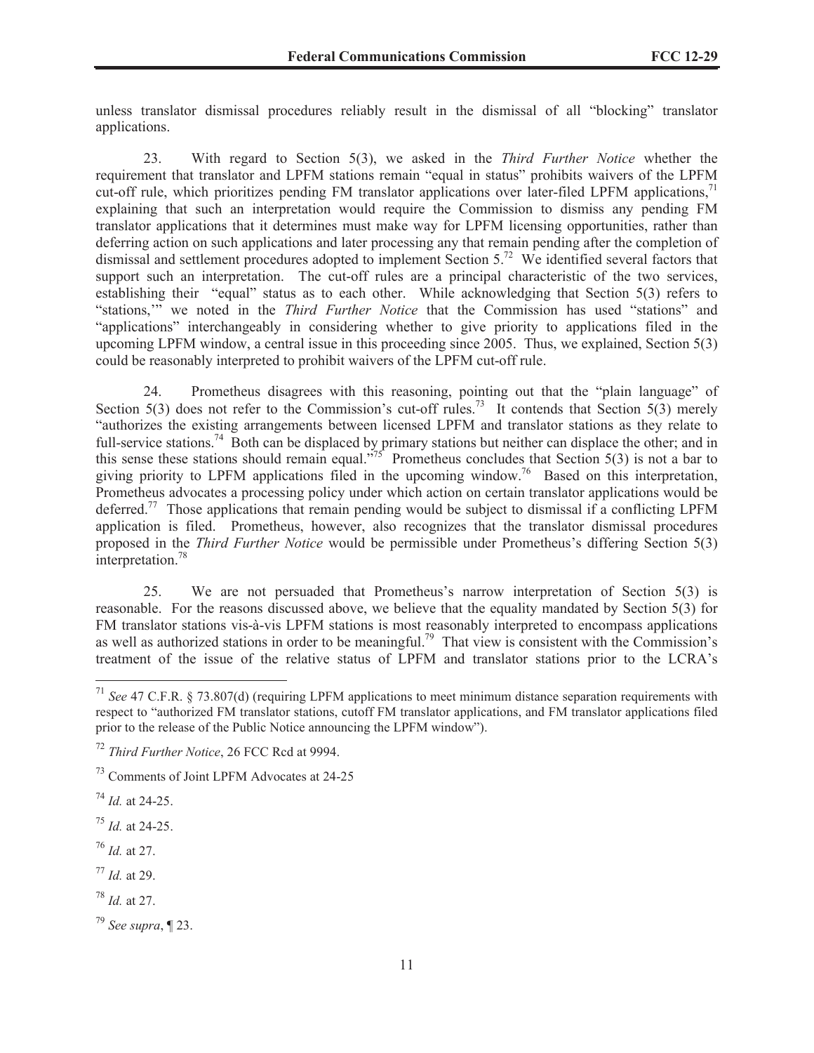unless translator dismissal procedures reliably result in the dismissal of all "blocking" translator applications.

23. With regard to Section 5(3), we asked in the *Third Further Notice* whether the requirement that translator and LPFM stations remain "equal in status" prohibits waivers of the LPFM cut-off rule, which prioritizes pending FM translator applications over later-filed LPFM applications,[71] explaining that such an interpretation would require the Commission to dismiss any pending FM translator applications that it determines must make way for LPFM licensing opportunities, rather than deferring action on such applications and later processing any that remain pending after the completion of dismissal and settlement procedures adopted to implement Section 5.[72] We identified several factors that support such an interpretation. The cut-off rules are a principal characteristic of the two services, establishing their "equal" status as to each other. While acknowledging that Section 5(3) refers to "stations,'" we noted in the *Third Further Notice* that the Commission has used "stations" and "applications" interchangeably in considering whether to give priority to applications filed in the upcoming LPFM window, a central issue in this proceeding since 2005. Thus, we explained, Section 5(3) could be reasonably interpreted to prohibit waivers of the LPFM cut-off rule.

24. Prometheus disagrees with this reasoning, pointing out that the "plain language" of Section 5(3) does not refer to the Commission's cut-off rules.[73] It contends that Section 5(3) merely "authorizes the existing arrangements between licensed LPFM and translator stations as they relate to full-service stations.[74] Both can be displaced by primary stations but neither can displace the other; and in this sense these stations should remain equal."[75] Prometheus concludes that Section 5(3) is not a bar to giving priority to LPFM applications filed in the upcoming window.[76] Based on this interpretation, Prometheus advocates a processing policy under which action on certain translator applications would be deferred.[77] Those applications that remain pending would be subject to dismissal if a conflicting LPFM application is filed. Prometheus, however, also recognizes that the translator dismissal procedures proposed in the *Third Further Notice* would be permissible under Prometheus's differing Section 5(3) interpretation.[78]

25. We are not persuaded that Prometheus's narrow interpretation of Section 5(3) is reasonable. For the reasons discussed above, we believe that the equality mandated by Section 5(3) for FM translator stations vis-à-vis LPFM stations is most reasonably interpreted to encompass applications as well as authorized stations in order to be meaningful.[79] That view is consistent with the Commission's treatment of the issue of the relative status of LPFM and translator stations prior to the LCRA's

---

[71] *See* 47 C.F.R. § 73.807(d) (requiring LPFM applications to meet minimum distance separation requirements with respect to "authorized FM translator stations, cutoff FM translator applications, and FM translator applications filed prior to the release of the Public Notice announcing the LPFM window").

[72] *Third Further Notice*, 26 FCC Rcd at 9994.

[73] Comments of Joint LPFM Advocates at 24-25

[74] *Id.* at 24-25.

[75] *Id.* at 24-25.

[76] *Id.* at 27.

[77] *Id.* at 29.

[78] *Id.* at 27.

[79] *See supra*, ¶ 23.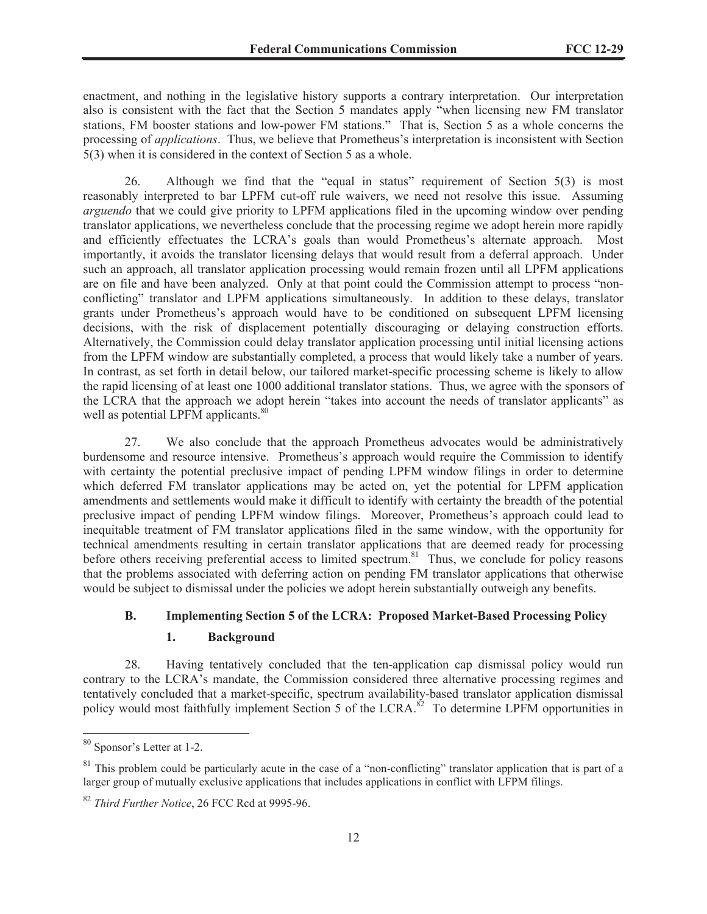enactment, and nothing in the legislative history supports a contrary interpretation. Our interpretation also is consistent with the fact that the Section 5 mandates apply "when licensing new FM translator stations, FM booster stations and low-power FM stations." That is, Section 5 as a whole concerns the processing of *applications*. Thus, we believe that Prometheus's interpretation is inconsistent with Section 5(3) when it is considered in the context of Section 5 as a whole.

26. Although we find that the "equal in status" requirement of Section 5(3) is most reasonably interpreted to bar LPFM cut-off rule waivers, we need not resolve this issue. Assuming *arguendo* that we could give priority to LPFM applications filed in the upcoming window over pending translator applications, we nevertheless conclude that the processing regime we adopt herein more rapidly and efficiently effectuates the LCRA's goals than would Prometheus's alternate approach. Most importantly, it avoids the translator licensing delays that would result from a deferral approach. Under such an approach, all translator application processing would remain frozen until all LPFM applications are on file and have been analyzed. Only at that point could the Commission attempt to process "non-conflicting" translator and LPFM applications simultaneously. In addition to these delays, translator grants under Prometheus's approach would have to be conditioned on subsequent LPFM licensing decisions, with the risk of displacement potentially discouraging or delaying construction efforts. Alternatively, the Commission could delay translator application processing until initial licensing actions from the LPFM window are substantially completed, a process that would likely take a number of years. In contrast, as set forth in detail below, our tailored market-specific processing scheme is likely to allow the rapid licensing of at least one 1000 additional translator stations. Thus, we agree with the sponsors of the LCRA that the approach we adopt herein "takes into account the needs of translator applicants" as well as potential LPFM applicants.[80]

27. We also conclude that the approach Prometheus advocates would be administratively burdensome and resource intensive. Prometheus's approach would require the Commission to identify with certainty the potential preclusive impact of pending LPFM window filings in order to determine which deferred FM translator applications may be acted on, yet the potential for LPFM application amendments and settlements would make it difficult to identify with certainty the breadth of the potential preclusive impact of pending LPFM window filings. Moreover, Prometheus's approach could lead to inequitable treatment of FM translator applications filed in the same window, with the opportunity for technical amendments resulting in certain translator applications that are deemed ready for processing before others receiving preferential access to limited spectrum.[81] Thus, we conclude for policy reasons that the problems associated with deferring action on pending FM translator applications that otherwise would be subject to dismissal under the policies we adopt herein substantially outweigh any benefits.

### B. Implementing Section 5 of the LCRA: Proposed Market-Based Processing Policy

#### 1. Background

28. Having tentatively concluded that the ten-application cap dismissal policy would run contrary to the LCRA's mandate, the Commission considered three alternative processing regimes and tentatively concluded that a market-specific, spectrum availability-based translator application dismissal policy would most faithfully implement Section 5 of the LCRA.[82] To determine LPFM opportunities in

---

[80] Sponsor's Letter at 1-2.

[81] This problem could be particularly acute in the case of a "non-conflicting" translator application that is part of a larger group of mutually exclusive applications that includes applications in conflict with LFPM filings.

[82] *Third Further Notice*, 26 FCC Rcd at 9995-96.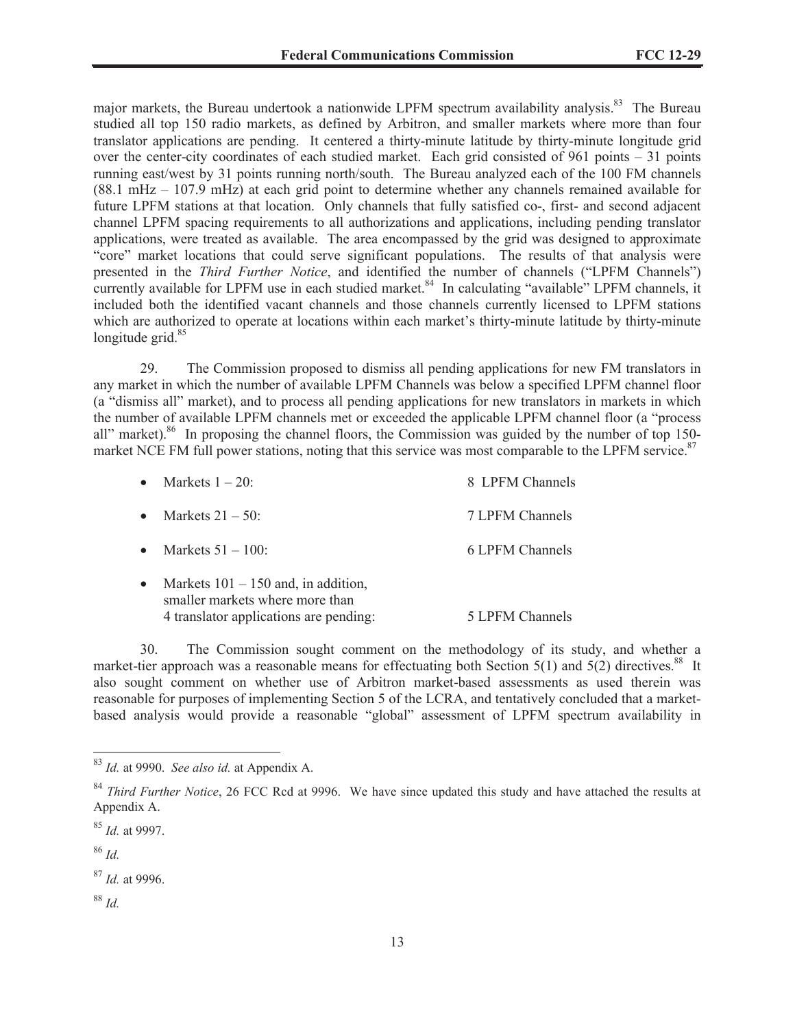major markets, the Bureau undertook a nationwide LPFM spectrum availability analysis.[83] The Bureau studied all top 150 radio markets, as defined by Arbitron, and smaller markets where more than four translator applications are pending. It centered a thirty-minute latitude by thirty-minute longitude grid over the center-city coordinates of each studied market. Each grid consisted of 961 points – 31 points running east/west by 31 points running north/south. The Bureau analyzed each of the 100 FM channels (88.1 mHz – 107.9 mHz) at each grid point to determine whether any channels remained available for future LPFM stations at that location. Only channels that fully satisfied co-, first- and second adjacent channel LPFM spacing requirements to all authorizations and applications, including pending translator applications, were treated as available. The area encompassed by the grid was designed to approximate "core" market locations that could serve significant populations. The results of that analysis were presented in the *Third Further Notice*, and identified the number of channels ("LPFM Channels") currently available for LPFM use in each studied market.[84] In calculating "available" LPFM channels, it included both the identified vacant channels and those channels currently licensed to LPFM stations which are authorized to operate at locations within each market's thirty-minute latitude by thirty-minute longitude grid.[85]

29. The Commission proposed to dismiss all pending applications for new FM translators in any market in which the number of available LPFM Channels was below a specified LPFM channel floor (a "dismiss all" market), and to process all pending applications for new translators in markets in which the number of available LPFM channels met or exceeded the applicable LPFM channel floor (a "process all" market).[86] In proposing the channel floors, the Commission was guided by the number of top 150-market NCE FM full power stations, noting that this service was most comparable to the LPFM service.[87]

- Markets 1 – 20: 8 LPFM Channels
- Markets 21 – 50: 7 LPFM Channels
- Markets 51 – 100: 6 LPFM Channels
- Markets 101 – 150 and, in addition, smaller markets where more than 4 translator applications are pending: 5 LPFM Channels

30. The Commission sought comment on the methodology of its study, and whether a market-tier approach was a reasonable means for effectuating both Section 5(1) and 5(2) directives.[88] It also sought comment on whether use of Arbitron market-based assessments as used therein was reasonable for purposes of implementing Section 5 of the LCRA, and tentatively concluded that a market-based analysis would provide a reasonable "global" assessment of LPFM spectrum availability in

---

[83] *Id.* at 9990. *See also id.* at Appendix A.

[84] *Third Further Notice*, 26 FCC Rcd at 9996. We have since updated this study and have attached the results at Appendix A.

[85] *Id.* at 9997.

[86] *Id.*

[87] *Id.* at 9996.

[88] *Id.*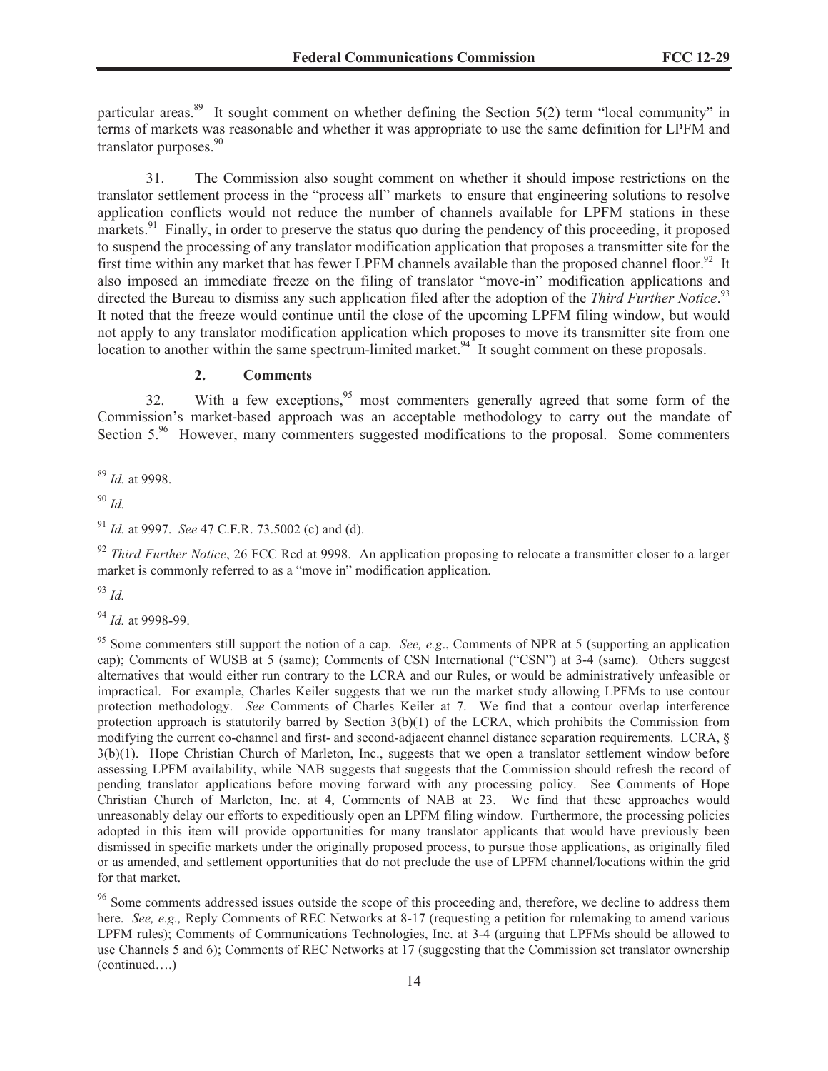particular areas.[89] It sought comment on whether defining the Section 5(2) term "local community" in terms of markets was reasonable and whether it was appropriate to use the same definition for LPFM and translator purposes.[90]

31. The Commission also sought comment on whether it should impose restrictions on the translator settlement process in the "process all" markets to ensure that engineering solutions to resolve application conflicts would not reduce the number of channels available for LPFM stations in these markets.[91] Finally, in order to preserve the status quo during the pendency of this proceeding, it proposed to suspend the processing of any translator modification application that proposes a transmitter site for the first time within any market that has fewer LPFM channels available than the proposed channel floor.[92] It also imposed an immediate freeze on the filing of translator "move-in" modification applications and directed the Bureau to dismiss any such application filed after the adoption of the *Third Further Notice*.[93] It noted that the freeze would continue until the close of the upcoming LPFM filing window, but would not apply to any translator modification application which proposes to move its transmitter site from one location to another within the same spectrum-limited market.[94] It sought comment on these proposals.

### 2. Comments

32. With a few exceptions,[95] most commenters generally agreed that some form of the Commission's market-based approach was an acceptable methodology to carry out the mandate of Section 5.[96] However, many commenters suggested modifications to the proposal. Some commenters

---

[89] *Id.* at 9998.

[90] *Id.*

[91] *Id.* at 9997. *See* 47 C.F.R. 73.5002 (c) and (d).

[92] *Third Further Notice*, 26 FCC Rcd at 9998. An application proposing to relocate a transmitter closer to a larger market is commonly referred to as a "move in" modification application.

[93] *Id.*

[94] *Id.* at 9998-99.

[95] Some commenters still support the notion of a cap. *See, e.g*., Comments of NPR at 5 (supporting an application cap); Comments of WUSB at 5 (same); Comments of CSN International ("CSN") at 3-4 (same). Others suggest alternatives that would either run contrary to the LCRA and our Rules, or would be administratively unfeasible or impractical. For example, Charles Keiler suggests that we run the market study allowing LPFMs to use contour protection methodology. *See* Comments of Charles Keiler at 7. We find that a contour overlap interference protection approach is statutorily barred by Section 3(b)(1) of the LCRA, which prohibits the Commission from modifying the current co-channel and first- and second-adjacent channel distance separation requirements. LCRA, § 3(b)(1). Hope Christian Church of Marleton, Inc., suggests that we open a translator settlement window before assessing LPFM availability, while NAB suggests that suggests that the Commission should refresh the record of pending translator applications before moving forward with any processing policy. See Comments of Hope Christian Church of Marleton, Inc. at 4, Comments of NAB at 23. We find that these approaches would unreasonably delay our efforts to expeditiously open an LPFM filing window. Furthermore, the processing policies adopted in this item will provide opportunities for many translator applicants that would have previously been dismissed in specific markets under the originally proposed process, to pursue those applications, as originally filed or as amended, and settlement opportunities that do not preclude the use of LPFM channel/locations within the grid for that market.

[96] Some comments addressed issues outside the scope of this proceeding and, therefore, we decline to address them here. *See, e.g.,* Reply Comments of REC Networks at 8-17 (requesting a petition for rulemaking to amend various LPFM rules); Comments of Communications Technologies, Inc. at 3-4 (arguing that LPFMs should be allowed to use Channels 5 and 6); Comments of REC Networks at 17 (suggesting that the Commission set translator ownership (continued….)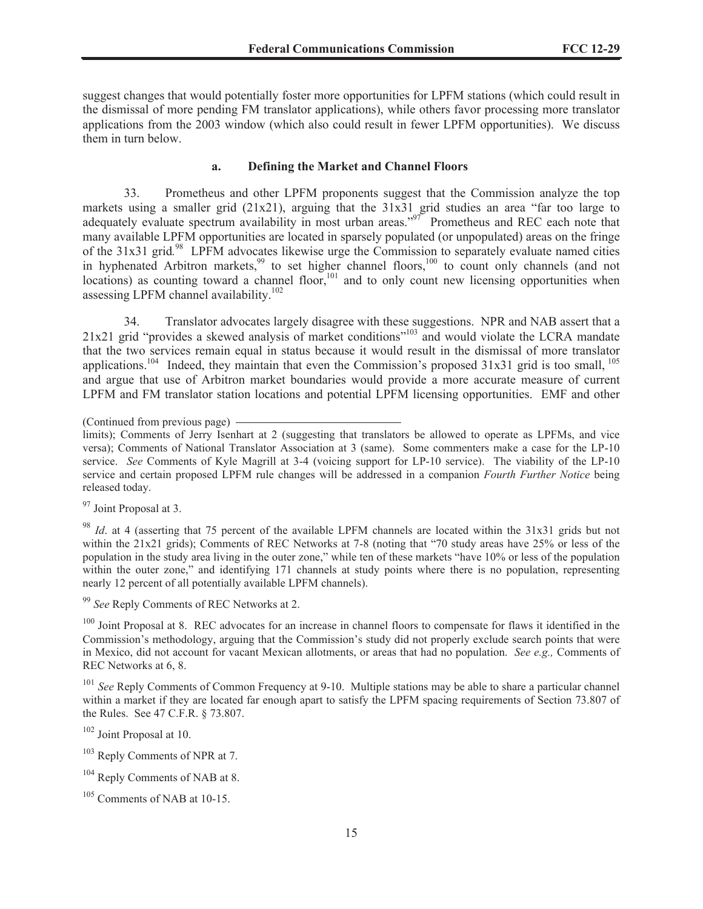suggest changes that would potentially foster more opportunities for LPFM stations (which could result in the dismissal of more pending FM translator applications), while others favor processing more translator applications from the 2003 window (which also could result in fewer LPFM opportunities). We discuss them in turn below.

### a. Defining the Market and Channel Floors

33. Prometheus and other LPFM proponents suggest that the Commission analyze the top markets using a smaller grid (21x21), arguing that the 31x31 grid studies an area "far too large to adequately evaluate spectrum availability in most urban areas."[97] Prometheus and REC each note that many available LPFM opportunities are located in sparsely populated (or unpopulated) areas on the fringe of the 31x31 grid.[98] LPFM advocates likewise urge the Commission to separately evaluate named cities in hyphenated Arbitron markets,[99] to set higher channel floors,[100] to count only channels (and not locations) as counting toward a channel floor,[101] and to only count new licensing opportunities when assessing LPFM channel availability.[102]

34. Translator advocates largely disagree with these suggestions. NPR and NAB assert that a 21x21 grid "provides a skewed analysis of market conditions"[103] and would violate the LCRA mandate that the two services remain equal in status because it would result in the dismissal of more translator applications.[104] Indeed, they maintain that even the Commission's proposed 31x31 grid is too small,[105] and argue that use of Arbitron market boundaries would provide a more accurate measure of current LPFM and FM translator station locations and potential LPFM licensing opportunities. EMF and other

---

(Continued from previous page)

limits); Comments of Jerry Isenhart at 2 (suggesting that translators be allowed to operate as LPFMs, and vice versa); Comments of National Translator Association at 3 (same). Some commenters make a case for the LP-10 service. *See* Comments of Kyle Magrill at 3-4 (voicing support for LP-10 service). The viability of the LP-10 service and certain proposed LPFM rule changes will be addressed in a companion *Fourth Further Notice* being released today.

[97] Joint Proposal at 3.

[98] *Id*. at 4 (asserting that 75 percent of the available LPFM channels are located within the 31x31 grids but not within the 21x21 grids); Comments of REC Networks at 7-8 (noting that "70 study areas have 25% or less of the population in the study area living in the outer zone," while ten of these markets "have 10% or less of the population within the outer zone," and identifying 171 channels at study points where there is no population, representing nearly 12 percent of all potentially available LPFM channels).

[99] *See* Reply Comments of REC Networks at 2.

[100] Joint Proposal at 8. REC advocates for an increase in channel floors to compensate for flaws it identified in the Commission's methodology, arguing that the Commission's study did not properly exclude search points that were in Mexico, did not account for vacant Mexican allotments, or areas that had no population. *See e.g.,* Comments of REC Networks at 6, 8.

[101] *See* Reply Comments of Common Frequency at 9-10. Multiple stations may be able to share a particular channel within a market if they are located far enough apart to satisfy the LPFM spacing requirements of Section 73.807 of the Rules. See 47 C.F.R. § 73.807.

[102] Joint Proposal at 10.

[103] Reply Comments of NPR at 7.

[104] Reply Comments of NAB at 8.

[105] Comments of NAB at 10-15.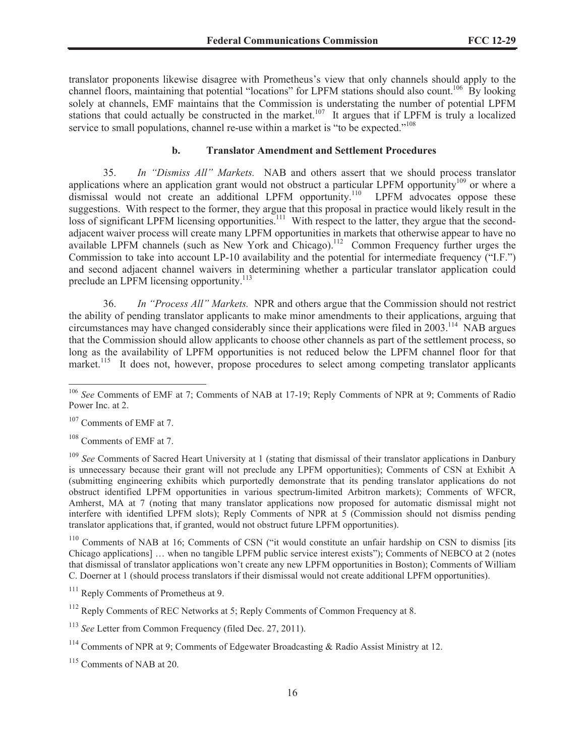translator proponents likewise disagree with Prometheus's view that only channels should apply to the channel floors, maintaining that potential "locations" for LPFM stations should also count.[106] By looking solely at channels, EMF maintains that the Commission is understating the number of potential LPFM stations that could actually be constructed in the market.[107] It argues that if LPFM is truly a localized service to small populations, channel re-use within a market is "to be expected."[108]

### b. Translator Amendment and Settlement Procedures

35. *In "Dismiss All" Markets.* NAB and others assert that we should process translator applications where an application grant would not obstruct a particular LPFM opportunity[109] or where a dismissal would not create an additional LPFM opportunity.[110] LPFM advocates oppose these suggestions. With respect to the former, they argue that this proposal in practice would likely result in the loss of significant LPFM licensing opportunities.[111] With respect to the latter, they argue that the second-adjacent waiver process will create many LPFM opportunities in markets that otherwise appear to have no available LPFM channels (such as New York and Chicago).[112] Common Frequency further urges the Commission to take into account LP-10 availability and the potential for intermediate frequency ("I.F.") and second adjacent channel waivers in determining whether a particular translator application could preclude an LPFM licensing opportunity.[113]

36. *In "Process All" Markets.* NPR and others argue that the Commission should not restrict the ability of pending translator applicants to make minor amendments to their applications, arguing that circumstances may have changed considerably since their applications were filed in 2003.[114] NAB argues that the Commission should allow applicants to choose other channels as part of the settlement process, so long as the availability of LPFM opportunities is not reduced below the LPFM channel floor for that market.[115] It does not, however, propose procedures to select among competing translator applicants

---

[106] *See* Comments of EMF at 7; Comments of NAB at 17-19; Reply Comments of NPR at 9; Comments of Radio Power Inc. at 2.

[107] Comments of EMF at 7.

[108] Comments of EMF at 7.

[109] *See* Comments of Sacred Heart University at 1 (stating that dismissal of their translator applications in Danbury is unnecessary because their grant will not preclude any LPFM opportunities); Comments of CSN at Exhibit A (submitting engineering exhibits which purportedly demonstrate that its pending translator applications do not obstruct identified LPFM opportunities in various spectrum-limited Arbitron markets); Comments of WFCR, Amherst, MA at 7 (noting that many translator applications now proposed for automatic dismissal might not interfere with identified LPFM slots); Reply Comments of NPR at 5 (Commission should not dismiss pending translator applications that, if granted, would not obstruct future LPFM opportunities).

[110] Comments of NAB at 16; Comments of CSN ("it would constitute an unfair hardship on CSN to dismiss [its Chicago applications] … when no tangible LPFM public service interest exists"); Comments of NEBCO at 2 (notes that dismissal of translator applications won't create any new LPFM opportunities in Boston); Comments of William C. Doerner at 1 (should process translators if their dismissal would not create additional LPFM opportunities).

[111] Reply Comments of Prometheus at 9.

[112] Reply Comments of REC Networks at 5; Reply Comments of Common Frequency at 8.

[113] *See* Letter from Common Frequency (filed Dec. 27, 2011).

[114] Comments of NPR at 9; Comments of Edgewater Broadcasting & Radio Assist Ministry at 12.

[115] Comments of NAB at 20.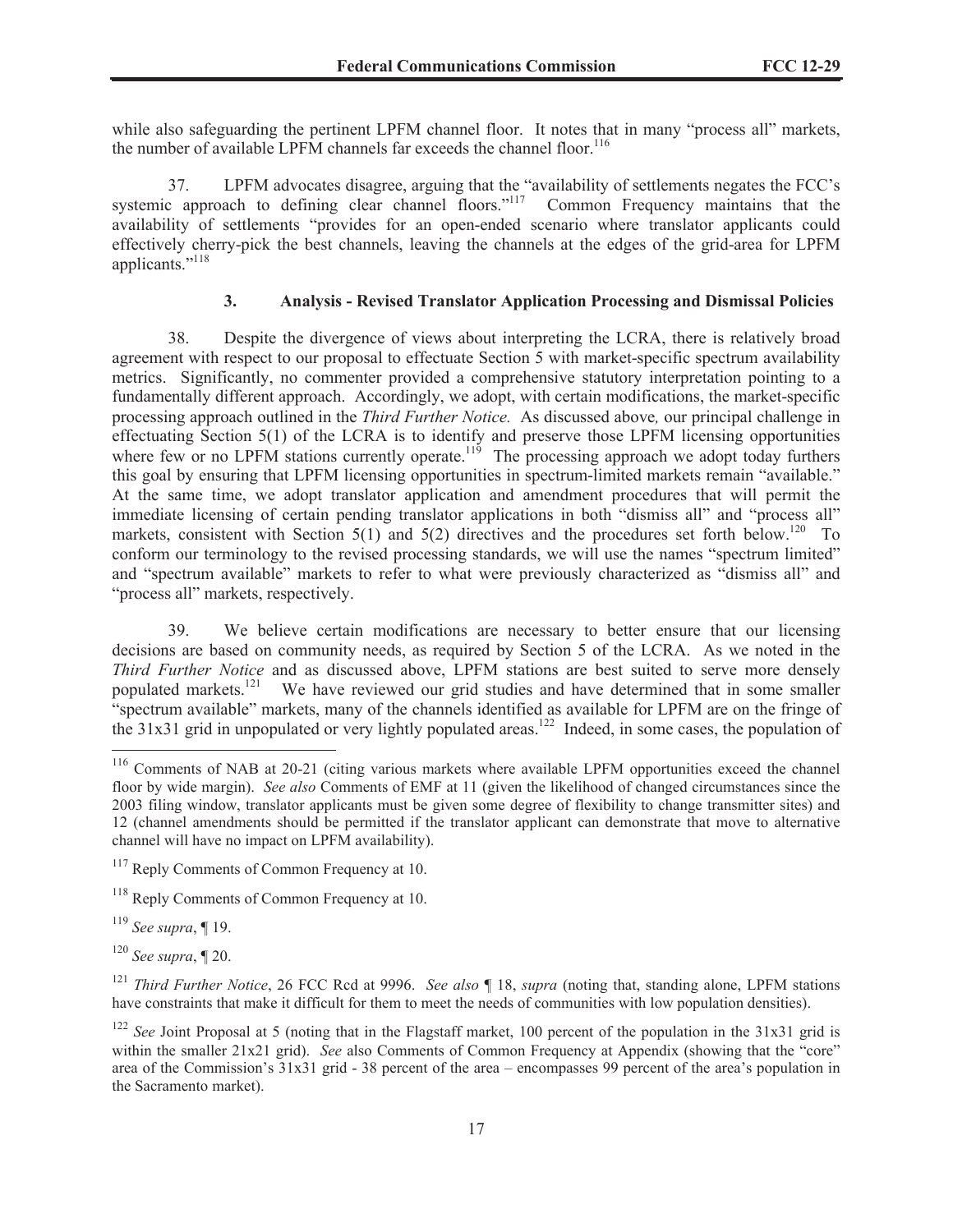while also safeguarding the pertinent LPFM channel floor. It notes that in many "process all" markets, the number of available LPFM channels far exceeds the channel floor.[116]

37. LPFM advocates disagree, arguing that the "availability of settlements negates the FCC's systemic approach to defining clear channel floors."[117] Common Frequency maintains that the availability of settlements "provides for an open-ended scenario where translator applicants could effectively cherry-pick the best channels, leaving the channels at the edges of the grid-area for LPFM applicants."[118]

### 3. Analysis - Revised Translator Application Processing and Dismissal Policies

38. Despite the divergence of views about interpreting the LCRA, there is relatively broad agreement with respect to our proposal to effectuate Section 5 with market-specific spectrum availability metrics. Significantly, no commenter provided a comprehensive statutory interpretation pointing to a fundamentally different approach. Accordingly, we adopt, with certain modifications, the market-specific processing approach outlined in the *Third Further Notice.* As discussed above*,* our principal challenge in effectuating Section 5(1) of the LCRA is to identify and preserve those LPFM licensing opportunities where few or no LPFM stations currently operate.[119] The processing approach we adopt today furthers this goal by ensuring that LPFM licensing opportunities in spectrum-limited markets remain "available." At the same time, we adopt translator application and amendment procedures that will permit the immediate licensing of certain pending translator applications in both "dismiss all" and "process all" markets, consistent with Section 5(1) and 5(2) directives and the procedures set forth below.[120] To conform our terminology to the revised processing standards, we will use the names "spectrum limited" and "spectrum available" markets to refer to what were previously characterized as "dismiss all" and "process all" markets, respectively.

39. We believe certain modifications are necessary to better ensure that our licensing decisions are based on community needs, as required by Section 5 of the LCRA. As we noted in the *Third Further Notice* and as discussed above, LPFM stations are best suited to serve more densely populated markets.[121] We have reviewed our grid studies and have determined that in some smaller "spectrum available" markets, many of the channels identified as available for LPFM are on the fringe of the 31x31 grid in unpopulated or very lightly populated areas.[122] Indeed, in some cases, the population of

---

[116] Comments of NAB at 20-21 (citing various markets where available LPFM opportunities exceed the channel floor by wide margin). *See also* Comments of EMF at 11 (given the likelihood of changed circumstances since the 2003 filing window, translator applicants must be given some degree of flexibility to change transmitter sites) and 12 (channel amendments should be permitted if the translator applicant can demonstrate that move to alternative channel will have no impact on LPFM availability).

[117] Reply Comments of Common Frequency at 10.

[118] Reply Comments of Common Frequency at 10.

[119] *See supra*, ¶ 19.

[120] *See supra*, ¶ 20.

[121] *Third Further Notice*, 26 FCC Rcd at 9996. *See also* ¶ 18, *supra* (noting that, standing alone, LPFM stations have constraints that make it difficult for them to meet the needs of communities with low population densities).

[122] *See* Joint Proposal at 5 (noting that in the Flagstaff market, 100 percent of the population in the 31x31 grid is within the smaller 21x21 grid). *See* also Comments of Common Frequency at Appendix (showing that the "core" area of the Commission's 31x31 grid - 38 percent of the area – encompasses 99 percent of the area's population in the Sacramento market).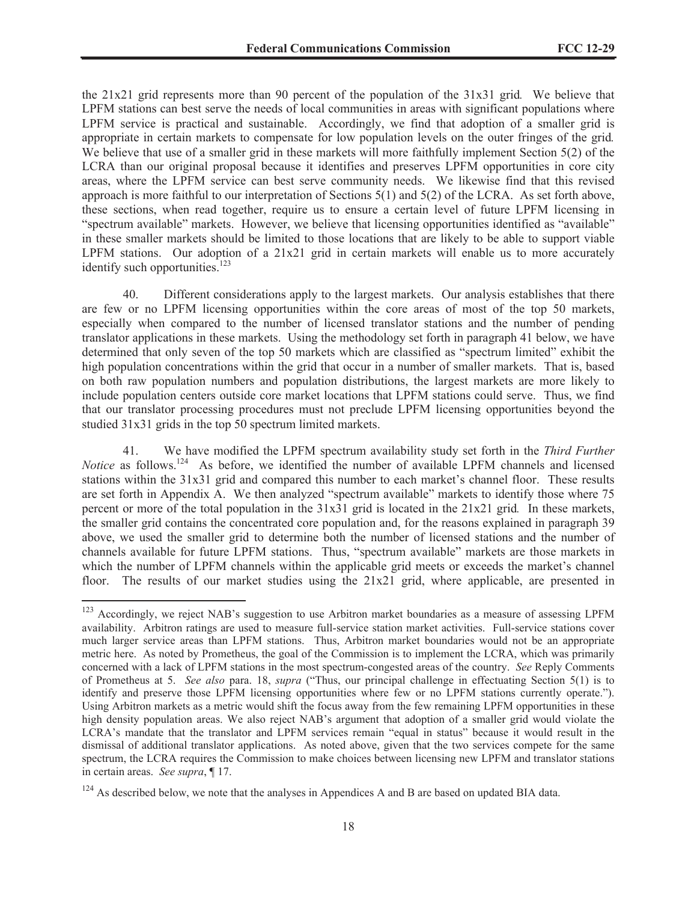the 21x21 grid represents more than 90 percent of the population of the 31x31 grid. We believe that LPFM stations can best serve the needs of local communities in areas with significant populations where LPFM service is practical and sustainable. Accordingly, we find that adoption of a smaller grid is appropriate in certain markets to compensate for low population levels on the outer fringes of the grid. We believe that use of a smaller grid in these markets will more faithfully implement Section 5(2) of the LCRA than our original proposal because it identifies and preserves LPFM opportunities in core city areas, where the LPFM service can best serve community needs. We likewise find that this revised approach is more faithful to our interpretation of Sections 5(1) and 5(2) of the LCRA. As set forth above, these sections, when read together, require us to ensure a certain level of future LPFM licensing in "spectrum available" markets. However, we believe that licensing opportunities identified as "available" in these smaller markets should be limited to those locations that are likely to be able to support viable LPFM stations. Our adoption of a 21x21 grid in certain markets will enable us to more accurately identify such opportunities.[123]

40. Different considerations apply to the largest markets. Our analysis establishes that there are few or no LPFM licensing opportunities within the core areas of most of the top 50 markets, especially when compared to the number of licensed translator stations and the number of pending translator applications in these markets. Using the methodology set forth in paragraph 41 below, we have determined that only seven of the top 50 markets which are classified as "spectrum limited" exhibit the high population concentrations within the grid that occur in a number of smaller markets. That is, based on both raw population numbers and population distributions, the largest markets are more likely to include population centers outside core market locations that LPFM stations could serve. Thus, we find that our translator processing procedures must not preclude LPFM licensing opportunities beyond the studied 31x31 grids in the top 50 spectrum limited markets.

41. We have modified the LPFM spectrum availability study set forth in the *Third Further Notice* as follows.[124] As before, we identified the number of available LPFM channels and licensed stations within the 31x31 grid and compared this number to each market's channel floor. These results are set forth in Appendix A. We then analyzed "spectrum available" markets to identify those where 75 percent or more of the total population in the 31x31 grid is located in the 21x21 grid. In these markets, the smaller grid contains the concentrated core population and, for the reasons explained in paragraph 39 above, we used the smaller grid to determine both the number of licensed stations and the number of channels available for future LPFM stations. Thus, "spectrum available" markets are those markets in which the number of LPFM channels within the applicable grid meets or exceeds the market's channel floor. The results of our market studies using the 21x21 grid, where applicable, are presented in

---

[123] Accordingly, we reject NAB's suggestion to use Arbitron market boundaries as a measure of assessing LPFM availability. Arbitron ratings are used to measure full-service station market activities. Full-service stations cover much larger service areas than LPFM stations. Thus, Arbitron market boundaries would not be an appropriate metric here. As noted by Prometheus, the goal of the Commission is to implement the LCRA, which was primarily concerned with a lack of LPFM stations in the most spectrum-congested areas of the country. *See* Reply Comments of Prometheus at 5. *See also* para. 18, *supra* ("Thus, our principal challenge in effectuating Section 5(1) is to identify and preserve those LPFM licensing opportunities where few or no LPFM stations currently operate."). Using Arbitron markets as a metric would shift the focus away from the few remaining LPFM opportunities in these high density population areas. We also reject NAB's argument that adoption of a smaller grid would violate the LCRA's mandate that the translator and LPFM services remain "equal in status" because it would result in the dismissal of additional translator applications. As noted above, given that the two services compete for the same spectrum, the LCRA requires the Commission to make choices between licensing new LPFM and translator stations in certain areas. *See supra*, ¶ 17.

[124] As described below, we note that the analyses in Appendices A and B are based on updated BIA data.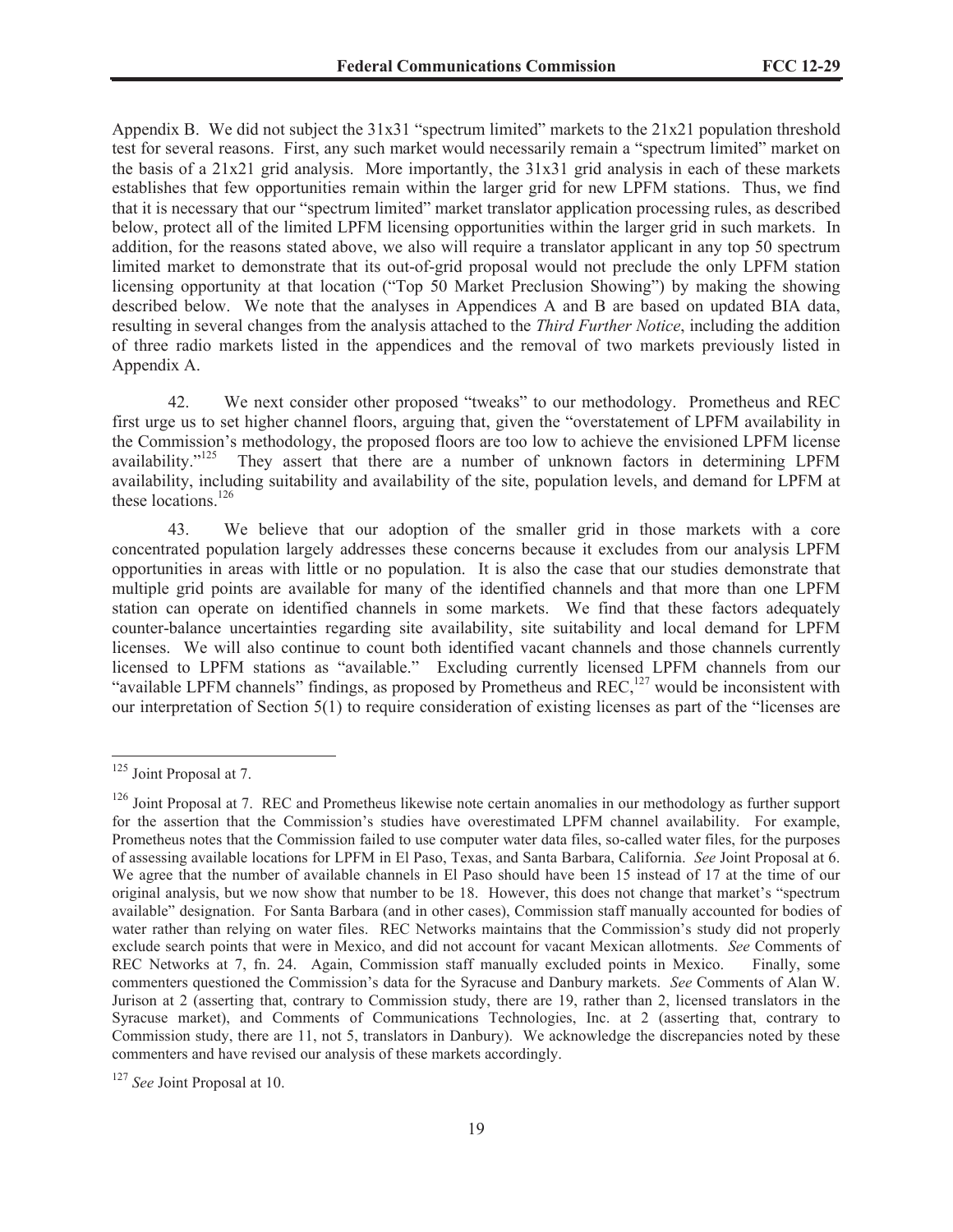Appendix B. We did not subject the 31x31 "spectrum limited" markets to the 21x21 population threshold test for several reasons. First, any such market would necessarily remain a "spectrum limited" market on the basis of a 21x21 grid analysis. More importantly, the 31x31 grid analysis in each of these markets establishes that few opportunities remain within the larger grid for new LPFM stations. Thus, we find that it is necessary that our "spectrum limited" market translator application processing rules, as described below, protect all of the limited LPFM licensing opportunities within the larger grid in such markets. In addition, for the reasons stated above, we also will require a translator applicant in any top 50 spectrum limited market to demonstrate that its out-of-grid proposal would not preclude the only LPFM station licensing opportunity at that location ("Top 50 Market Preclusion Showing") by making the showing described below. We note that the analyses in Appendices A and B are based on updated BIA data, resulting in several changes from the analysis attached to the *Third Further Notice*, including the addition of three radio markets listed in the appendices and the removal of two markets previously listed in Appendix A.

42. We next consider other proposed "tweaks" to our methodology. Prometheus and REC first urge us to set higher channel floors, arguing that, given the "overstatement of LPFM availability in the Commission's methodology, the proposed floors are too low to achieve the envisioned LPFM license availability."[125] They assert that there are a number of unknown factors in determining LPFM availability, including suitability and availability of the site, population levels, and demand for LPFM at these locations.[126]

43. We believe that our adoption of the smaller grid in those markets with a core concentrated population largely addresses these concerns because it excludes from our analysis LPFM opportunities in areas with little or no population. It is also the case that our studies demonstrate that multiple grid points are available for many of the identified channels and that more than one LPFM station can operate on identified channels in some markets. We find that these factors adequately counter-balance uncertainties regarding site availability, site suitability and local demand for LPFM licenses. We will also continue to count both identified vacant channels and those channels currently licensed to LPFM stations as "available." Excluding currently licensed LPFM channels from our "available LPFM channels" findings, as proposed by Prometheus and REC,[127] would be inconsistent with our interpretation of Section 5(1) to require consideration of existing licenses as part of the "licenses are

---

[125] Joint Proposal at 7.

[126] Joint Proposal at 7. REC and Prometheus likewise note certain anomalies in our methodology as further support for the assertion that the Commission's studies have overestimated LPFM channel availability. For example, Prometheus notes that the Commission failed to use computer water data files, so-called water files, for the purposes of assessing available locations for LPFM in El Paso, Texas, and Santa Barbara, California. *See* Joint Proposal at 6. We agree that the number of available channels in El Paso should have been 15 instead of 17 at the time of our original analysis, but we now show that number to be 18. However, this does not change that market's "spectrum available" designation. For Santa Barbara (and in other cases), Commission staff manually accounted for bodies of water rather than relying on water files. REC Networks maintains that the Commission's study did not properly exclude search points that were in Mexico, and did not account for vacant Mexican allotments. *See* Comments of REC Networks at 7, fn. 24. Again, Commission staff manually excluded points in Mexico. Finally, some commenters questioned the Commission's data for the Syracuse and Danbury markets. *See* Comments of Alan W. Jurison at 2 (asserting that, contrary to Commission study, there are 19, rather than 2, licensed translators in the Syracuse market), and Comments of Communications Technologies, Inc. at 2 (asserting that, contrary to Commission study, there are 11, not 5, translators in Danbury). We acknowledge the discrepancies noted by these commenters and have revised our analysis of these markets accordingly.

[127] *See* Joint Proposal at 10.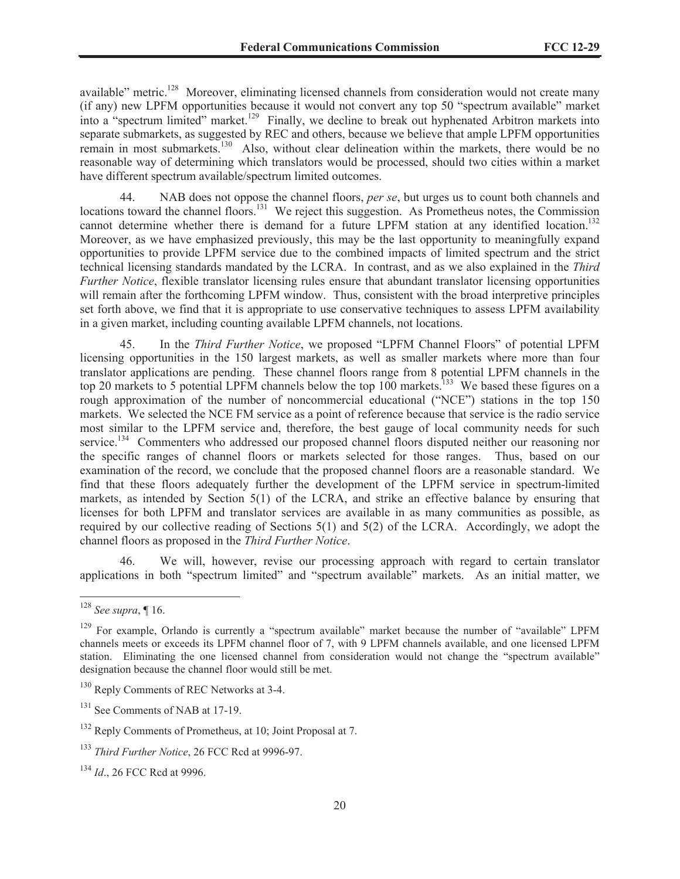available" metric.[128] Moreover, eliminating licensed channels from consideration would not create many (if any) new LPFM opportunities because it would not convert any top 50 "spectrum available" market into a "spectrum limited" market.[129] Finally, we decline to break out hyphenated Arbitron markets into separate submarkets, as suggested by REC and others, because we believe that ample LPFM opportunities remain in most submarkets.[130] Also, without clear delineation within the markets, there would be no reasonable way of determining which translators would be processed, should two cities within a market have different spectrum available/spectrum limited outcomes.

44. NAB does not oppose the channel floors, *per se*, but urges us to count both channels and locations toward the channel floors.[131] We reject this suggestion. As Prometheus notes, the Commission cannot determine whether there is demand for a future LPFM station at any identified location.[132] Moreover, as we have emphasized previously, this may be the last opportunity to meaningfully expand opportunities to provide LPFM service due to the combined impacts of limited spectrum and the strict technical licensing standards mandated by the LCRA. In contrast, and as we also explained in the *Third Further Notice*, flexible translator licensing rules ensure that abundant translator licensing opportunities will remain after the forthcoming LPFM window. Thus, consistent with the broad interpretive principles set forth above, we find that it is appropriate to use conservative techniques to assess LPFM availability in a given market, including counting available LPFM channels, not locations.

45. In the *Third Further Notice*, we proposed "LPFM Channel Floors" of potential LPFM licensing opportunities in the 150 largest markets, as well as smaller markets where more than four translator applications are pending. These channel floors range from 8 potential LPFM channels in the top 20 markets to 5 potential LPFM channels below the top 100 markets.[133] We based these figures on a rough approximation of the number of noncommercial educational ("NCE") stations in the top 150 markets. We selected the NCE FM service as a point of reference because that service is the radio service most similar to the LPFM service and, therefore, the best gauge of local community needs for such service.[134] Commenters who addressed our proposed channel floors disputed neither our reasoning nor the specific ranges of channel floors or markets selected for those ranges. Thus, based on our examination of the record, we conclude that the proposed channel floors are a reasonable standard. We find that these floors adequately further the development of the LPFM service in spectrum-limited markets, as intended by Section 5(1) of the LCRA, and strike an effective balance by ensuring that licenses for both LPFM and translator services are available in as many communities as possible, as required by our collective reading of Sections 5(1) and 5(2) of the LCRA. Accordingly, we adopt the channel floors as proposed in the *Third Further Notice*.

46. We will, however, revise our processing approach with regard to certain translator applications in both "spectrum limited" and "spectrum available" markets. As an initial matter, we

---

[128] *See supra*, ¶ 16.

[129] For example, Orlando is currently a "spectrum available" market because the number of "available" LPFM channels meets or exceeds its LPFM channel floor of 7, with 9 LPFM channels available, and one licensed LPFM station. Eliminating the one licensed channel from consideration would not change the "spectrum available" designation because the channel floor would still be met.

[130] Reply Comments of REC Networks at 3-4.

[131] See Comments of NAB at 17-19.

[132] Reply Comments of Prometheus, at 10; Joint Proposal at 7.

[133] *Third Further Notice*, 26 FCC Rcd at 9996-97.

[134] *Id*., 26 FCC Rcd at 9996.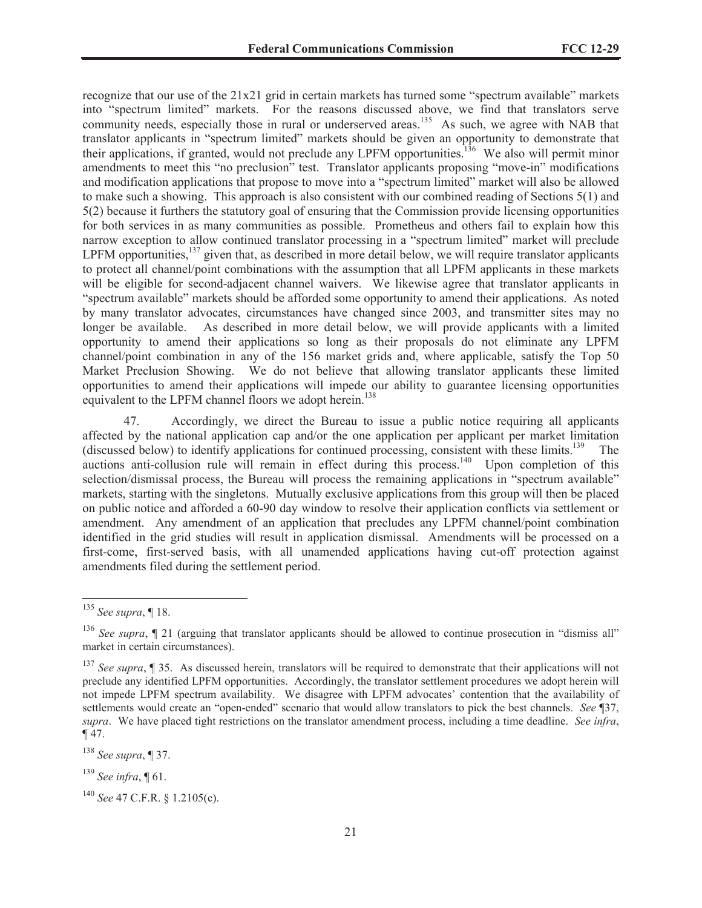recognize that our use of the 21x21 grid in certain markets has turned some "spectrum available" markets into "spectrum limited" markets. For the reasons discussed above, we find that translators serve community needs, especially those in rural or underserved areas.[135] As such, we agree with NAB that translator applicants in "spectrum limited" markets should be given an opportunity to demonstrate that their applications, if granted, would not preclude any LPFM opportunities.[136] We also will permit minor amendments to meet this "no preclusion" test. Translator applicants proposing "move-in" modifications and modification applications that propose to move into a "spectrum limited" market will also be allowed to make such a showing. This approach is also consistent with our combined reading of Sections 5(1) and 5(2) because it furthers the statutory goal of ensuring that the Commission provide licensing opportunities for both services in as many communities as possible. Prometheus and others fail to explain how this narrow exception to allow continued translator processing in a "spectrum limited" market will preclude LPFM opportunities,[137] given that, as described in more detail below, we will require translator applicants to protect all channel/point combinations with the assumption that all LPFM applicants in these markets will be eligible for second-adjacent channel waivers. We likewise agree that translator applicants in "spectrum available" markets should be afforded some opportunity to amend their applications. As noted by many translator advocates, circumstances have changed since 2003, and transmitter sites may no longer be available. As described in more detail below, we will provide applicants with a limited opportunity to amend their applications so long as their proposals do not eliminate any LPFM channel/point combination in any of the 156 market grids and, where applicable, satisfy the Top 50 Market Preclusion Showing. We do not believe that allowing translator applicants these limited opportunities to amend their applications will impede our ability to guarantee licensing opportunities equivalent to the LPFM channel floors we adopt herein.[138]

47. Accordingly, we direct the Bureau to issue a public notice requiring all applicants affected by the national application cap and/or the one application per applicant per market limitation (discussed below) to identify applications for continued processing, consistent with these limits.[139] The auctions anti-collusion rule will remain in effect during this process.[140] Upon completion of this selection/dismissal process, the Bureau will process the remaining applications in "spectrum available" markets, starting with the singletons. Mutually exclusive applications from this group will then be placed on public notice and afforded a 60-90 day window to resolve their application conflicts via settlement or amendment. Any amendment of an application that precludes any LPFM channel/point combination identified in the grid studies will result in application dismissal. Amendments will be processed on a first-come, first-served basis, with all unamended applications having cut-off protection against amendments filed during the settlement period.

---

[135] *See supra*, ¶ 18.

[136] *See supra*, ¶ 21 (arguing that translator applicants should be allowed to continue prosecution in "dismiss all" market in certain circumstances).

[137] *See supra*, ¶ 35. As discussed herein, translators will be required to demonstrate that their applications will not preclude any identified LPFM opportunities. Accordingly, the translator settlement procedures we adopt herein will not impede LPFM spectrum availability. We disagree with LPFM advocates' contention that the availability of settlements would create an "open-ended" scenario that would allow translators to pick the best channels. *See* ¶37, *supra*. We have placed tight restrictions on the translator amendment process, including a time deadline. *See infra*, ¶ 47.

[138] *See supra*, ¶ 37.

[139] *See infra*, ¶ 61.

[140] *See* 47 C.F.R. § 1.2105(c).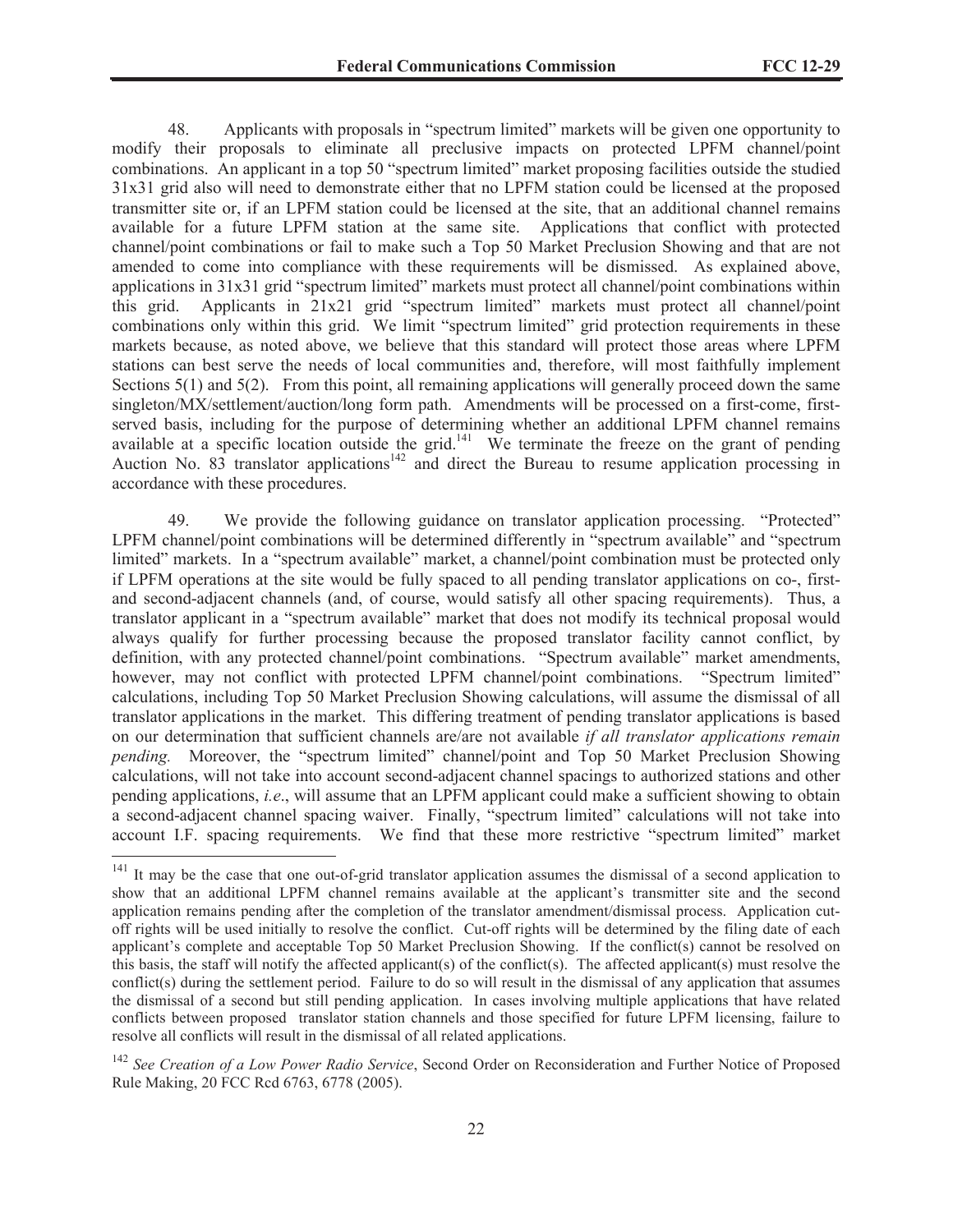48. Applicants with proposals in "spectrum limited" markets will be given one opportunity to modify their proposals to eliminate all preclusive impacts on protected LPFM channel/point combinations. An applicant in a top 50 "spectrum limited" market proposing facilities outside the studied 31x31 grid also will need to demonstrate either that no LPFM station could be licensed at the proposed transmitter site or, if an LPFM station could be licensed at the site, that an additional channel remains available for a future LPFM station at the same site. Applications that conflict with protected channel/point combinations or fail to make such a Top 50 Market Preclusion Showing and that are not amended to come into compliance with these requirements will be dismissed. As explained above, applications in 31x31 grid "spectrum limited" markets must protect all channel/point combinations within this grid. Applicants in 21x21 grid "spectrum limited" markets must protect all channel/point combinations only within this grid. We limit "spectrum limited" grid protection requirements in these markets because, as noted above, we believe that this standard will protect those areas where LPFM stations can best serve the needs of local communities and, therefore, will most faithfully implement Sections 5(1) and 5(2). From this point, all remaining applications will generally proceed down the same singleton/MX/settlement/auction/long form path. Amendments will be processed on a first-come, first-served basis, including for the purpose of determining whether an additional LPFM channel remains available at a specific location outside the grid.[141] We terminate the freeze on the grant of pending Auction No. 83 translator applications[142] and direct the Bureau to resume application processing in accordance with these procedures.

49. We provide the following guidance on translator application processing. "Protected" LPFM channel/point combinations will be determined differently in "spectrum available" and "spectrum limited" markets. In a "spectrum available" market, a channel/point combination must be protected only if LPFM operations at the site would be fully spaced to all pending translator applications on co-, first- and second-adjacent channels (and, of course, would satisfy all other spacing requirements). Thus, a translator applicant in a "spectrum available" market that does not modify its technical proposal would always qualify for further processing because the proposed translator facility cannot conflict, by definition, with any protected channel/point combinations. "Spectrum available" market amendments, however, may not conflict with protected LPFM channel/point combinations. "Spectrum limited" calculations, including Top 50 Market Preclusion Showing calculations, will assume the dismissal of all translator applications in the market. This differing treatment of pending translator applications is based on our determination that sufficient channels are/are not available *if all translator applications remain pending.* Moreover, the "spectrum limited" channel/point and Top 50 Market Preclusion Showing calculations, will not take into account second-adjacent channel spacings to authorized stations and other pending applications, *i.e*., will assume that an LPFM applicant could make a sufficient showing to obtain a second-adjacent channel spacing waiver. Finally, "spectrum limited" calculations will not take into account I.F. spacing requirements. We find that these more restrictive "spectrum limited" market

[141] It may be the case that one out-of-grid translator application assumes the dismissal of a second application to show that an additional LPFM channel remains available at the applicant's transmitter site and the second application remains pending after the completion of the translator amendment/dismissal process. Application cut-off rights will be used initially to resolve the conflict. Cut-off rights will be determined by the filing date of each applicant's complete and acceptable Top 50 Market Preclusion Showing. If the conflict(s) cannot be resolved on this basis, the staff will notify the affected applicant(s) of the conflict(s). The affected applicant(s) must resolve the conflict(s) during the settlement period. Failure to do so will result in the dismissal of any application that assumes the dismissal of a second but still pending application. In cases involving multiple applications that have related conflicts between proposed translator station channels and those specified for future LPFM licensing, failure to resolve all conflicts will result in the dismissal of all related applications.

[142] *See Creation of a Low Power Radio Service*, Second Order on Reconsideration and Further Notice of Proposed Rule Making, 20 FCC Rcd 6763, 6778 (2005).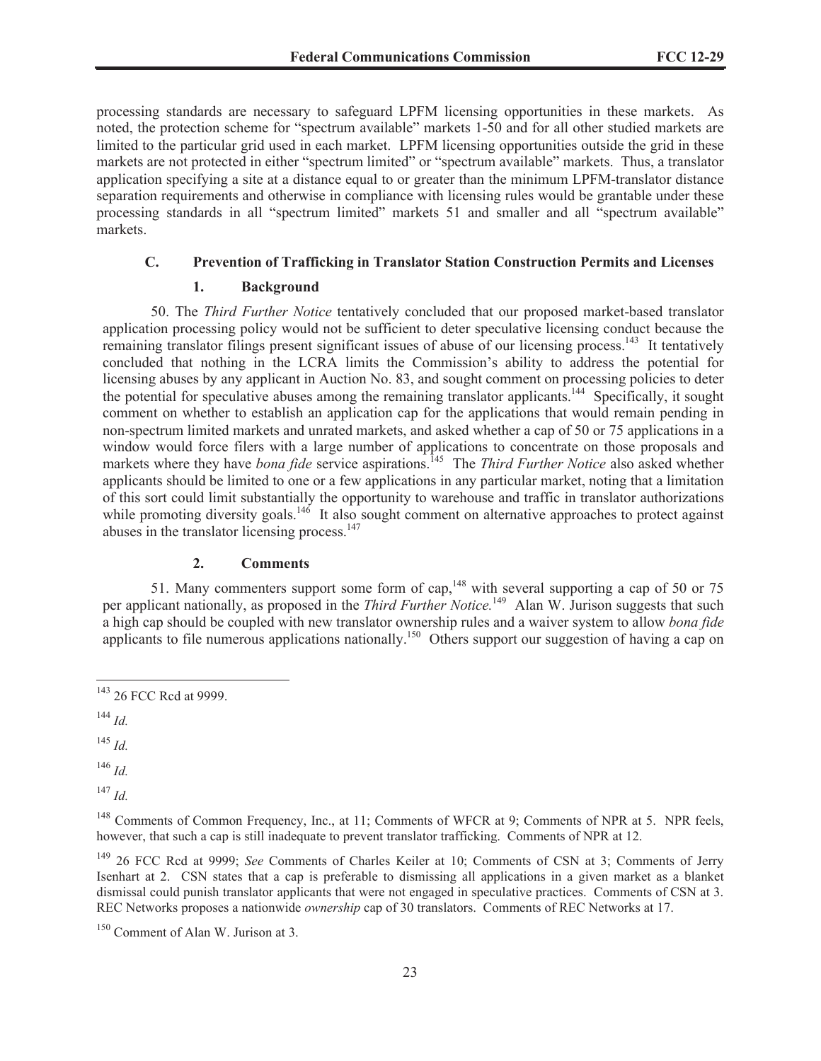processing standards are necessary to safeguard LPFM licensing opportunities in these markets. As noted, the protection scheme for "spectrum available" markets 1-50 and for all other studied markets are limited to the particular grid used in each market. LPFM licensing opportunities outside the grid in these markets are not protected in either "spectrum limited" or "spectrum available" markets. Thus, a translator application specifying a site at a distance equal to or greater than the minimum LPFM-translator distance separation requirements and otherwise in compliance with licensing rules would be grantable under these processing standards in all "spectrum limited" markets 51 and smaller and all "spectrum available" markets.

### C. Prevention of Trafficking in Translator Station Construction Permits and Licenses

#### 1. Background

50. The *Third Further Notice* tentatively concluded that our proposed market-based translator application processing policy would not be sufficient to deter speculative licensing conduct because the remaining translator filings present significant issues of abuse of our licensing process.[143] It tentatively concluded that nothing in the LCRA limits the Commission's ability to address the potential for licensing abuses by any applicant in Auction No. 83, and sought comment on processing policies to deter the potential for speculative abuses among the remaining translator applicants.[144] Specifically, it sought comment on whether to establish an application cap for the applications that would remain pending in non-spectrum limited markets and unrated markets, and asked whether a cap of 50 or 75 applications in a window would force filers with a large number of applications to concentrate on those proposals and markets where they have *bona fide* service aspirations.[145] The *Third Further Notice* also asked whether applicants should be limited to one or a few applications in any particular market, noting that a limitation of this sort could limit substantially the opportunity to warehouse and traffic in translator authorizations while promoting diversity goals.[146] It also sought comment on alternative approaches to protect against abuses in the translator licensing process.[147]

#### 2. Comments

51. Many commenters support some form of cap,[148] with several supporting a cap of 50 or 75 per applicant nationally, as proposed in the *Third Further Notice.*[149] Alan W. Jurison suggests that such a high cap should be coupled with new translator ownership rules and a waiver system to allow *bona fide* applicants to file numerous applications nationally.[150] Others support our suggestion of having a cap on

---

[143] 26 FCC Rcd at 9999.

[144] *Id.*

[145] *Id.*

[146] *Id.*

[147] *Id.*

[148] Comments of Common Frequency, Inc., at 11; Comments of WFCR at 9; Comments of NPR at 5. NPR feels, however, that such a cap is still inadequate to prevent translator trafficking. Comments of NPR at 12.

[149] 26 FCC Rcd at 9999; *See* Comments of Charles Keiler at 10; Comments of CSN at 3; Comments of Jerry Isenhart at 2. CSN states that a cap is preferable to dismissing all applications in a given market as a blanket dismissal could punish translator applicants that were not engaged in speculative practices. Comments of CSN at 3. REC Networks proposes a nationwide *ownership* cap of 30 translators. Comments of REC Networks at 17.

[150] Comment of Alan W. Jurison at 3.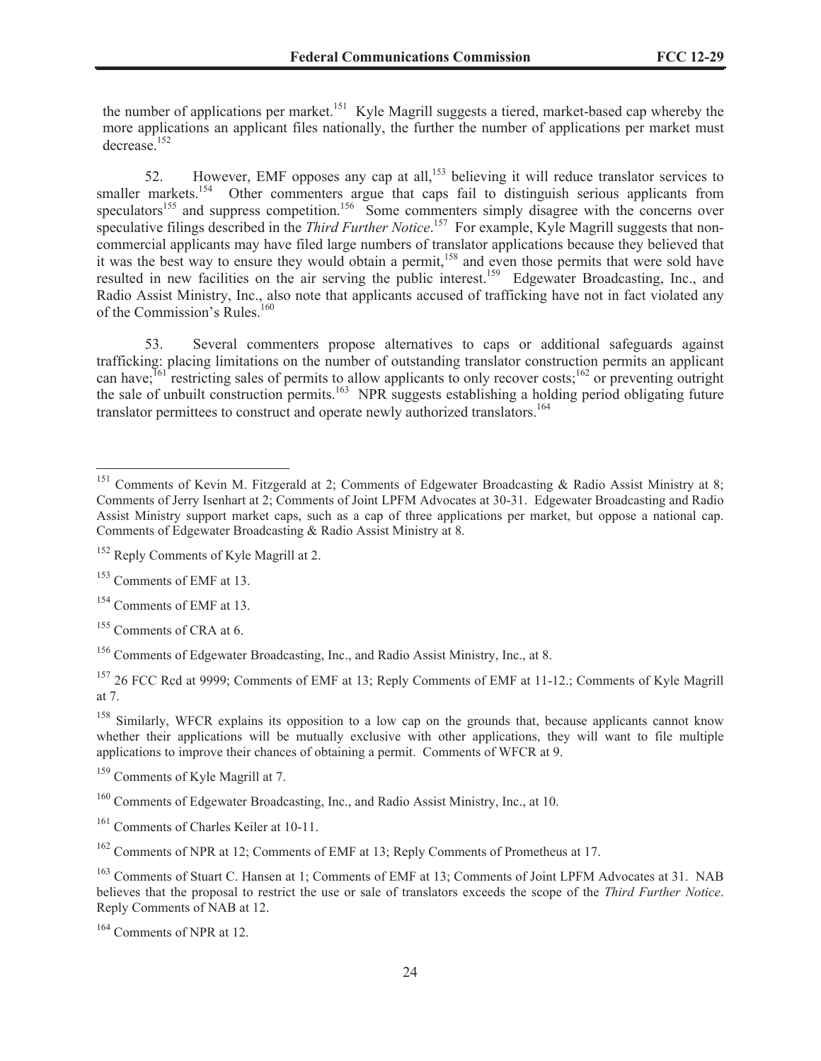the number of applications per market.[151] Kyle Magrill suggests a tiered, market-based cap whereby the more applications an applicant files nationally, the further the number of applications per market must decrease.[152]

52. However, EMF opposes any cap at all,[153] believing it will reduce translator services to smaller markets.[154] Other commenters argue that caps fail to distinguish serious applicants from speculators[155] and suppress competition.[156] Some commenters simply disagree with the concerns over speculative filings described in the *Third Further Notice*.[157] For example, Kyle Magrill suggests that non-commercial applicants may have filed large numbers of translator applications because they believed that it was the best way to ensure they would obtain a permit,[158] and even those permits that were sold have resulted in new facilities on the air serving the public interest.[159] Edgewater Broadcasting, Inc., and Radio Assist Ministry, Inc., also note that applicants accused of trafficking have not in fact violated any of the Commission's Rules.[160]

53. Several commenters propose alternatives to caps or additional safeguards against trafficking: placing limitations on the number of outstanding translator construction permits an applicant can have;[161] restricting sales of permits to allow applicants to only recover costs;[162] or preventing outright the sale of unbuilt construction permits.[163] NPR suggests establishing a holding period obligating future translator permittees to construct and operate newly authorized translators.[164]

---

[151] Comments of Kevin M. Fitzgerald at 2; Comments of Edgewater Broadcasting & Radio Assist Ministry at 8; Comments of Jerry Isenhart at 2; Comments of Joint LPFM Advocates at 30-31. Edgewater Broadcasting and Radio Assist Ministry support market caps, such as a cap of three applications per market, but oppose a national cap. Comments of Edgewater Broadcasting & Radio Assist Ministry at 8.

[152] Reply Comments of Kyle Magrill at 2.

[153] Comments of EMF at 13.

[154] Comments of EMF at 13.

[155] Comments of CRA at 6.

[156] Comments of Edgewater Broadcasting, Inc., and Radio Assist Ministry, Inc., at 8.

[157] 26 FCC Rcd at 9999; Comments of EMF at 13; Reply Comments of EMF at 11-12.; Comments of Kyle Magrill at 7.

[158] Similarly, WFCR explains its opposition to a low cap on the grounds that, because applicants cannot know whether their applications will be mutually exclusive with other applications, they will want to file multiple applications to improve their chances of obtaining a permit. Comments of WFCR at 9.

[159] Comments of Kyle Magrill at 7.

[160] Comments of Edgewater Broadcasting, Inc., and Radio Assist Ministry, Inc., at 10.

[161] Comments of Charles Keiler at 10-11.

[162] Comments of NPR at 12; Comments of EMF at 13; Reply Comments of Prometheus at 17.

[163] Comments of Stuart C. Hansen at 1; Comments of EMF at 13; Comments of Joint LPFM Advocates at 31. NAB believes that the proposal to restrict the use or sale of translators exceeds the scope of the *Third Further Notice*. Reply Comments of NAB at 12.

[164] Comments of NPR at 12.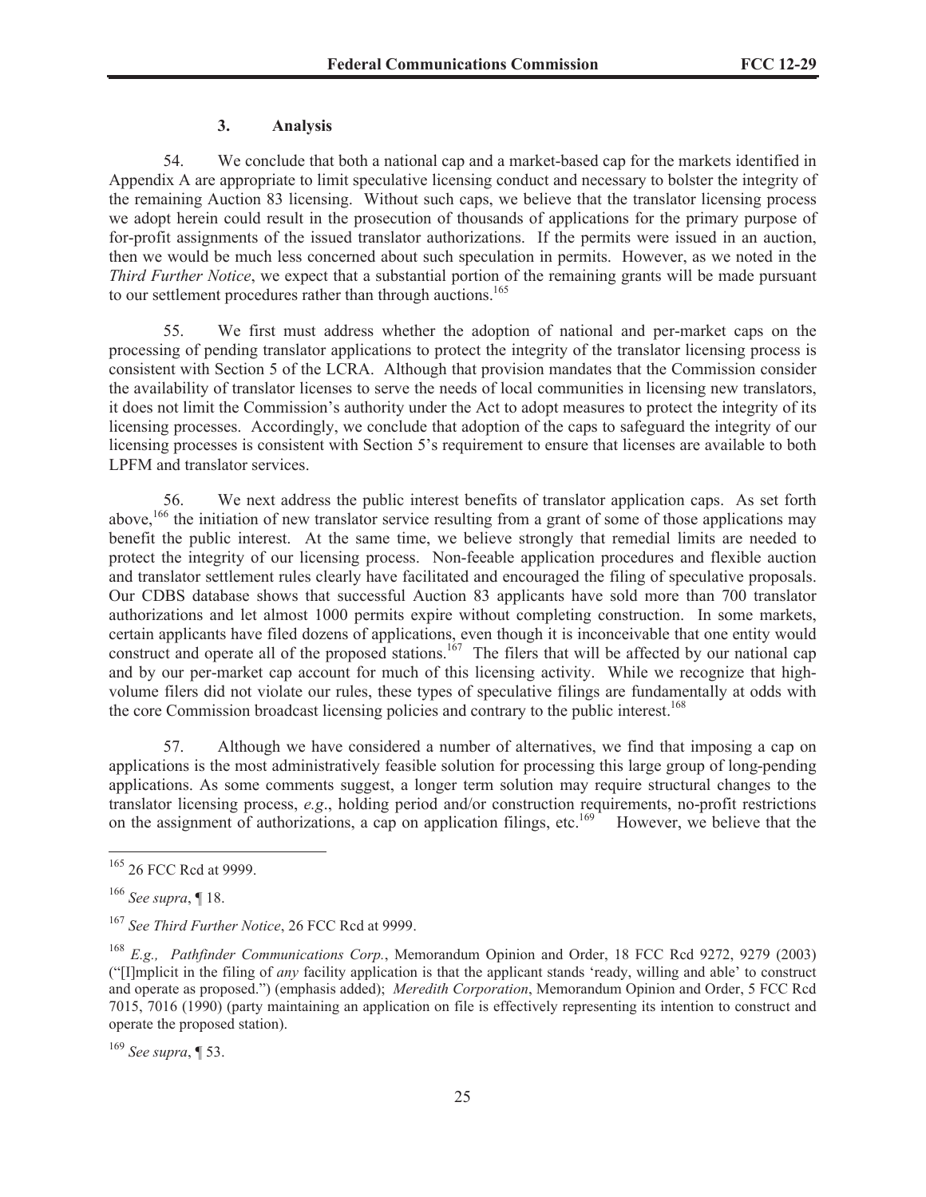### 3. Analysis

54. We conclude that both a national cap and a market-based cap for the markets identified in Appendix A are appropriate to limit speculative licensing conduct and necessary to bolster the integrity of the remaining Auction 83 licensing. Without such caps, we believe that the translator licensing process we adopt herein could result in the prosecution of thousands of applications for the primary purpose of for-profit assignments of the issued translator authorizations. If the permits were issued in an auction, then we would be much less concerned about such speculation in permits. However, as we noted in the *Third Further Notice*, we expect that a substantial portion of the remaining grants will be made pursuant to our settlement procedures rather than through auctions.[165]

55. We first must address whether the adoption of national and per-market caps on the processing of pending translator applications to protect the integrity of the translator licensing process is consistent with Section 5 of the LCRA. Although that provision mandates that the Commission consider the availability of translator licenses to serve the needs of local communities in licensing new translators, it does not limit the Commission's authority under the Act to adopt measures to protect the integrity of its licensing processes. Accordingly, we conclude that adoption of the caps to safeguard the integrity of our licensing processes is consistent with Section 5's requirement to ensure that licenses are available to both LPFM and translator services.

56. We next address the public interest benefits of translator application caps. As set forth above,[166] the initiation of new translator service resulting from a grant of some of those applications may benefit the public interest. At the same time, we believe strongly that remedial limits are needed to protect the integrity of our licensing process. Non-feeable application procedures and flexible auction and translator settlement rules clearly have facilitated and encouraged the filing of speculative proposals. Our CDBS database shows that successful Auction 83 applicants have sold more than 700 translator authorizations and let almost 1000 permits expire without completing construction. In some markets, certain applicants have filed dozens of applications, even though it is inconceivable that one entity would construct and operate all of the proposed stations.[167] The filers that will be affected by our national cap and by our per-market cap account for much of this licensing activity. While we recognize that high-volume filers did not violate our rules, these types of speculative filings are fundamentally at odds with the core Commission broadcast licensing policies and contrary to the public interest.[168]

57. Although we have considered a number of alternatives, we find that imposing a cap on applications is the most administratively feasible solution for processing this large group of long-pending applications. As some comments suggest, a longer term solution may require structural changes to the translator licensing process, *e.g*., holding period and/or construction requirements, no-profit restrictions on the assignment of authorizations, a cap on application filings, etc.[169] However, we believe that the

---

[165] 26 FCC Rcd at 9999.

[166] *See supra*, ¶ 18.

[167] *See Third Further Notice*, 26 FCC Rcd at 9999.

[168] *E.g., Pathfinder Communications Corp.*, Memorandum Opinion and Order, 18 FCC Rcd 9272, 9279 (2003) ("[I]mplicit in the filing of *any* facility application is that the applicant stands 'ready, willing and able' to construct and operate as proposed.") (emphasis added); *Meredith Corporation*, Memorandum Opinion and Order, 5 FCC Rcd 7015, 7016 (1990) (party maintaining an application on file is effectively representing its intention to construct and operate the proposed station).

[169] *See supra*, ¶ 53.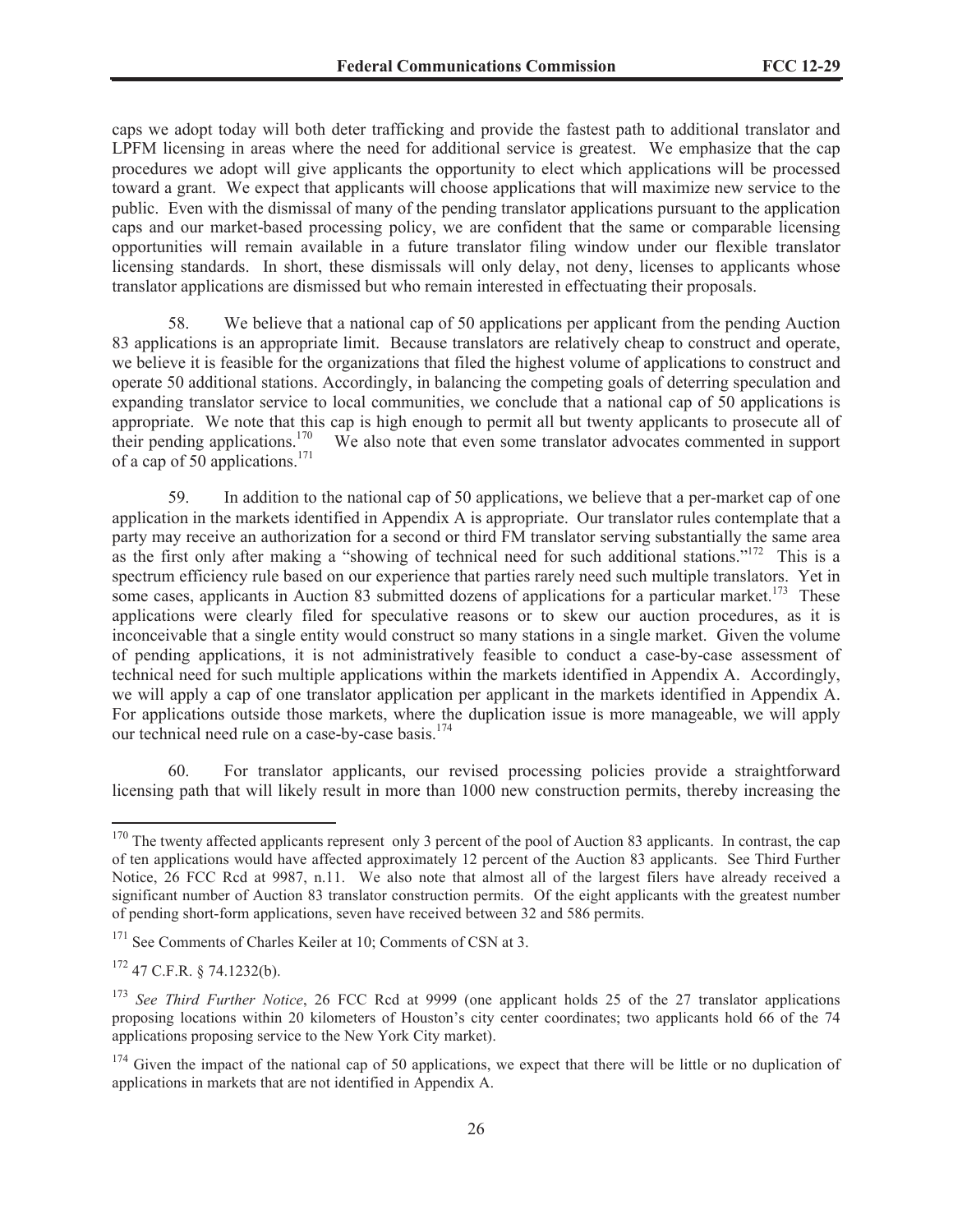caps we adopt today will both deter trafficking and provide the fastest path to additional translator and LPFM licensing in areas where the need for additional service is greatest. We emphasize that the cap procedures we adopt will give applicants the opportunity to elect which applications will be processed toward a grant. We expect that applicants will choose applications that will maximize new service to the public. Even with the dismissal of many of the pending translator applications pursuant to the application caps and our market-based processing policy, we are confident that the same or comparable licensing opportunities will remain available in a future translator filing window under our flexible translator licensing standards. In short, these dismissals will only delay, not deny, licenses to applicants whose translator applications are dismissed but who remain interested in effectuating their proposals.

58. We believe that a national cap of 50 applications per applicant from the pending Auction 83 applications is an appropriate limit. Because translators are relatively cheap to construct and operate, we believe it is feasible for the organizations that filed the highest volume of applications to construct and operate 50 additional stations. Accordingly, in balancing the competing goals of deterring speculation and expanding translator service to local communities, we conclude that a national cap of 50 applications is appropriate. We note that this cap is high enough to permit all but twenty applicants to prosecute all of their pending applications.[170] We also note that even some translator advocates commented in support of a cap of 50 applications.[171]

59. In addition to the national cap of 50 applications, we believe that a per-market cap of one application in the markets identified in Appendix A is appropriate. Our translator rules contemplate that a party may receive an authorization for a second or third FM translator serving substantially the same area as the first only after making a "showing of technical need for such additional stations."[172] This is a spectrum efficiency rule based on our experience that parties rarely need such multiple translators. Yet in some cases, applicants in Auction 83 submitted dozens of applications for a particular market.[173] These applications were clearly filed for speculative reasons or to skew our auction procedures, as it is inconceivable that a single entity would construct so many stations in a single market. Given the volume of pending applications, it is not administratively feasible to conduct a case-by-case assessment of technical need for such multiple applications within the markets identified in Appendix A. Accordingly, we will apply a cap of one translator application per applicant in the markets identified in Appendix A. For applications outside those markets, where the duplication issue is more manageable, we will apply our technical need rule on a case-by-case basis.[174]

60. For translator applicants, our revised processing policies provide a straightforward licensing path that will likely result in more than 1000 new construction permits, thereby increasing the

---

[170] The twenty affected applicants represent only 3 percent of the pool of Auction 83 applicants. In contrast, the cap of ten applications would have affected approximately 12 percent of the Auction 83 applicants. See Third Further Notice, 26 FCC Rcd at 9987, n.11. We also note that almost all of the largest filers have already received a significant number of Auction 83 translator construction permits. Of the eight applicants with the greatest number of pending short-form applications, seven have received between 32 and 586 permits.

[171] See Comments of Charles Keiler at 10; Comments of CSN at 3.

[172] 47 C.F.R. § 74.1232(b).

[173] *See Third Further Notice*, 26 FCC Rcd at 9999 (one applicant holds 25 of the 27 translator applications proposing locations within 20 kilometers of Houston's city center coordinates; two applicants hold 66 of the 74 applications proposing service to the New York City market).

[174] Given the impact of the national cap of 50 applications, we expect that there will be little or no duplication of applications in markets that are not identified in Appendix A.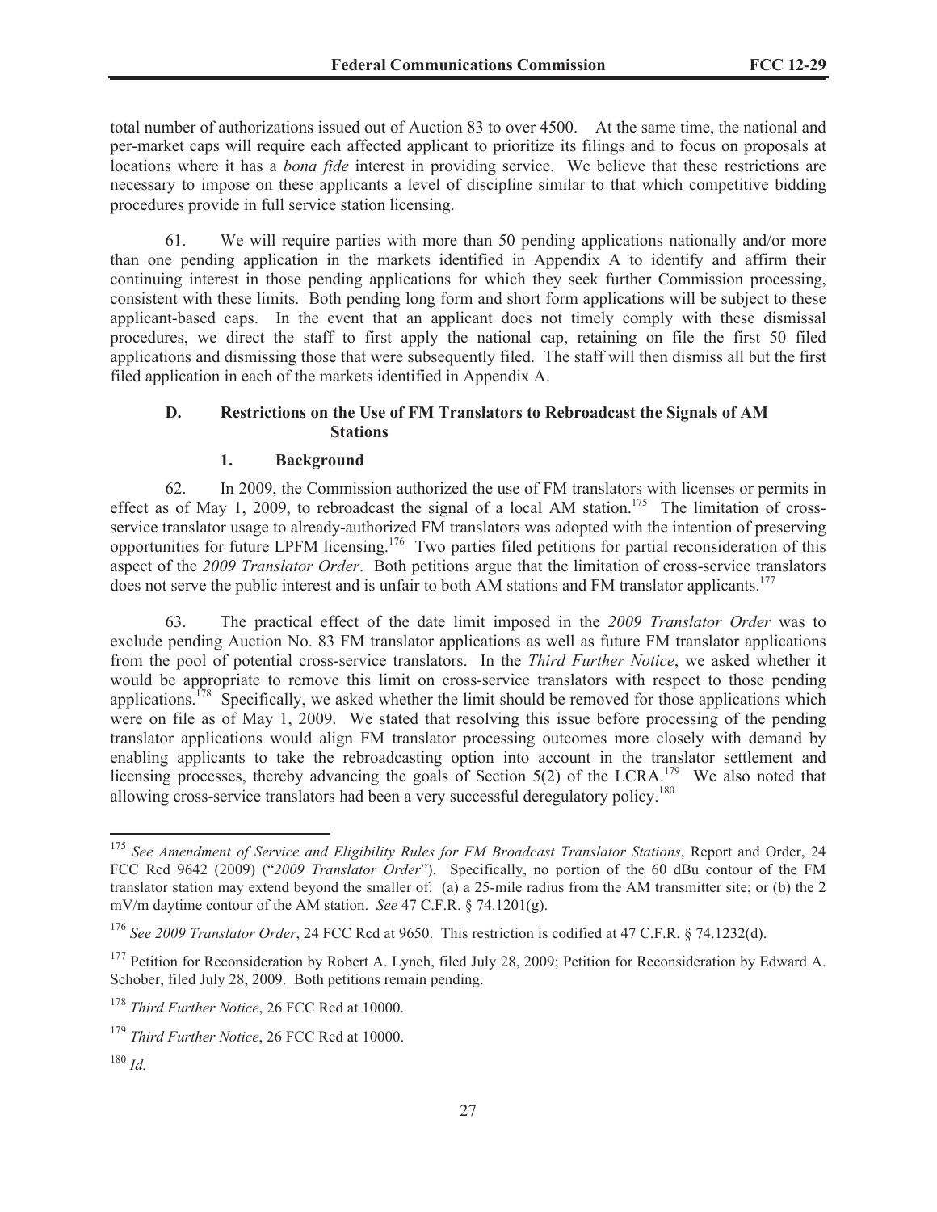total number of authorizations issued out of Auction 83 to over 4500. At the same time, the national and per-market caps will require each affected applicant to prioritize its filings and to focus on proposals at locations where it has a *bona fide* interest in providing service. We believe that these restrictions are necessary to impose on these applicants a level of discipline similar to that which competitive bidding procedures provide in full service station licensing.

61. We will require parties with more than 50 pending applications nationally and/or more than one pending application in the markets identified in Appendix A to identify and affirm their continuing interest in those pending applications for which they seek further Commission processing, consistent with these limits. Both pending long form and short form applications will be subject to these applicant-based caps. In the event that an applicant does not timely comply with these dismissal procedures, we direct the staff to first apply the national cap, retaining on file the first 50 filed applications and dismissing those that were subsequently filed. The staff will then dismiss all but the first filed application in each of the markets identified in Appendix A.

### D. Restrictions on the Use of FM Translators to Rebroadcast the Signals of AM Stations

#### 1. Background

62. In 2009, the Commission authorized the use of FM translators with licenses or permits in effect as of May 1, 2009, to rebroadcast the signal of a local AM station.[175] The limitation of cross-service translator usage to already-authorized FM translators was adopted with the intention of preserving opportunities for future LPFM licensing.[176] Two parties filed petitions for partial reconsideration of this aspect of the *2009 Translator Order*. Both petitions argue that the limitation of cross-service translators does not serve the public interest and is unfair to both AM stations and FM translator applicants.[177]

63. The practical effect of the date limit imposed in the *2009 Translator Order* was to exclude pending Auction No. 83 FM translator applications as well as future FM translator applications from the pool of potential cross-service translators. In the *Third Further Notice*, we asked whether it would be appropriate to remove this limit on cross-service translators with respect to those pending applications.[178] Specifically, we asked whether the limit should be removed for those applications which were on file as of May 1, 2009. We stated that resolving this issue before processing of the pending translator applications would align FM translator processing outcomes more closely with demand by enabling applicants to take the rebroadcasting option into account in the translator settlement and licensing processes, thereby advancing the goals of Section 5(2) of the LCRA.[179] We also noted that allowing cross-service translators had been a very successful deregulatory policy.[180]

---

[175] *See Amendment of Service and Eligibility Rules for FM Broadcast Translator Stations*, Report and Order, 24 FCC Rcd 9642 (2009) ("*2009 Translator Order*"). Specifically, no portion of the 60 dBu contour of the FM translator station may extend beyond the smaller of: (a) a 25-mile radius from the AM transmitter site; or (b) the 2 mV/m daytime contour of the AM station. *See* 47 C.F.R. § 74.1201(g).

[176] *See 2009 Translator Order*, 24 FCC Rcd at 9650. This restriction is codified at 47 C.F.R. § 74.1232(d).

[177] Petition for Reconsideration by Robert A. Lynch, filed July 28, 2009; Petition for Reconsideration by Edward A. Schober, filed July 28, 2009. Both petitions remain pending.

[178] *Third Further Notice*, 26 FCC Rcd at 10000.

[179] *Third Further Notice*, 26 FCC Rcd at 10000.

[180] *Id.*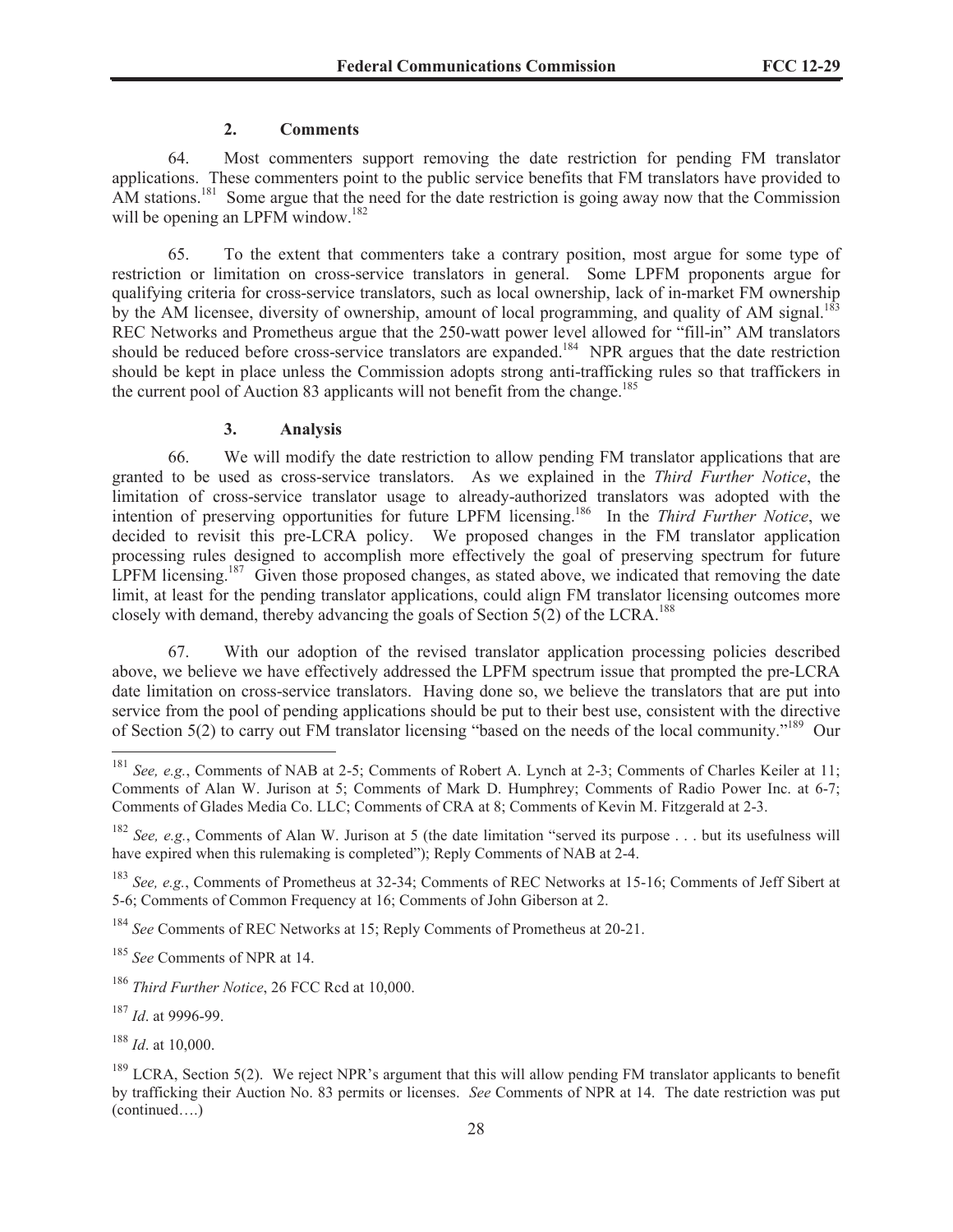### 2. Comments

64. Most commenters support removing the date restriction for pending FM translator applications. These commenters point to the public service benefits that FM translators have provided to AM stations.[181] Some argue that the need for the date restriction is going away now that the Commission will be opening an LPFM window.[182]

65. To the extent that commenters take a contrary position, most argue for some type of restriction or limitation on cross-service translators in general. Some LPFM proponents argue for qualifying criteria for cross-service translators, such as local ownership, lack of in-market FM ownership by the AM licensee, diversity of ownership, amount of local programming, and quality of AM signal.[183] REC Networks and Prometheus argue that the 250-watt power level allowed for "fill-in" AM translators should be reduced before cross-service translators are expanded.[184] NPR argues that the date restriction should be kept in place unless the Commission adopts strong anti-trafficking rules so that traffickers in the current pool of Auction 83 applicants will not benefit from the change.[185]

### 3. Analysis

66. We will modify the date restriction to allow pending FM translator applications that are granted to be used as cross-service translators. As we explained in the *Third Further Notice*, the limitation of cross-service translator usage to already-authorized translators was adopted with the intention of preserving opportunities for future LPFM licensing.[186] In the *Third Further Notice*, we decided to revisit this pre-LCRA policy. We proposed changes in the FM translator application processing rules designed to accomplish more effectively the goal of preserving spectrum for future LPFM licensing.[187] Given those proposed changes, as stated above, we indicated that removing the date limit, at least for the pending translator applications, could align FM translator licensing outcomes more closely with demand, thereby advancing the goals of Section 5(2) of the LCRA.[188]

67. With our adoption of the revised translator application processing policies described above, we believe we have effectively addressed the LPFM spectrum issue that prompted the pre-LCRA date limitation on cross-service translators. Having done so, we believe the translators that are put into service from the pool of pending applications should be put to their best use, consistent with the directive of Section 5(2) to carry out FM translator licensing "based on the needs of the local community."[189] Our

---

[181] *See, e.g.*, Comments of NAB at 2-5; Comments of Robert A. Lynch at 2-3; Comments of Charles Keiler at 11; Comments of Alan W. Jurison at 5; Comments of Mark D. Humphrey; Comments of Radio Power Inc. at 6-7; Comments of Glades Media Co. LLC; Comments of CRA at 8; Comments of Kevin M. Fitzgerald at 2-3.

[182] *See, e.g.*, Comments of Alan W. Jurison at 5 (the date limitation "served its purpose . . . but its usefulness will have expired when this rulemaking is completed"); Reply Comments of NAB at 2-4.

[183] *See, e.g.*, Comments of Prometheus at 32-34; Comments of REC Networks at 15-16; Comments of Jeff Sibert at 5-6; Comments of Common Frequency at 16; Comments of John Giberson at 2.

[184] *See* Comments of REC Networks at 15; Reply Comments of Prometheus at 20-21.

[185] *See* Comments of NPR at 14.

[186] *Third Further Notice*, 26 FCC Rcd at 10,000.

[187] *Id*. at 9996-99.

[188] *Id*. at 10,000.

[189] LCRA, Section 5(2). We reject NPR's argument that this will allow pending FM translator applicants to benefit by trafficking their Auction No. 83 permits or licenses. *See* Comments of NPR at 14. The date restriction was put (continued….)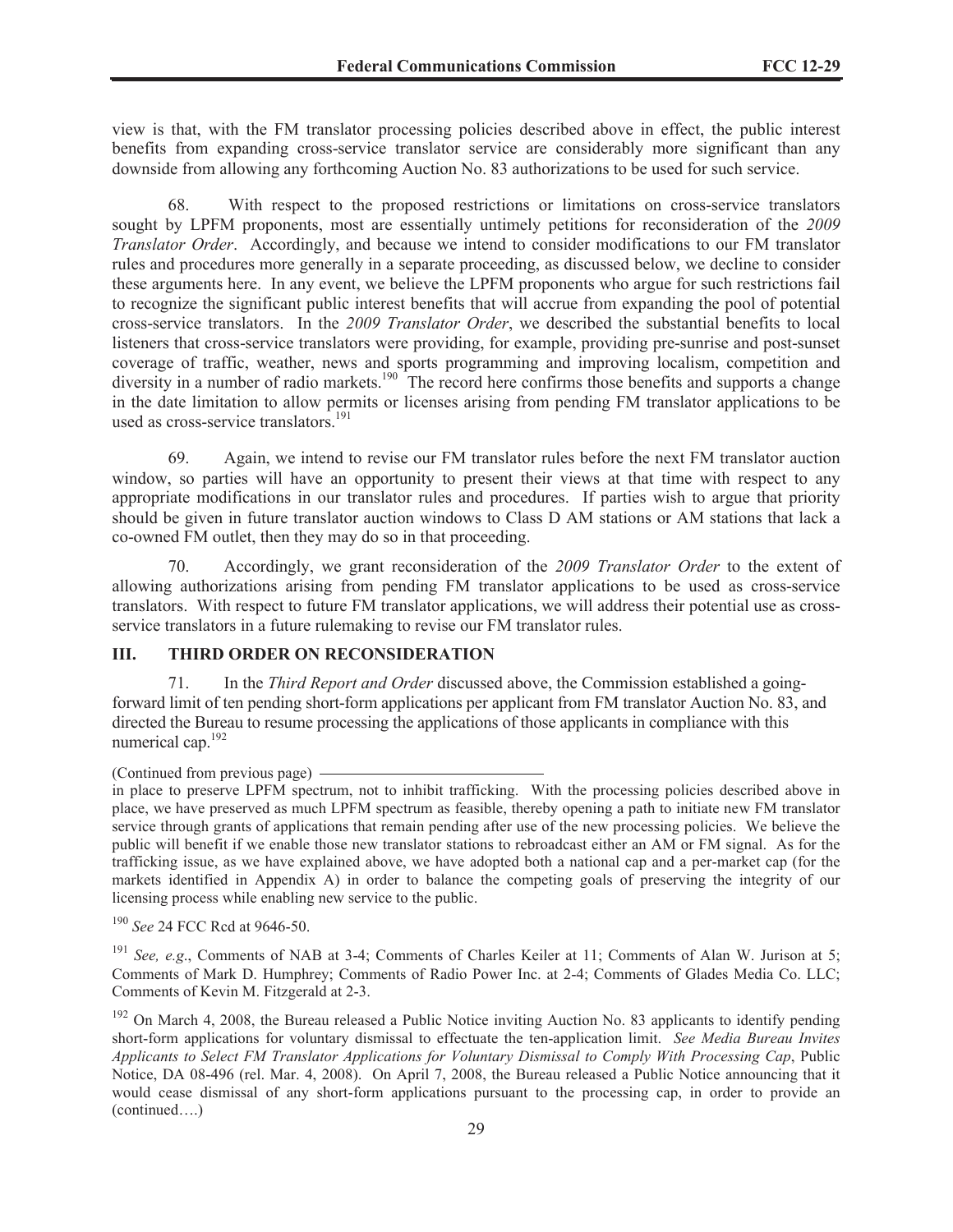view is that, with the FM translator processing policies described above in effect, the public interest benefits from expanding cross-service translator service are considerably more significant than any downside from allowing any forthcoming Auction No. 83 authorizations to be used for such service.

68. With respect to the proposed restrictions or limitations on cross-service translators sought by LPFM proponents, most are essentially untimely petitions for reconsideration of the *2009 Translator Order*. Accordingly, and because we intend to consider modifications to our FM translator rules and procedures more generally in a separate proceeding, as discussed below, we decline to consider these arguments here. In any event, we believe the LPFM proponents who argue for such restrictions fail to recognize the significant public interest benefits that will accrue from expanding the pool of potential cross-service translators. In the *2009 Translator Order*, we described the substantial benefits to local listeners that cross-service translators were providing, for example, providing pre-sunrise and post-sunset coverage of traffic, weather, news and sports programming and improving localism, competition and diversity in a number of radio markets.[190] The record here confirms those benefits and supports a change in the date limitation to allow permits or licenses arising from pending FM translator applications to be used as cross-service translators.[191]

69. Again, we intend to revise our FM translator rules before the next FM translator auction window, so parties will have an opportunity to present their views at that time with respect to any appropriate modifications in our translator rules and procedures. If parties wish to argue that priority should be given in future translator auction windows to Class D AM stations or AM stations that lack a co-owned FM outlet, then they may do so in that proceeding.

70. Accordingly, we grant reconsideration of the *2009 Translator Order* to the extent of allowing authorizations arising from pending FM translator applications to be used as cross-service translators. With respect to future FM translator applications, we will address their potential use as cross-service translators in a future rulemaking to revise our FM translator rules.

## III. THIRD ORDER ON RECONSIDERATION

71. In the *Third Report and Order* discussed above, the Commission established a going-forward limit of ten pending short-form applications per applicant from FM translator Auction No. 83, and directed the Bureau to resume processing the applications of those applicants in compliance with this numerical cap.[192]

(Continued from previous page)

in place to preserve LPFM spectrum, not to inhibit trafficking. With the processing policies described above in place, we have preserved as much LPFM spectrum as feasible, thereby opening a path to initiate new FM translator service through grants of applications that remain pending after use of the new processing policies. We believe the public will benefit if we enable those new translator stations to rebroadcast either an AM or FM signal. As for the trafficking issue, as we have explained above, we have adopted both a national cap and a per-market cap (for the markets identified in Appendix A) in order to balance the competing goals of preserving the integrity of our licensing process while enabling new service to the public.

[190] *See* 24 FCC Rcd at 9646-50.

[191] *See, e.g*., Comments of NAB at 3-4; Comments of Charles Keiler at 11; Comments of Alan W. Jurison at 5; Comments of Mark D. Humphrey; Comments of Radio Power Inc. at 2-4; Comments of Glades Media Co. LLC; Comments of Kevin M. Fitzgerald at 2-3.

[192] On March 4, 2008, the Bureau released a Public Notice inviting Auction No. 83 applicants to identify pending short-form applications for voluntary dismissal to effectuate the ten-application limit. *See Media Bureau Invites Applicants to Select FM Translator Applications for Voluntary Dismissal to Comply With Processing Cap*, Public Notice, DA 08-496 (rel. Mar. 4, 2008). On April 7, 2008, the Bureau released a Public Notice announcing that it would cease dismissal of any short-form applications pursuant to the processing cap, in order to provide an (continued….)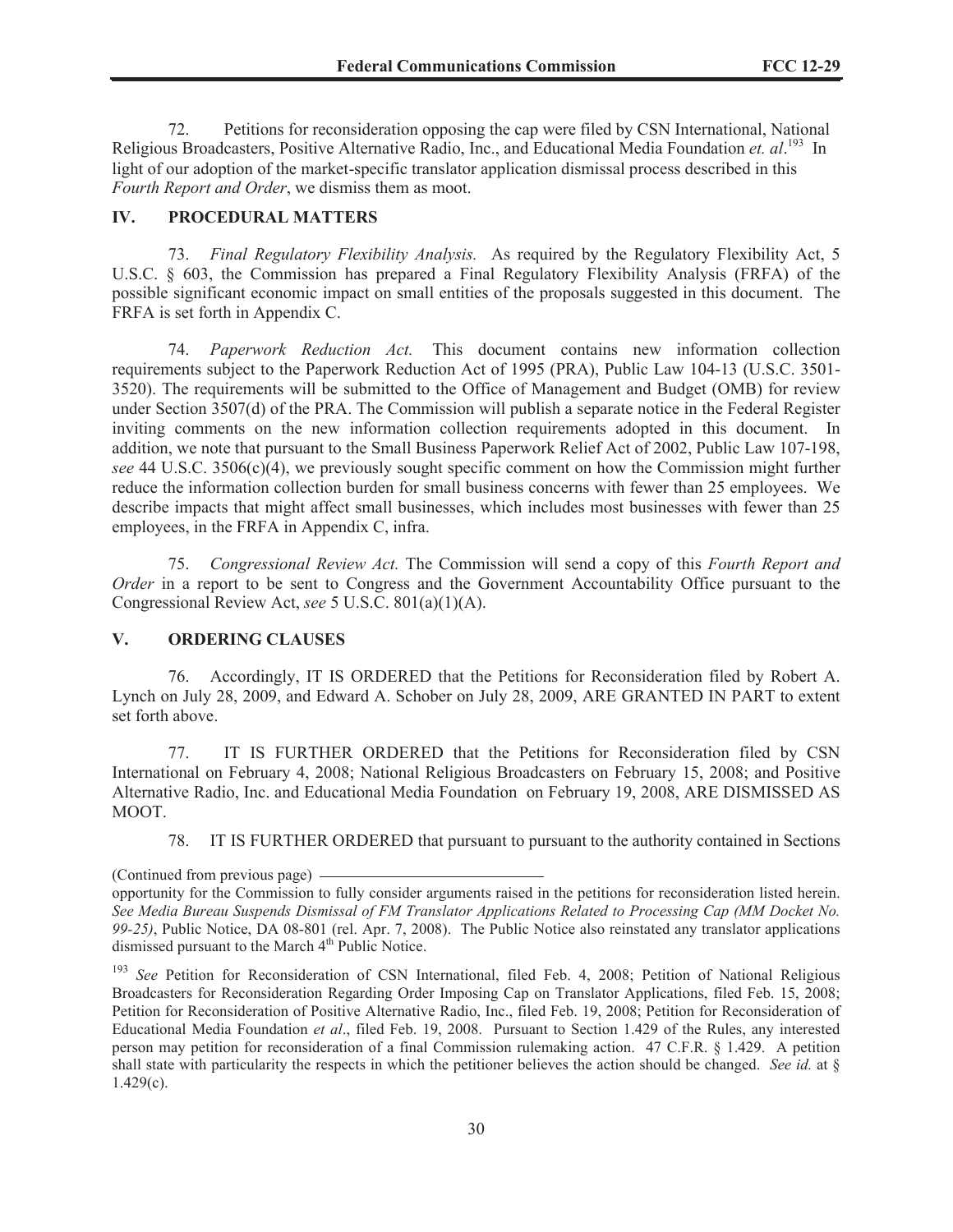72. Petitions for reconsideration opposing the cap were filed by CSN International, National Religious Broadcasters, Positive Alternative Radio, Inc., and Educational Media Foundation *et. al*.[193] In light of our adoption of the market-specific translator application dismissal process described in this *Fourth Report and Order*, we dismiss them as moot.

## IV. PROCEDURAL MATTERS

73. *Final Regulatory Flexibility Analysis.* As required by the Regulatory Flexibility Act, 5 U.S.C. § 603, the Commission has prepared a Final Regulatory Flexibility Analysis (FRFA) of the possible significant economic impact on small entities of the proposals suggested in this document. The FRFA is set forth in Appendix C.

74. *Paperwork Reduction Act.* This document contains new information collection requirements subject to the Paperwork Reduction Act of 1995 (PRA), Public Law 104-13 (U.S.C. 3501-3520). The requirements will be submitted to the Office of Management and Budget (OMB) for review under Section 3507(d) of the PRA. The Commission will publish a separate notice in the Federal Register inviting comments on the new information collection requirements adopted in this document. In addition, we note that pursuant to the Small Business Paperwork Relief Act of 2002, Public Law 107-198, *see* 44 U.S.C. 3506(c)(4), we previously sought specific comment on how the Commission might further reduce the information collection burden for small business concerns with fewer than 25 employees. We describe impacts that might affect small businesses, which includes most businesses with fewer than 25 employees, in the FRFA in Appendix C, infra.

75. *Congressional Review Act.* The Commission will send a copy of this *Fourth Report and Order* in a report to be sent to Congress and the Government Accountability Office pursuant to the Congressional Review Act, *see* 5 U.S.C. 801(a)(1)(A).

## V. ORDERING CLAUSES

76. Accordingly, IT IS ORDERED that the Petitions for Reconsideration filed by Robert A. Lynch on July 28, 2009, and Edward A. Schober on July 28, 2009, ARE GRANTED IN PART to extent set forth above.

77. IT IS FURTHER ORDERED that the Petitions for Reconsideration filed by CSN International on February 4, 2008; National Religious Broadcasters on February 15, 2008; and Positive Alternative Radio, Inc. and Educational Media Foundation on February 19, 2008, ARE DISMISSED AS MOOT.

78. IT IS FURTHER ORDERED that pursuant to pursuant to the authority contained in Sections

---

(Continued from previous page) opportunity for the Commission to fully consider arguments raised in the petitions for reconsideration listed herein. *See Media Bureau Suspends Dismissal of FM Translator Applications Related to Processing Cap (MM Docket No. 99-25)*, Public Notice, DA 08-801 (rel. Apr. 7, 2008). The Public Notice also reinstated any translator applications dismissed pursuant to the March 4th Public Notice.

[193] *See* Petition for Reconsideration of CSN International, filed Feb. 4, 2008; Petition of National Religious Broadcasters for Reconsideration Regarding Order Imposing Cap on Translator Applications, filed Feb. 15, 2008; Petition for Reconsideration of Positive Alternative Radio, Inc., filed Feb. 19, 2008; Petition for Reconsideration of Educational Media Foundation *et al*., filed Feb. 19, 2008. Pursuant to Section 1.429 of the Rules, any interested person may petition for reconsideration of a final Commission rulemaking action. 47 C.F.R. § 1.429. A petition shall state with particularity the respects in which the petitioner believes the action should be changed. *See id.* at § 1.429(c).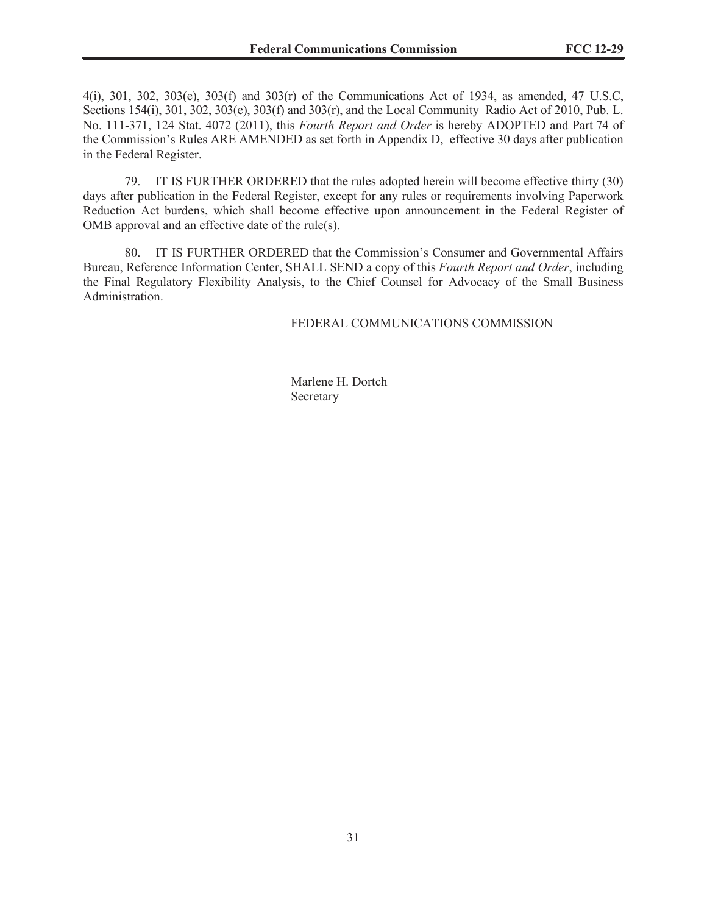4(i), 301, 302, 303(e), 303(f) and 303(r) of the Communications Act of 1934, as amended, 47 U.S.C, Sections 154(i), 301, 302, 303(e), 303(f) and 303(r), and the Local Community Radio Act of 2010, Pub. L. No. 111-371, 124 Stat. 4072 (2011), this *Fourth Report and Order* is hereby ADOPTED and Part 74 of the Commission's Rules ARE AMENDED as set forth in Appendix D, effective 30 days after publication in the Federal Register.

79. IT IS FURTHER ORDERED that the rules adopted herein will become effective thirty (30) days after publication in the Federal Register, except for any rules or requirements involving Paperwork Reduction Act burdens, which shall become effective upon announcement in the Federal Register of OMB approval and an effective date of the rule(s).

80. IT IS FURTHER ORDERED that the Commission's Consumer and Governmental Affairs Bureau, Reference Information Center, SHALL SEND a copy of this *Fourth Report and Order*, including the Final Regulatory Flexibility Analysis, to the Chief Counsel for Advocacy of the Small Business Administration.

FEDERAL COMMUNICATIONS COMMISSION

Marlene H. Dortch
Secretary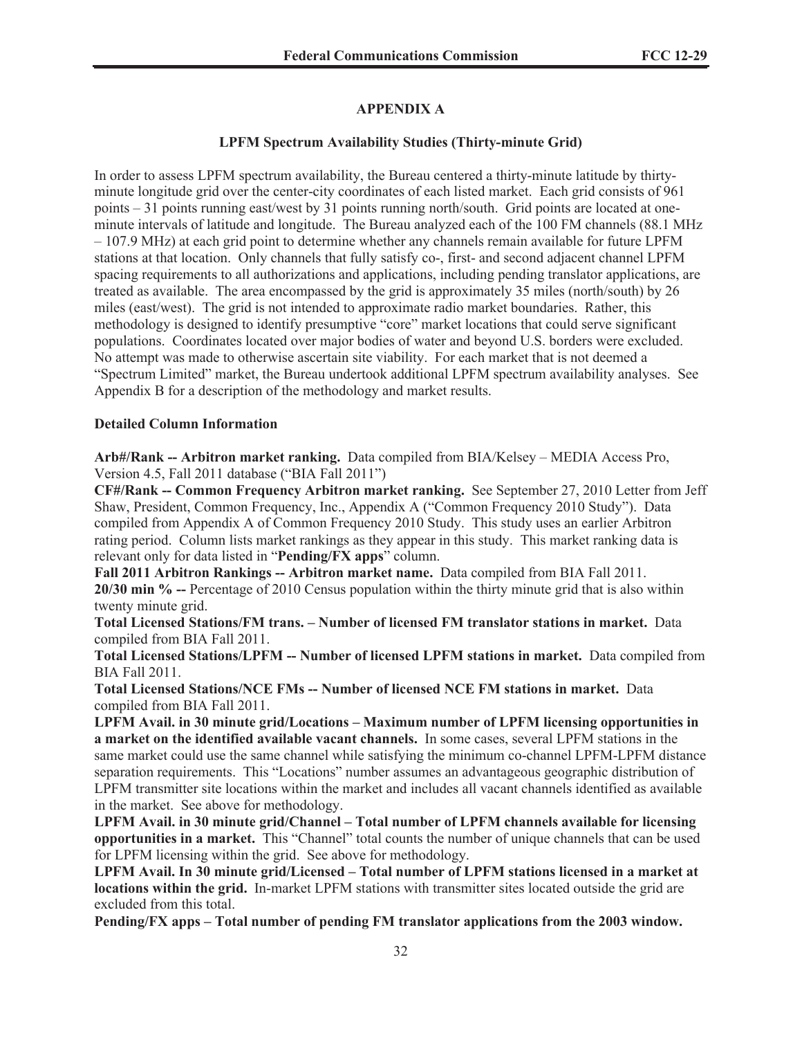## APPENDIX A

### LPFM Spectrum Availability Studies (Thirty-minute Grid)

In order to assess LPFM spectrum availability, the Bureau centered a thirty-minute latitude by thirty-minute longitude grid over the center-city coordinates of each listed market. Each grid consists of 961 points – 31 points running east/west by 31 points running north/south. Grid points are located at one-minute intervals of latitude and longitude. The Bureau analyzed each of the 100 FM channels (88.1 MHz – 107.9 MHz) at each grid point to determine whether any channels remain available for future LPFM stations at that location. Only channels that fully satisfy co-, first- and second adjacent channel LPFM spacing requirements to all authorizations and applications, including pending translator applications, are treated as available. The area encompassed by the grid is approximately 35 miles (north/south) by 26 miles (east/west). The grid is not intended to approximate radio market boundaries. Rather, this methodology is designed to identify presumptive "core" market locations that could serve significant populations. Coordinates located over major bodies of water and beyond U.S. borders were excluded. No attempt was made to otherwise ascertain site viability. For each market that is not deemed a "Spectrum Limited" market, the Bureau undertook additional LPFM spectrum availability analyses. See Appendix B for a description of the methodology and market results.

**Detailed Column Information**

**Arb#/Rank -- Arbitron market ranking.** Data compiled from BIA/Kelsey – MEDIA Access Pro, Version 4.5, Fall 2011 database ("BIA Fall 2011")

**CF#/Rank -- Common Frequency Arbitron market ranking.** See September 27, 2010 Letter from Jeff Shaw, President, Common Frequency, Inc., Appendix A ("Common Frequency 2010 Study"). Data compiled from Appendix A of Common Frequency 2010 Study. This study uses an earlier Arbitron rating period. Column lists market rankings as they appear in this study. This market ranking data is relevant only for data listed in "**Pending/FX apps**" column.

**Fall 2011 Arbitron Rankings -- Arbitron market name.** Data compiled from BIA Fall 2011.

**20/30 min % --** Percentage of 2010 Census population within the thirty minute grid that is also within twenty minute grid.

**Total Licensed Stations/FM trans. – Number of licensed FM translator stations in market.** Data compiled from BIA Fall 2011.

**Total Licensed Stations/LPFM -- Number of licensed LPFM stations in market.** Data compiled from BIA Fall 2011.

**Total Licensed Stations/NCE FMs -- Number of licensed NCE FM stations in market.** Data compiled from BIA Fall 2011.

**LPFM Avail. in 30 minute grid/Locations – Maximum number of LPFM licensing opportunities in a market on the identified available vacant channels.** In some cases, several LPFM stations in the same market could use the same channel while satisfying the minimum co-channel LPFM-LPFM distance separation requirements. This "Locations" number assumes an advantageous geographic distribution of LPFM transmitter site locations within the market and includes all vacant channels identified as available in the market. See above for methodology.

**LPFM Avail. in 30 minute grid/Channel – Total number of LPFM channels available for licensing opportunities in a market.** This "Channel" total counts the number of unique channels that can be used for LPFM licensing within the grid. See above for methodology.

**LPFM Avail. In 30 minute grid/Licensed – Total number of LPFM stations licensed in a market at locations within the grid.** In-market LPFM stations with transmitter sites located outside the grid are excluded from this total.

**Pending/FX apps – Total number of pending FM translator applications from the 2003 window.**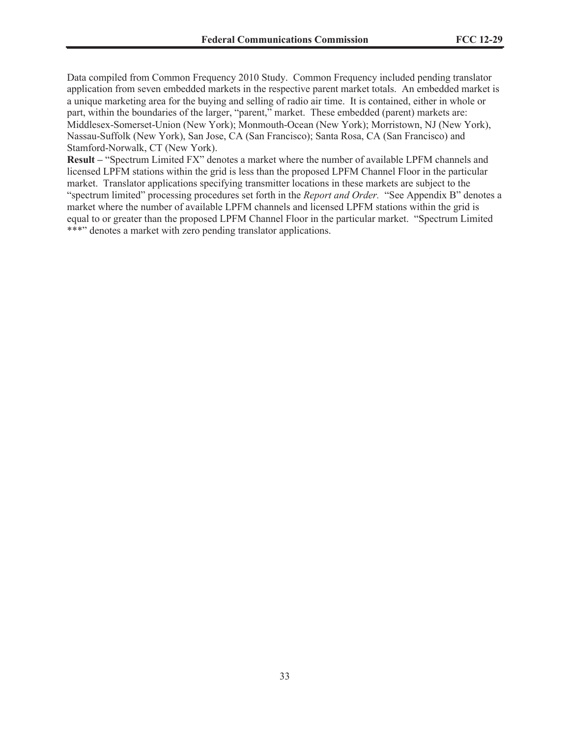Data compiled from Common Frequency 2010 Study. Common Frequency included pending translator application from seven embedded markets in the respective parent market totals. An embedded market is a unique marketing area for the buying and selling of radio air time. It is contained, either in whole or part, within the boundaries of the larger, "parent," market. These embedded (parent) markets are: Middlesex-Somerset-Union (New York); Monmouth-Ocean (New York); Morristown, NJ (New York), Nassau-Suffolk (New York), San Jose, CA (San Francisco); Santa Rosa, CA (San Francisco) and Stamford-Norwalk, CT (New York).

**Result –** "Spectrum Limited FX" denotes a market where the number of available LPFM channels and licensed LPFM stations within the grid is less than the proposed LPFM Channel Floor in the particular market. Translator applications specifying transmitter locations in these markets are subject to the "spectrum limited" processing procedures set forth in the *Report and Order.* "See Appendix B" denotes a market where the number of available LPFM channels and licensed LPFM stations within the grid is equal to or greater than the proposed LPFM Channel Floor in the particular market. "Spectrum Limited ***" denotes a market with zero pending translator applications.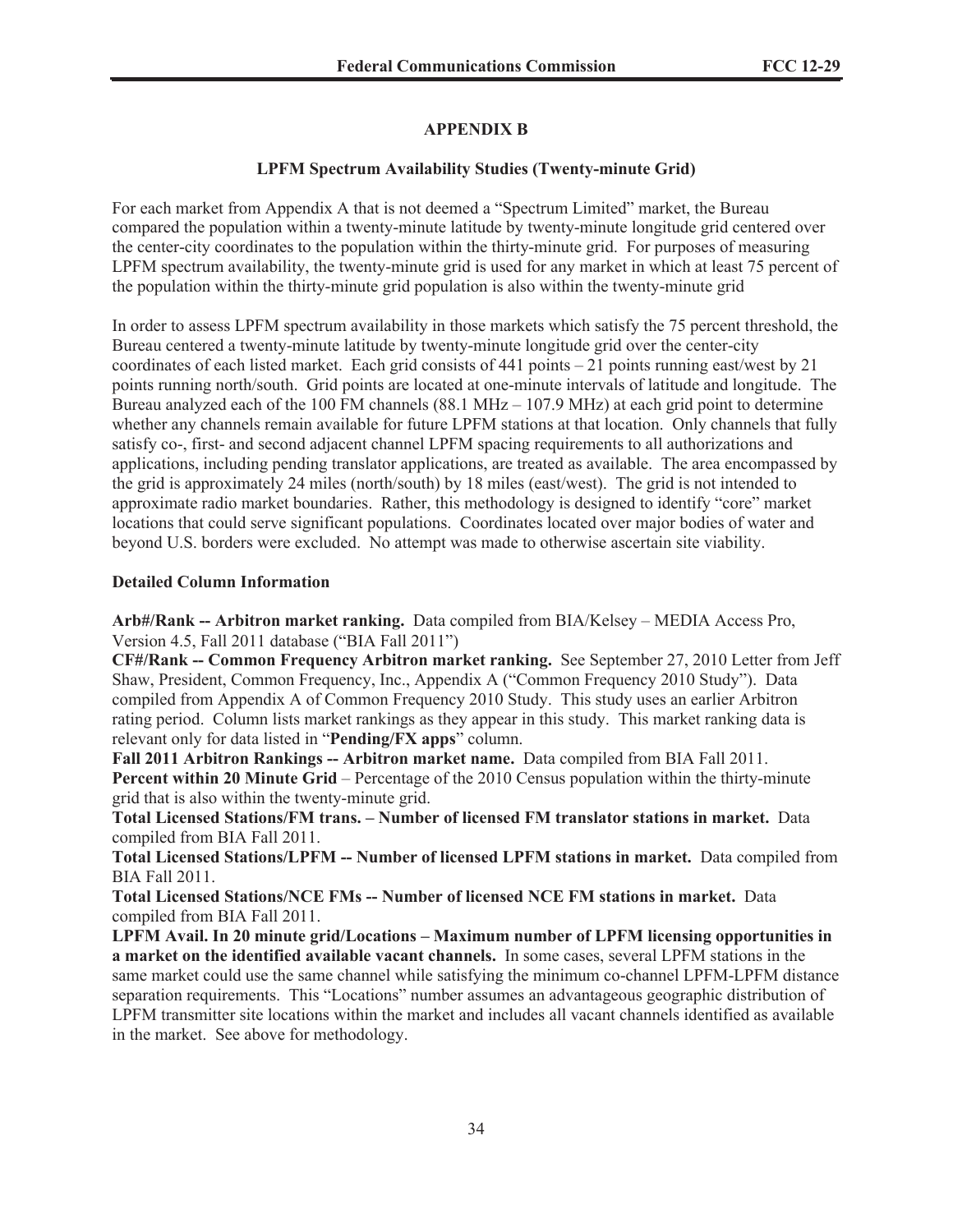## APPENDIX B

### LPFM Spectrum Availability Studies (Twenty-minute Grid)

For each market from Appendix A that is not deemed a "Spectrum Limited" market, the Bureau compared the population within a twenty-minute latitude by twenty-minute longitude grid centered over the center-city coordinates to the population within the thirty-minute grid. For purposes of measuring LPFM spectrum availability, the twenty-minute grid is used for any market in which at least 75 percent of the population within the thirty-minute grid population is also within the twenty-minute grid

In order to assess LPFM spectrum availability in those markets which satisfy the 75 percent threshold, the Bureau centered a twenty-minute latitude by twenty-minute longitude grid over the center-city coordinates of each listed market. Each grid consists of 441 points – 21 points running east/west by 21 points running north/south. Grid points are located at one-minute intervals of latitude and longitude. The Bureau analyzed each of the 100 FM channels (88.1 MHz – 107.9 MHz) at each grid point to determine whether any channels remain available for future LPFM stations at that location. Only channels that fully satisfy co-, first- and second adjacent channel LPFM spacing requirements to all authorizations and applications, including pending translator applications, are treated as available. The area encompassed by the grid is approximately 24 miles (north/south) by 18 miles (east/west). The grid is not intended to approximate radio market boundaries. Rather, this methodology is designed to identify "core" market locations that could serve significant populations. Coordinates located over major bodies of water and beyond U.S. borders were excluded. No attempt was made to otherwise ascertain site viability.

**Detailed Column Information**

**Arb#/Rank -- Arbitron market ranking.** Data compiled from BIA/Kelsey – MEDIA Access Pro, Version 4.5, Fall 2011 database ("BIA Fall 2011")

**CF#/Rank -- Common Frequency Arbitron market ranking.** See September 27, 2010 Letter from Jeff Shaw, President, Common Frequency, Inc., Appendix A ("Common Frequency 2010 Study"). Data compiled from Appendix A of Common Frequency 2010 Study. This study uses an earlier Arbitron rating period. Column lists market rankings as they appear in this study. This market ranking data is relevant only for data listed in "**Pending/FX apps**" column.

**Fall 2011 Arbitron Rankings -- Arbitron market name.** Data compiled from BIA Fall 2011.

**Percent within 20 Minute Grid** – Percentage of the 2010 Census population within the thirty-minute grid that is also within the twenty-minute grid.

**Total Licensed Stations/FM trans. – Number of licensed FM translator stations in market.** Data compiled from BIA Fall 2011.

**Total Licensed Stations/LPFM -- Number of licensed LPFM stations in market.** Data compiled from BIA Fall 2011.

**Total Licensed Stations/NCE FMs -- Number of licensed NCE FM stations in market.** Data compiled from BIA Fall 2011.

**LPFM Avail. In 20 minute grid/Locations – Maximum number of LPFM licensing opportunities in a market on the identified available vacant channels.** In some cases, several LPFM stations in the same market could use the same channel while satisfying the minimum co-channel LPFM-LPFM distance separation requirements. This "Locations" number assumes an advantageous geographic distribution of LPFM transmitter site locations within the market and includes all vacant channels identified as available in the market. See above for methodology.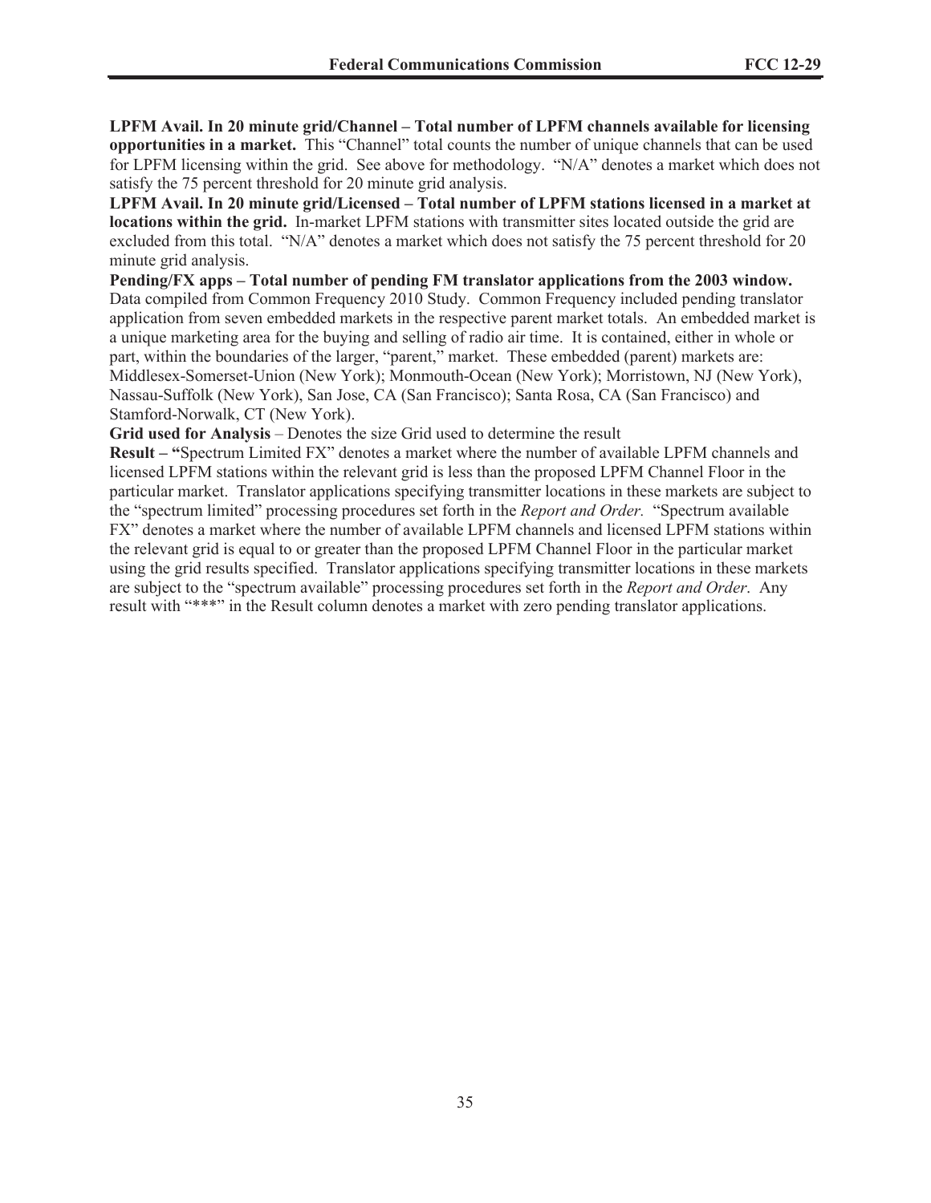**LPFM Avail. In 20 minute grid/Channel – Total number of LPFM channels available for licensing opportunities in a market.** This "Channel" total counts the number of unique channels that can be used for LPFM licensing within the grid. See above for methodology. "N/A" denotes a market which does not satisfy the 75 percent threshold for 20 minute grid analysis.

**LPFM Avail. In 20 minute grid/Licensed – Total number of LPFM stations licensed in a market at locations within the grid.** In-market LPFM stations with transmitter sites located outside the grid are excluded from this total. "N/A" denotes a market which does not satisfy the 75 percent threshold for 20 minute grid analysis.

**Pending/FX apps – Total number of pending FM translator applications from the 2003 window.** Data compiled from Common Frequency 2010 Study. Common Frequency included pending translator application from seven embedded markets in the respective parent market totals. An embedded market is a unique marketing area for the buying and selling of radio air time. It is contained, either in whole or part, within the boundaries of the larger, "parent," market. These embedded (parent) markets are: Middlesex-Somerset-Union (New York); Monmouth-Ocean (New York); Morristown, NJ (New York), Nassau-Suffolk (New York), San Jose, CA (San Francisco); Santa Rosa, CA (San Francisco) and Stamford-Norwalk, CT (New York).

**Grid used for Analysis** – Denotes the size Grid used to determine the result

**Result – "**Spectrum Limited FX" denotes a market where the number of available LPFM channels and licensed LPFM stations within the relevant grid is less than the proposed LPFM Channel Floor in the particular market. Translator applications specifying transmitter locations in these markets are subject to the "spectrum limited" processing procedures set forth in the *Report and Order.* "Spectrum available FX" denotes a market where the number of available LPFM channels and licensed LPFM stations within the relevant grid is equal to or greater than the proposed LPFM Channel Floor in the particular market using the grid results specified. Translator applications specifying transmitter locations in these markets are subject to the "spectrum available" processing procedures set forth in the *Report and Order*. Any result with "***" in the Result column denotes a market with zero pending translator applications.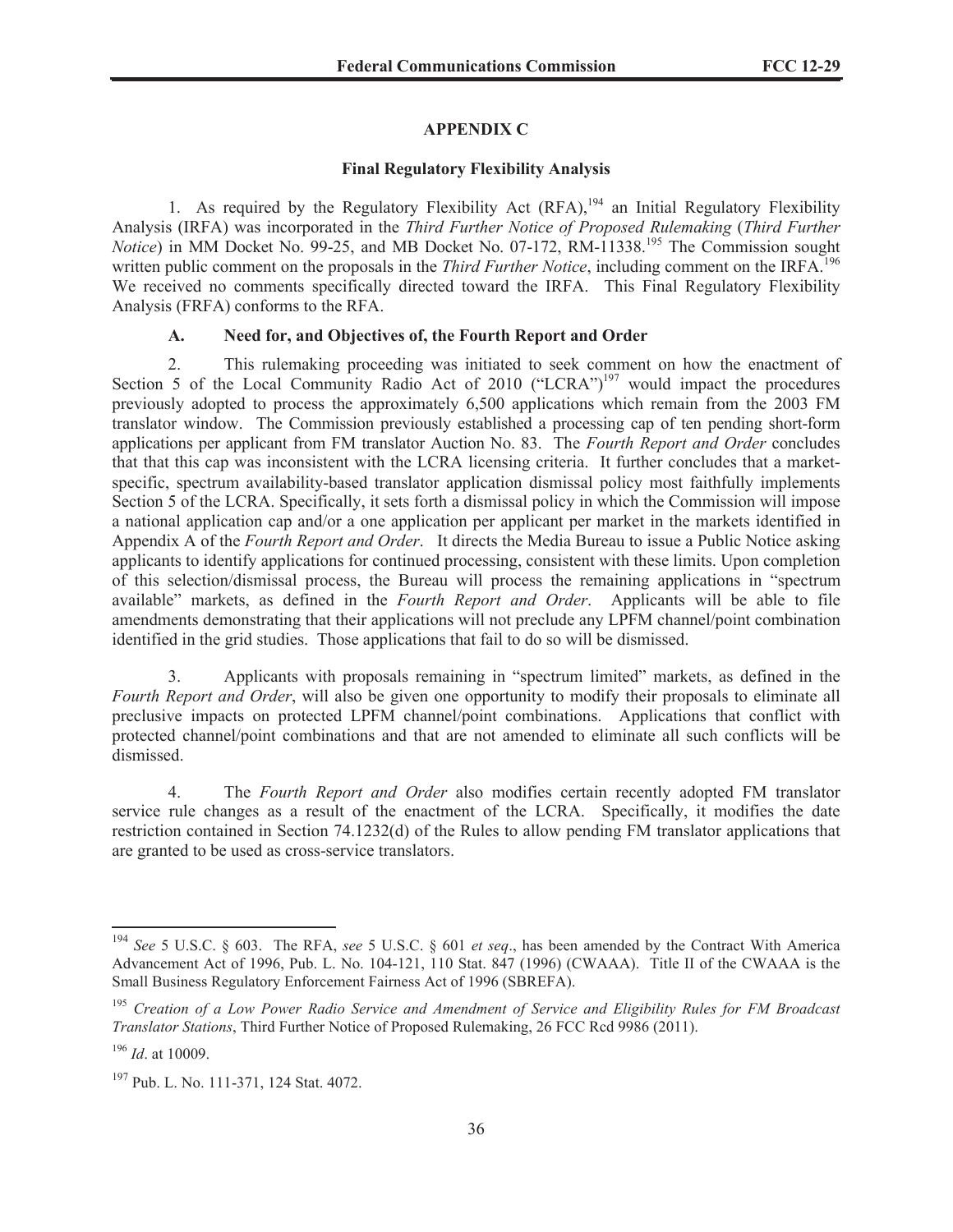## APPENDIX C

### Final Regulatory Flexibility Analysis

1. As required by the Regulatory Flexibility Act (RFA),[194] an Initial Regulatory Flexibility Analysis (IRFA) was incorporated in the *Third Further Notice of Proposed Rulemaking* (*Third Further Notice*) in MM Docket No. 99-25, and MB Docket No. 07-172, RM-11338.[195] The Commission sought written public comment on the proposals in the *Third Further Notice*, including comment on the IRFA.[196] We received no comments specifically directed toward the IRFA. This Final Regulatory Flexibility Analysis (FRFA) conforms to the RFA.

#### A. Need for, and Objectives of, the Fourth Report and Order

2. This rulemaking proceeding was initiated to seek comment on how the enactment of Section 5 of the Local Community Radio Act of 2010 ("LCRA")[197] would impact the procedures previously adopted to process the approximately 6,500 applications which remain from the 2003 FM translator window. The Commission previously established a processing cap of ten pending short-form applications per applicant from FM translator Auction No. 83. The *Fourth Report and Order* concludes that that this cap was inconsistent with the LCRA licensing criteria. It further concludes that a market-specific, spectrum availability-based translator application dismissal policy most faithfully implements Section 5 of the LCRA. Specifically, it sets forth a dismissal policy in which the Commission will impose a national application cap and/or a one application per applicant per market in the markets identified in Appendix A of the *Fourth Report and Order*. It directs the Media Bureau to issue a Public Notice asking applicants to identify applications for continued processing, consistent with these limits. Upon completion of this selection/dismissal process, the Bureau will process the remaining applications in "spectrum available" markets, as defined in the *Fourth Report and Order*. Applicants will be able to file amendments demonstrating that their applications will not preclude any LPFM channel/point combination identified in the grid studies. Those applications that fail to do so will be dismissed.

3. Applicants with proposals remaining in "spectrum limited" markets, as defined in the *Fourth Report and Order*, will also be given one opportunity to modify their proposals to eliminate all preclusive impacts on protected LPFM channel/point combinations. Applications that conflict with protected channel/point combinations and that are not amended to eliminate all such conflicts will be dismissed.

4. The *Fourth Report and Order* also modifies certain recently adopted FM translator service rule changes as a result of the enactment of the LCRA. Specifically, it modifies the date restriction contained in Section 74.1232(d) of the Rules to allow pending FM translator applications that are granted to be used as cross-service translators.

---

[194] *See* 5 U.S.C. § 603. The RFA, *see* 5 U.S.C. § 601 *et seq*., has been amended by the Contract With America Advancement Act of 1996, Pub. L. No. 104-121, 110 Stat. 847 (1996) (CWAAA). Title II of the CWAAA is the Small Business Regulatory Enforcement Fairness Act of 1996 (SBREFA).

[195] *Creation of a Low Power Radio Service and Amendment of Service and Eligibility Rules for FM Broadcast Translator Stations*, Third Further Notice of Proposed Rulemaking, 26 FCC Rcd 9986 (2011).

[196] *Id*. at 10009.

[197] Pub. L. No. 111-371, 124 Stat. 4072.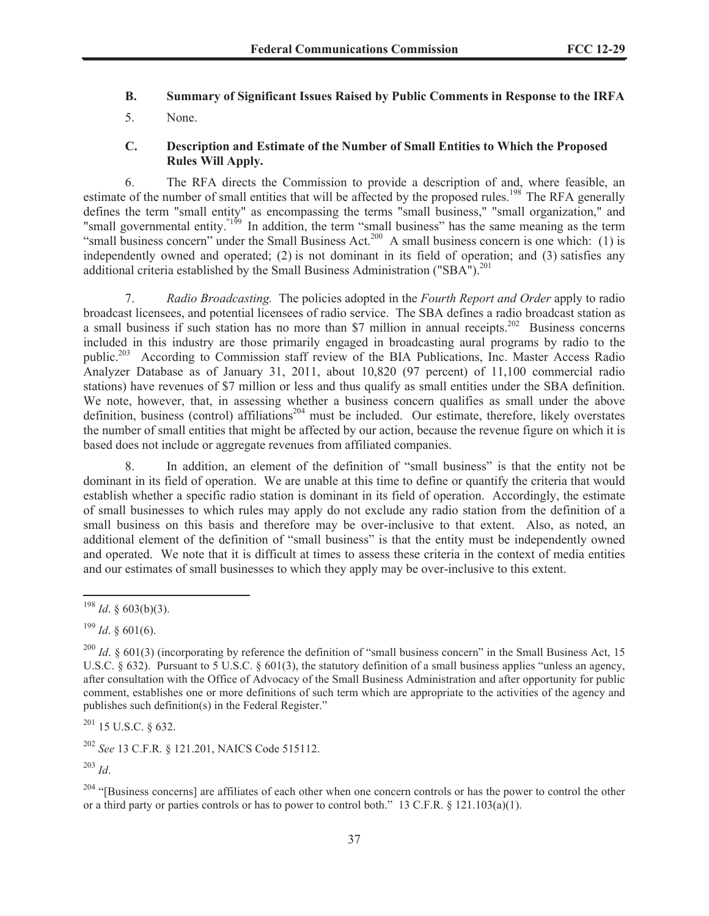### B. Summary of Significant Issues Raised by Public Comments in Response to the IRFA

5. None.

### C. Description and Estimate of the Number of Small Entities to Which the Proposed Rules Will Apply.

6. The RFA directs the Commission to provide a description of and, where feasible, an estimate of the number of small entities that will be affected by the proposed rules.[198] The RFA generally defines the term "small entity" as encompassing the terms "small business," "small organization," and "small governmental entity."[199] In addition, the term "small business" has the same meaning as the term "small business concern" under the Small Business Act.[200] A small business concern is one which: (1) is independently owned and operated; (2) is not dominant in its field of operation; and (3) satisfies any additional criteria established by the Small Business Administration ("SBA").[201]

7. *Radio Broadcasting.* The policies adopted in the *Fourth Report and Order* apply to radio broadcast licensees, and potential licensees of radio service. The SBA defines a radio broadcast station as a small business if such station has no more than $7 million in annual receipts.[202] Business concerns included in this industry are those primarily engaged in broadcasting aural programs by radio to the public.[203] According to Commission staff review of the BIA Publications, Inc. Master Access Radio Analyzer Database as of January 31, 2011, about 10,820 (97 percent) of 11,100 commercial radio stations) have revenues of $7 million or less and thus qualify as small entities under the SBA definition. We note, however, that, in assessing whether a business concern qualifies as small under the above definition, business (control) affiliations[204] must be included. Our estimate, therefore, likely overstates the number of small entities that might be affected by our action, because the revenue figure on which it is based does not include or aggregate revenues from affiliated companies.

8. In addition, an element of the definition of "small business" is that the entity not be dominant in its field of operation. We are unable at this time to define or quantify the criteria that would establish whether a specific radio station is dominant in its field of operation. Accordingly, the estimate of small businesses to which rules may apply do not exclude any radio station from the definition of a small business on this basis and therefore may be over-inclusive to that extent. Also, as noted, an additional element of the definition of "small business" is that the entity must be independently owned and operated. We note that it is difficult at times to assess these criteria in the context of media entities and our estimates of small businesses to which they apply may be over-inclusive to this extent.

---

[198] *Id*. § 603(b)(3).

[199] *Id*. § 601(6).

[200] *Id*. § 601(3) (incorporating by reference the definition of "small business concern" in the Small Business Act, 15 U.S.C. § 632). Pursuant to 5 U.S.C. § 601(3), the statutory definition of a small business applies "unless an agency, after consultation with the Office of Advocacy of the Small Business Administration and after opportunity for public comment, establishes one or more definitions of such term which are appropriate to the activities of the agency and publishes such definition(s) in the Federal Register."

[201] 15 U.S.C. § 632.

[202] *See* 13 C.F.R. § 121.201, NAICS Code 515112.

[203] *Id*.

[204] "[Business concerns] are affiliates of each other when one concern controls or has the power to control the other or a third party or parties controls or has to power to control both." 13 C.F.R. § 121.103(a)(1).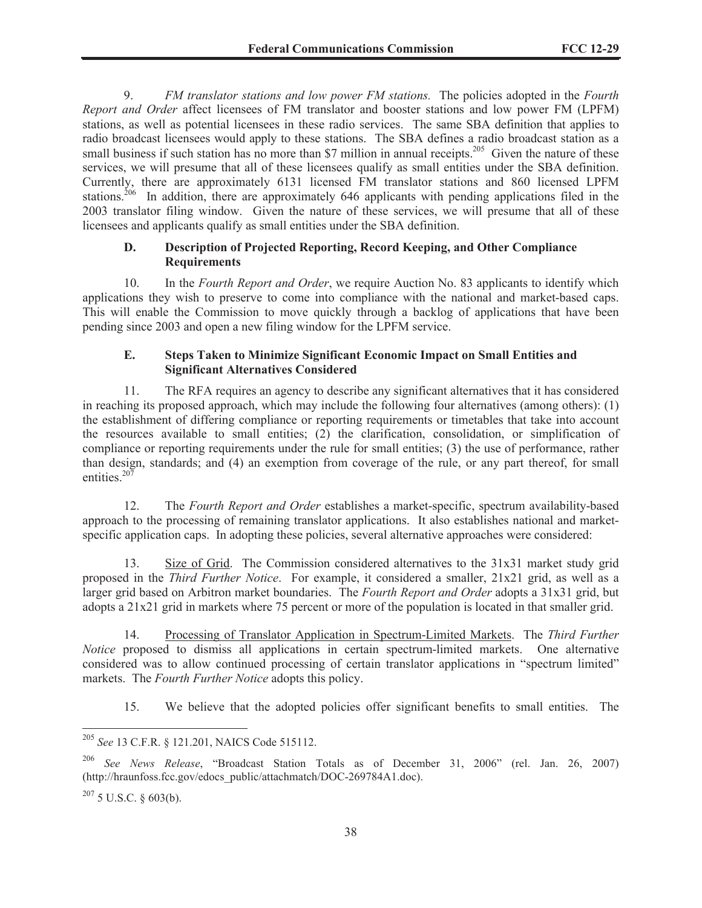9. *FM translator stations and low power FM stations.* The policies adopted in the *Fourth Report and Order* affect licensees of FM translator and booster stations and low power FM (LPFM) stations, as well as potential licensees in these radio services. The same SBA definition that applies to radio broadcast licensees would apply to these stations. The SBA defines a radio broadcast station as a small business if such station has no more than $7 million in annual receipts.[205] Given the nature of these services, we will presume that all of these licensees qualify as small entities under the SBA definition. Currently, there are approximately 6131 licensed FM translator stations and 860 licensed LPFM stations.[206] In addition, there are approximately 646 applicants with pending applications filed in the 2003 translator filing window. Given the nature of these services, we will presume that all of these licensees and applicants qualify as small entities under the SBA definition.

### D. Description of Projected Reporting, Record Keeping, and Other Compliance Requirements

10. In the *Fourth Report and Order*, we require Auction No. 83 applicants to identify which applications they wish to preserve to come into compliance with the national and market-based caps. This will enable the Commission to move quickly through a backlog of applications that have been pending since 2003 and open a new filing window for the LPFM service.

### E. Steps Taken to Minimize Significant Economic Impact on Small Entities and Significant Alternatives Considered

11. The RFA requires an agency to describe any significant alternatives that it has considered in reaching its proposed approach, which may include the following four alternatives (among others): (1) the establishment of differing compliance or reporting requirements or timetables that take into account the resources available to small entities; (2) the clarification, consolidation, or simplification of compliance or reporting requirements under the rule for small entities; (3) the use of performance, rather than design, standards; and (4) an exemption from coverage of the rule, or any part thereof, for small entities.[207]

12. The *Fourth Report and Order* establishes a market-specific, spectrum availability-based approach to the processing of remaining translator applications. It also establishes national and market-specific application caps. In adopting these policies, several alternative approaches were considered:

13. Size of Grid. The Commission considered alternatives to the 31x31 market study grid proposed in the *Third Further Notice*. For example, it considered a smaller, 21x21 grid, as well as a larger grid based on Arbitron market boundaries. The *Fourth Report and Order* adopts a 31x31 grid, but adopts a 21x21 grid in markets where 75 percent or more of the population is located in that smaller grid.

14. Processing of Translator Application in Spectrum-Limited Markets. The *Third Further Notice* proposed to dismiss all applications in certain spectrum-limited markets. One alternative considered was to allow continued processing of certain translator applications in "spectrum limited" markets. The *Fourth Further Notice* adopts this policy.

15. We believe that the adopted policies offer significant benefits to small entities. The

---

[205] *See* 13 C.F.R. § 121.201, NAICS Code 515112.

[206] *See News Release*, "Broadcast Station Totals as of December 31, 2006" (rel. Jan. 26, 2007) (http://hraunfoss.fcc.gov/edocs_public/attachmatch/DOC-269784A1.doc).

[207] 5 U.S.C. § 603(b).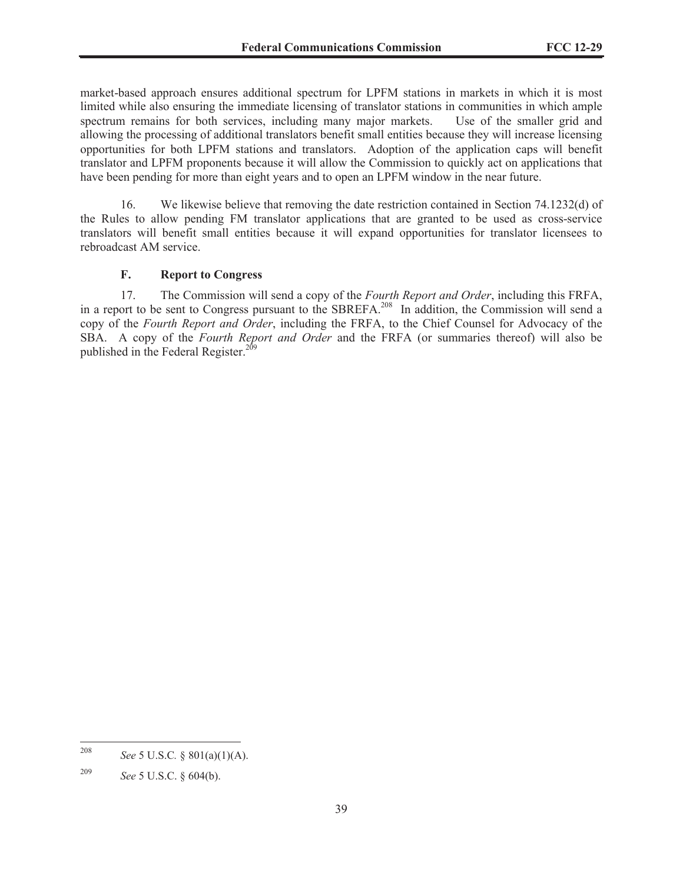market-based approach ensures additional spectrum for LPFM stations in markets in which it is most limited while also ensuring the immediate licensing of translator stations in communities in which ample spectrum remains for both services, including many major markets. Use of the smaller grid and allowing the processing of additional translators benefit small entities because they will increase licensing opportunities for both LPFM stations and translators. Adoption of the application caps will benefit translator and LPFM proponents because it will allow the Commission to quickly act on applications that have been pending for more than eight years and to open an LPFM window in the near future.

16. We likewise believe that removing the date restriction contained in Section 74.1232(d) of the Rules to allow pending FM translator applications that are granted to be used as cross-service translators will benefit small entities because it will expand opportunities for translator licensees to rebroadcast AM service.

### F. Report to Congress

17. The Commission will send a copy of the *Fourth Report and Order*, including this FRFA, in a report to be sent to Congress pursuant to the SBREFA.[208] In addition, the Commission will send a copy of the *Fourth Report and Order*, including the FRFA, to the Chief Counsel for Advocacy of the SBA. A copy of the *Fourth Report and Order* and the FRFA (or summaries thereof) will also be published in the Federal Register.[209]

---

[208] *See* 5 U.S.C. § 801(a)(1)(A).

[209] *See* 5 U.S.C. § 604(b).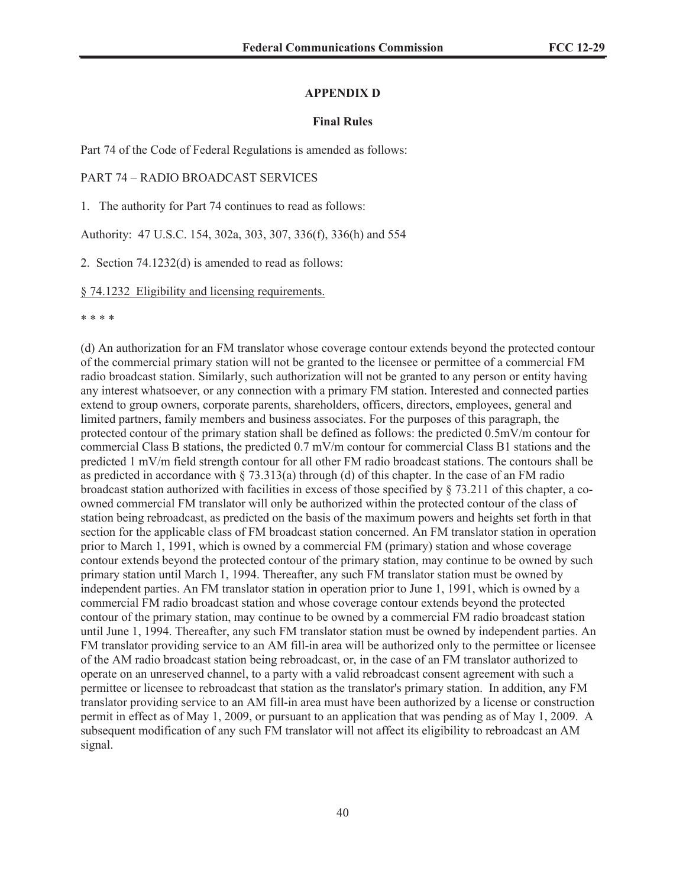## APPENDIX D

### Final Rules

Part 74 of the Code of Federal Regulations is amended as follows:

PART 74 – RADIO BROADCAST SERVICES

1. The authority for Part 74 continues to read as follows:

Authority: 47 U.S.C. 154, 302a, 303, 307, 336(f), 336(h) and 554

2. Section 74.1232(d) is amended to read as follows:

§ 74.1232 Eligibility and licensing requirements.

* * * *

(d) An authorization for an FM translator whose coverage contour extends beyond the protected contour of the commercial primary station will not be granted to the licensee or permittee of a commercial FM radio broadcast station. Similarly, such authorization will not be granted to any person or entity having any interest whatsoever, or any connection with a primary FM station. Interested and connected parties extend to group owners, corporate parents, shareholders, officers, directors, employees, general and limited partners, family members and business associates. For the purposes of this paragraph, the protected contour of the primary station shall be defined as follows: the predicted 0.5mV/m contour for commercial Class B stations, the predicted 0.7 mV/m contour for commercial Class B1 stations and the predicted 1 mV/m field strength contour for all other FM radio broadcast stations. The contours shall be as predicted in accordance with § 73.313(a) through (d) of this chapter. In the case of an FM radio broadcast station authorized with facilities in excess of those specified by § 73.211 of this chapter, a co-owned commercial FM translator will only be authorized within the protected contour of the class of station being rebroadcast, as predicted on the basis of the maximum powers and heights set forth in that section for the applicable class of FM broadcast station concerned. An FM translator station in operation prior to March 1, 1991, which is owned by a commercial FM (primary) station and whose coverage contour extends beyond the protected contour of the primary station, may continue to be owned by such primary station until March 1, 1994. Thereafter, any such FM translator station must be owned by independent parties. An FM translator station in operation prior to June 1, 1991, which is owned by a commercial FM radio broadcast station and whose coverage contour extends beyond the protected contour of the primary station, may continue to be owned by a commercial FM radio broadcast station until June 1, 1994. Thereafter, any such FM translator station must be owned by independent parties. An FM translator providing service to an AM fill-in area will be authorized only to the permittee or licensee of the AM radio broadcast station being rebroadcast, or, in the case of an FM translator authorized to operate on an unreserved channel, to a party with a valid rebroadcast consent agreement with such a permittee or licensee to rebroadcast that station as the translator's primary station. In addition, any FM translator providing service to an AM fill-in area must have been authorized by a license or construction permit in effect as of May 1, 2009, or pursuant to an application that was pending as of May 1, 2009. A subsequent modification of any such FM translator will not affect its eligibility to rebroadcast an AM signal.